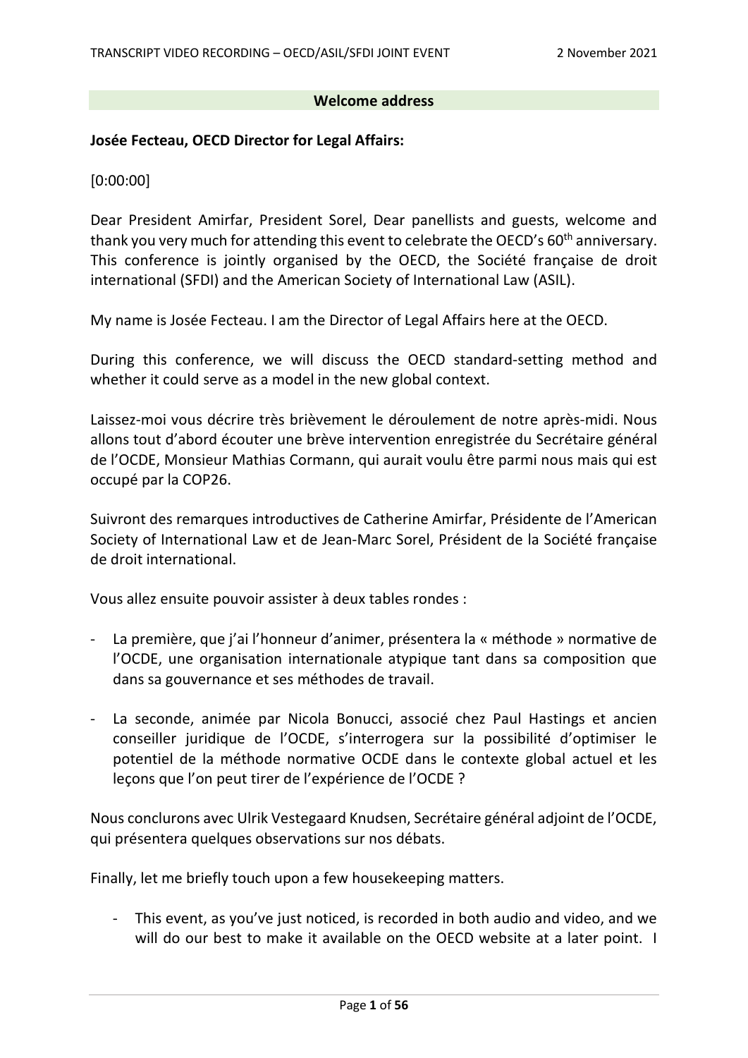## Welcome address

**Josée Fecteau, OECD Director for Legal Affairs:**

[0:00:00]

Dear President Amirfar, President Sorel, Dear panellists and guests, welcome and thank you very much for attending this event to celebrate the OECD's 60th anniversary. This conference is jointly organised by the OECD, the Société française de droit international (SFDI) and the American Society of International Law (ASIL).

My name is Josée Fecteau. I am the Director of Legal Affairs here at the OECD.

During this conference, we will discuss the OECD standard-setting method and whether it could serve as a model in the new global context.

Laissez-moi vous décrire très brièvement le déroulement de notre après-midi. Nous allons tout d'abord écouter une brève intervention enregistrée du Secrétaire général de l'OCDE, Monsieur Mathias Cormann, qui aurait voulu être parmi nous mais qui est occupé par la COP26.

Suivront des remarques introductives de Catherine Amirfar, Présidente de l'American Society of International Law et de Jean-Marc Sorel, Président de la Société française de droit international.

Vous allez ensuite pouvoir assister à deux tables rondes :

- La première, que j'ai l'honneur d'animer, présentera la « méthode » normative de l'OCDE, une organisation internationale atypique tant dans sa composition que dans sa gouvernance et ses méthodes de travail.
- La seconde, animée par Nicola Bonucci, associé chez Paul Hastings et ancien conseiller juridique de l'OCDE, s'interrogera sur la possibilité d'optimiser le potentiel de la méthode normative OCDE dans le contexte global actuel et les leçons que l'on peut tirer de l'expérience de l'OCDE ?

Nous conclurons avec Ulrik Vestegaard Knudsen, Secrétaire général adjoint de l'OCDE, qui présentera quelques observations sur nos débats.

Finally, let me briefly touch upon a few housekeeping matters.

- This event, as you've just noticed, is recorded in both audio and video, and we will do our best to make it available on the OECD website at a later point. I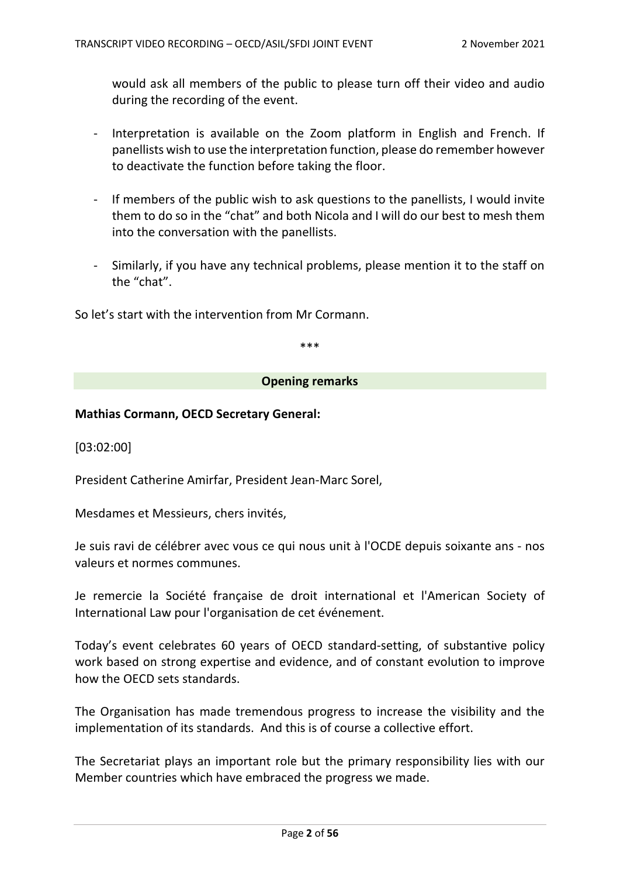would ask all members of the public to please turn off their video and audio during the recording of the event.

- Interpretation is available on the Zoom platform in English and French. If panellists wish to use the interpretation function, please do remember however to deactivate the function before taking the floor.

- If members of the public wish to ask questions to the panellists, I would invite them to do so in the "chat" and both Nicola and I will do our best to mesh them into the conversation with the panellists.

- Similarly, if you have any technical problems, please mention it to the staff on the "chat".

So let's start with the intervention from Mr Cormann.

***

## Opening remarks

**Mathias Cormann, OECD Secretary General:**

[03:02:00]

President Catherine Amirfar, President Jean-Marc Sorel,

Mesdames et Messieurs, chers invités,

Je suis ravi de célébrer avec vous ce qui nous unit à l'OCDE depuis soixante ans - nos valeurs et normes communes.

Je remercie la Société française de droit international et l'American Society of International Law pour l'organisation de cet événement.

Today's event celebrates 60 years of OECD standard-setting, of substantive policy work based on strong expertise and evidence, and of constant evolution to improve how the OECD sets standards.

The Organisation has made tremendous progress to increase the visibility and the implementation of its standards. And this is of course a collective effort.

The Secretariat plays an important role but the primary responsibility lies with our Member countries which have embraced the progress we made.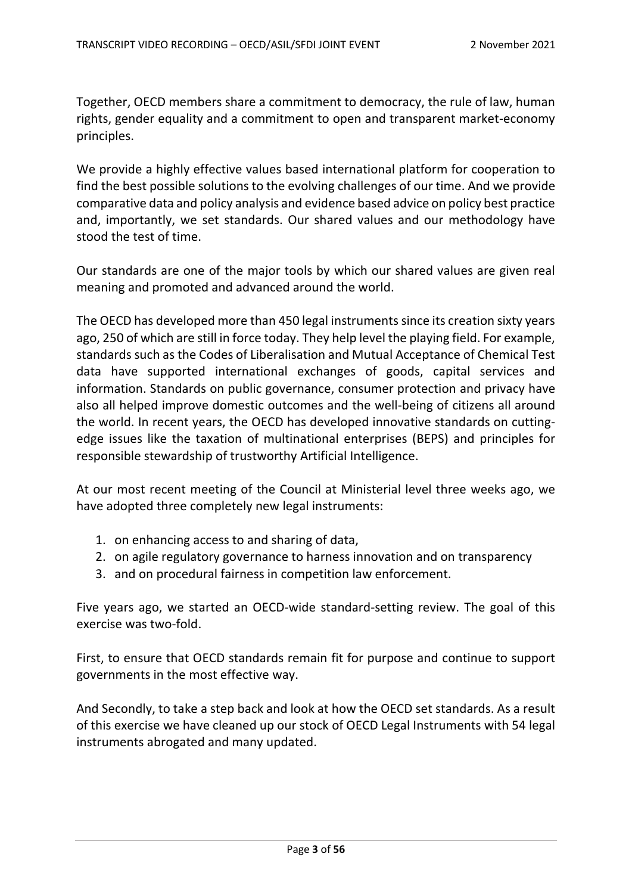Together, OECD members share a commitment to democracy, the rule of law, human rights, gender equality and a commitment to open and transparent market-economy principles.

We provide a highly effective values based international platform for cooperation to find the best possible solutions to the evolving challenges of our time. And we provide comparative data and policy analysis and evidence based advice on policy best practice and, importantly, we set standards. Our shared values and our methodology have stood the test of time.

Our standards are one of the major tools by which our shared values are given real meaning and promoted and advanced around the world.

The OECD has developed more than 450 legal instruments since its creation sixty years ago, 250 of which are still in force today. They help level the playing field. For example, standards such as the Codes of Liberalisation and Mutual Acceptance of Chemical Test data have supported international exchanges of goods, capital services and information. Standards on public governance, consumer protection and privacy have also all helped improve domestic outcomes and the well-being of citizens all around the world. In recent years, the OECD has developed innovative standards on cutting-edge issues like the taxation of multinational enterprises (BEPS) and principles for responsible stewardship of trustworthy Artificial Intelligence.

At our most recent meeting of the Council at Ministerial level three weeks ago, we have adopted three completely new legal instruments:

1. on enhancing access to and sharing of data,
2. on agile regulatory governance to harness innovation and on transparency
3. and on procedural fairness in competition law enforcement.

Five years ago, we started an OECD-wide standard-setting review. The goal of this exercise was two-fold.

First, to ensure that OECD standards remain fit for purpose and continue to support governments in the most effective way.

And Secondly, to take a step back and look at how the OECD set standards. As a result of this exercise we have cleaned up our stock of OECD Legal Instruments with 54 legal instruments abrogated and many updated.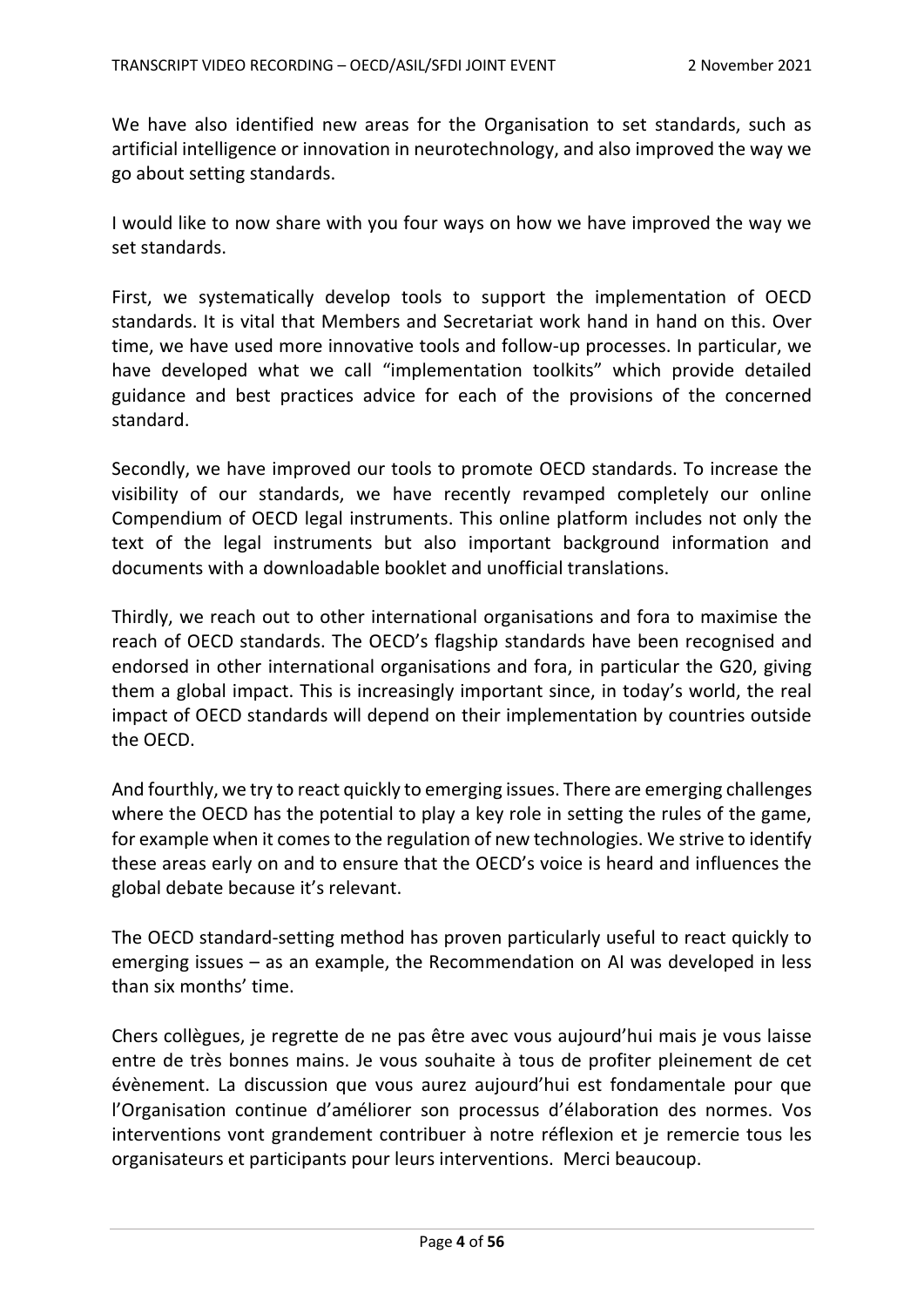We have also identified new areas for the Organisation to set standards, such as artificial intelligence or innovation in neurotechnology, and also improved the way we go about setting standards.

I would like to now share with you four ways on how we have improved the way we set standards.

First, we systematically develop tools to support the implementation of OECD standards. It is vital that Members and Secretariat work hand in hand on this. Over time, we have used more innovative tools and follow-up processes. In particular, we have developed what we call "implementation toolkits" which provide detailed guidance and best practices advice for each of the provisions of the concerned standard.

Secondly, we have improved our tools to promote OECD standards. To increase the visibility of our standards, we have recently revamped completely our online Compendium of OECD legal instruments. This online platform includes not only the text of the legal instruments but also important background information and documents with a downloadable booklet and unofficial translations.

Thirdly, we reach out to other international organisations and fora to maximise the reach of OECD standards. The OECD's flagship standards have been recognised and endorsed in other international organisations and fora, in particular the G20, giving them a global impact. This is increasingly important since, in today's world, the real impact of OECD standards will depend on their implementation by countries outside the OECD.

And fourthly, we try to react quickly to emerging issues. There are emerging challenges where the OECD has the potential to play a key role in setting the rules of the game, for example when it comes to the regulation of new technologies. We strive to identify these areas early on and to ensure that the OECD's voice is heard and influences the global debate because it's relevant.

The OECD standard-setting method has proven particularly useful to react quickly to emerging issues – as an example, the Recommendation on AI was developed in less than six months' time.

Chers collègues, je regrette de ne pas être avec vous aujourd'hui mais je vous laisse entre de très bonnes mains. Je vous souhaite à tous de profiter pleinement de cet évènement. La discussion que vous aurez aujourd'hui est fondamentale pour que l'Organisation continue d'améliorer son processus d'élaboration des normes. Vos interventions vont grandement contribuer à notre réflexion et je remercie tous les organisateurs et participants pour leurs interventions. Merci beaucoup.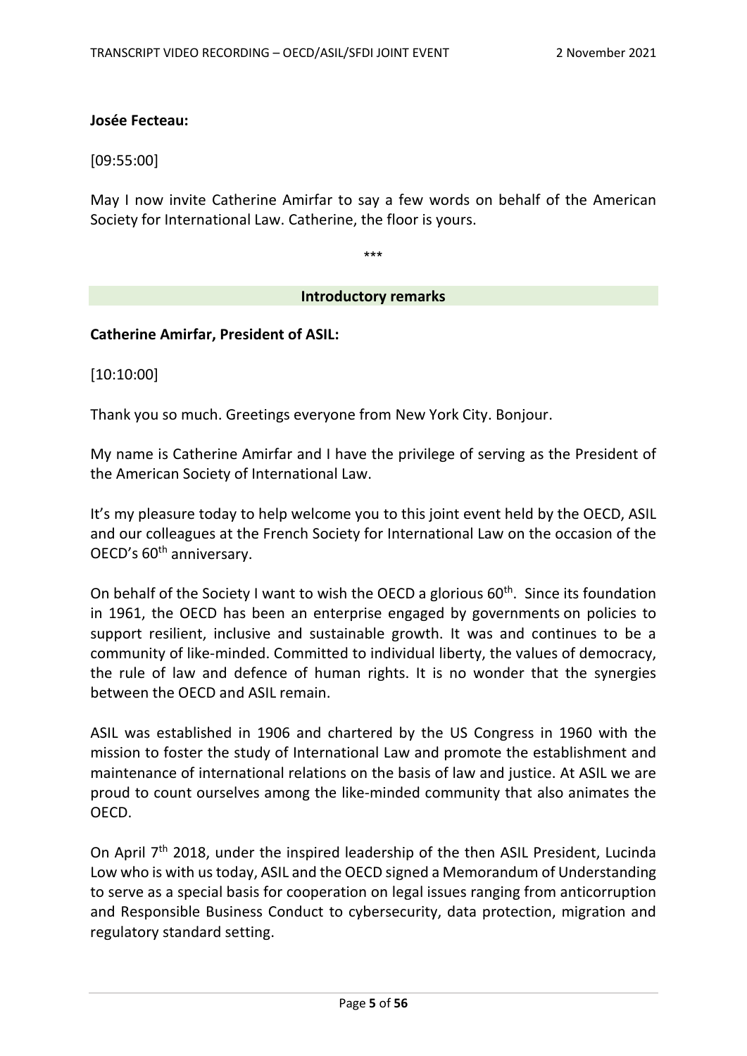**Josée Fecteau:**

[09:55:00]

May I now invite Catherine Amirfar to say a few words on behalf of the American Society for International Law. Catherine, the floor is yours.

***

## Introductory remarks

**Catherine Amirfar, President of ASIL:**

[10:10:00]

Thank you so much. Greetings everyone from New York City. Bonjour.

My name is Catherine Amirfar and I have the privilege of serving as the President of the American Society of International Law.

It's my pleasure today to help welcome you to this joint event held by the OECD, ASIL and our colleagues at the French Society for International Law on the occasion of the OECD's 60th anniversary.

On behalf of the Society I want to wish the OECD a glorious 60th. Since its foundation in 1961, the OECD has been an enterprise engaged by governments on policies to support resilient, inclusive and sustainable growth. It was and continues to be a community of like-minded. Committed to individual liberty, the values of democracy, the rule of law and defence of human rights. It is no wonder that the synergies between the OECD and ASIL remain.

ASIL was established in 1906 and chartered by the US Congress in 1960 with the mission to foster the study of International Law and promote the establishment and maintenance of international relations on the basis of law and justice. At ASIL we are proud to count ourselves among the like-minded community that also animates the OECD.

On April 7th 2018, under the inspired leadership of the then ASIL President, Lucinda Low who is with us today, ASIL and the OECD signed a Memorandum of Understanding to serve as a special basis for cooperation on legal issues ranging from anticorruption and Responsible Business Conduct to cybersecurity, data protection, migration and regulatory standard setting.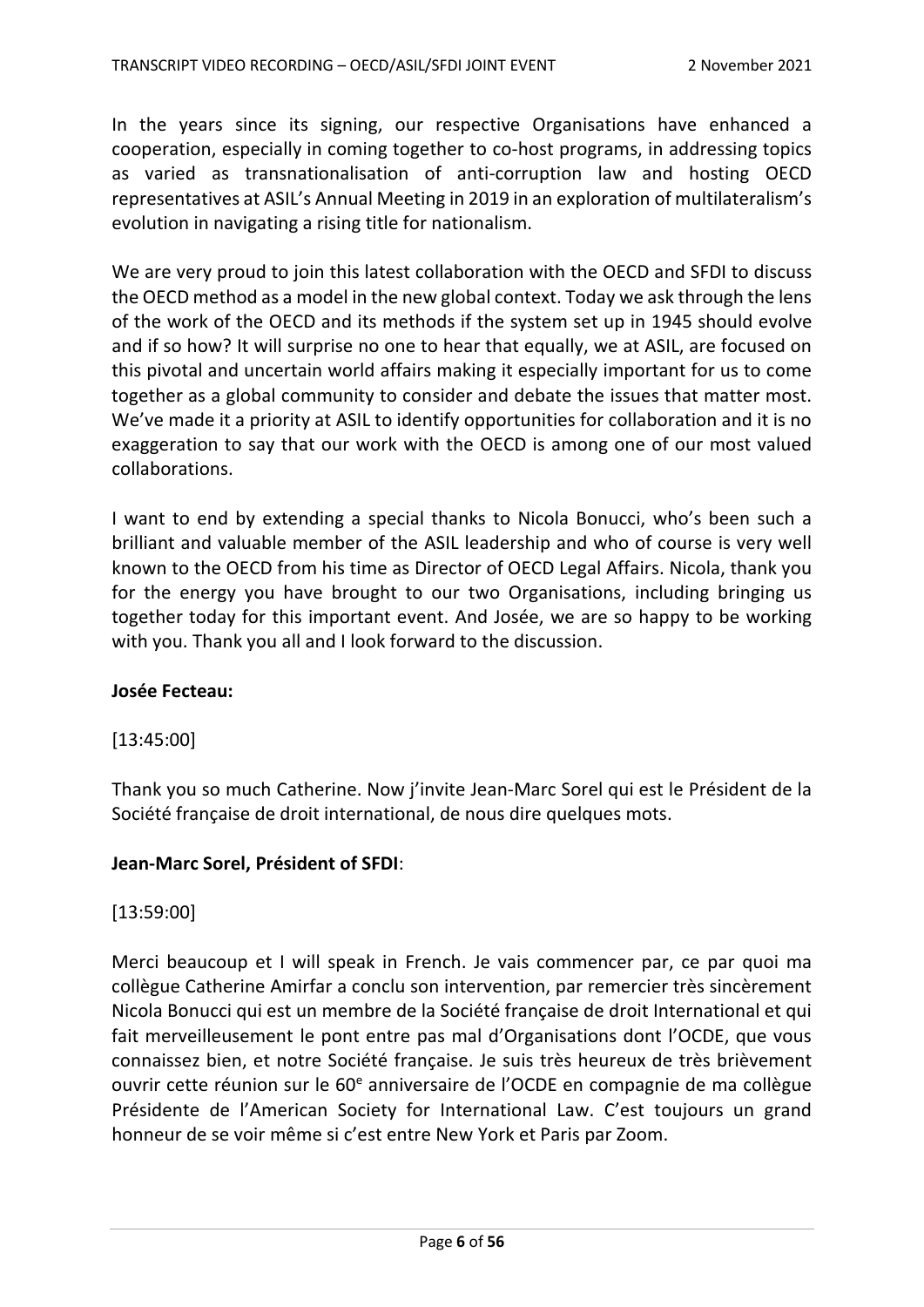In the years since its signing, our respective Organisations have enhanced a cooperation, especially in coming together to co-host programs, in addressing topics as varied as transnationalisation of anti-corruption law and hosting OECD representatives at ASIL's Annual Meeting in 2019 in an exploration of multilateralism's evolution in navigating a rising title for nationalism.

We are very proud to join this latest collaboration with the OECD and SFDI to discuss the OECD method as a model in the new global context. Today we ask through the lens of the work of the OECD and its methods if the system set up in 1945 should evolve and if so how? It will surprise no one to hear that equally, we at ASIL, are focused on this pivotal and uncertain world affairs making it especially important for us to come together as a global community to consider and debate the issues that matter most. We've made it a priority at ASIL to identify opportunities for collaboration and it is no exaggeration to say that our work with the OECD is among one of our most valued collaborations.

I want to end by extending a special thanks to Nicola Bonucci, who's been such a brilliant and valuable member of the ASIL leadership and who of course is very well known to the OECD from his time as Director of OECD Legal Affairs. Nicola, thank you for the energy you have brought to our two Organisations, including bringing us together today for this important event. And Josée, we are so happy to be working with you. Thank you all and I look forward to the discussion.

**Josée Fecteau:**

[13:45:00]

Thank you so much Catherine. Now j'invite Jean-Marc Sorel qui est le Président de la Société française de droit international, de nous dire quelques mots.

**Jean-Marc Sorel, Président of SFDI**:

[13:59:00]

Merci beaucoup et I will speak in French. Je vais commencer par, ce par quoi ma collègue Catherine Amirfar a conclu son intervention, par remercier très sincèrement Nicola Bonucci qui est un membre de la Société française de droit International et qui fait merveilleusement le pont entre pas mal d'Organisations dont l'OCDE, que vous connaissez bien, et notre Société française. Je suis très heureux de très brièvement ouvrir cette réunion sur le 60e anniversaire de l'OCDE en compagnie de ma collègue Présidente de l'American Society for International Law. C'est toujours un grand honneur de se voir même si c'est entre New York et Paris par Zoom.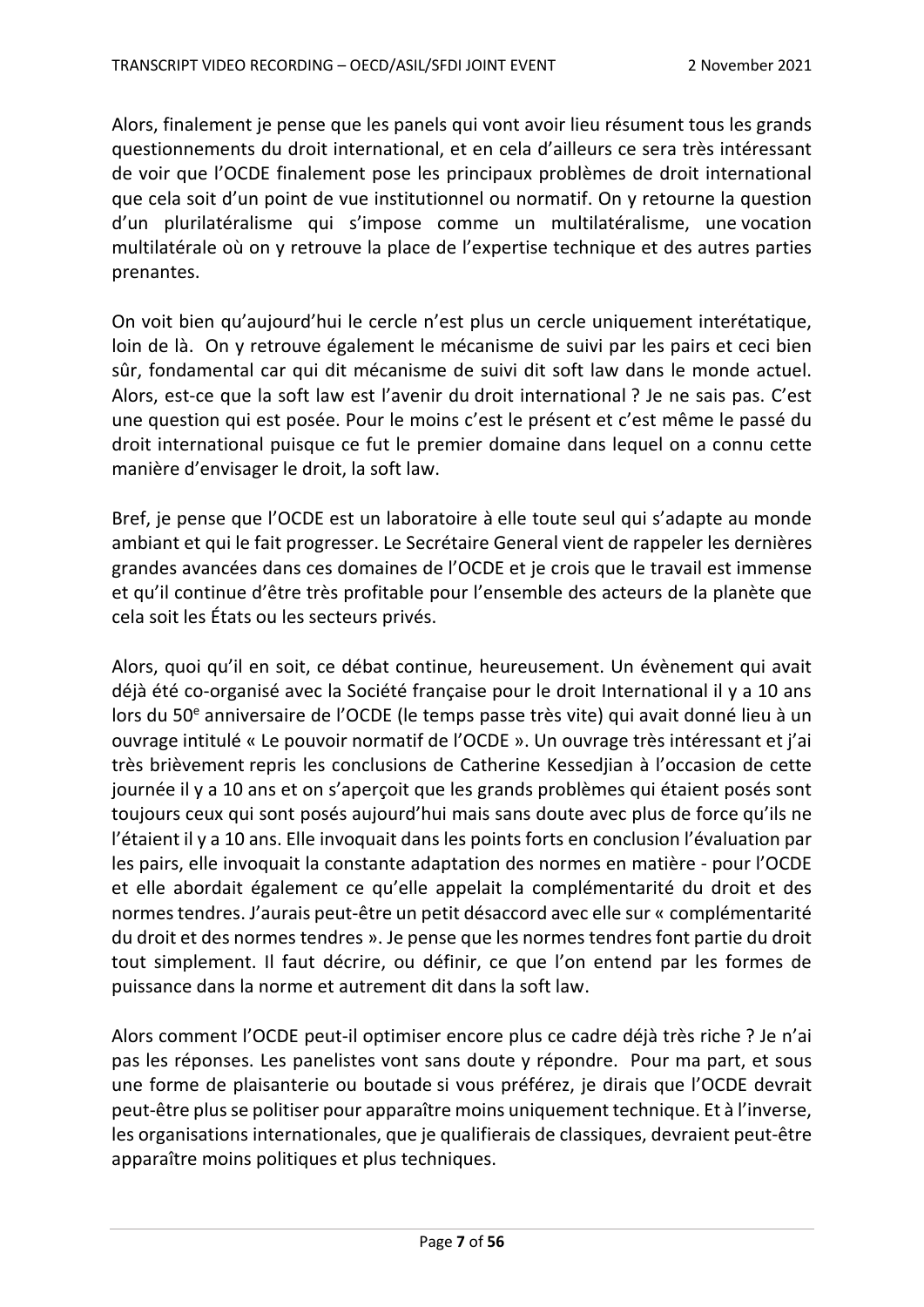Alors, finalement je pense que les panels qui vont avoir lieu résument tous les grands questionnements du droit international, et en cela d'ailleurs ce sera très intéressant de voir que l'OCDE finalement pose les principaux problèmes de droit international que cela soit d'un point de vue institutionnel ou normatif. On y retourne la question d'un plurilatéralisme qui s'impose comme un multilatéralisme, une vocation multilatérale où on y retrouve la place de l'expertise technique et des autres parties prenantes.

On voit bien qu'aujourd'hui le cercle n'est plus un cercle uniquement interétatique, loin de là. On y retrouve également le mécanisme de suivi par les pairs et ceci bien sûr, fondamental car qui dit mécanisme de suivi dit soft law dans le monde actuel. Alors, est-ce que la soft law est l'avenir du droit international ? Je ne sais pas. C'est une question qui est posée. Pour le moins c'est le présent et c'est même le passé du droit international puisque ce fut le premier domaine dans lequel on a connu cette manière d'envisager le droit, la soft law.

Bref, je pense que l'OCDE est un laboratoire à elle toute seul qui s'adapte au monde ambiant et qui le fait progresser. Le Secrétaire General vient de rappeler les dernières grandes avancées dans ces domaines de l'OCDE et je crois que le travail est immense et qu'il continue d'être très profitable pour l'ensemble des acteurs de la planète que cela soit les États ou les secteurs privés.

Alors, quoi qu'il en soit, ce débat continue, heureusement. Un évènement qui avait déjà été co-organisé avec la Société française pour le droit International il y a 10 ans lors du 50e anniversaire de l'OCDE (le temps passe très vite) qui avait donné lieu à un ouvrage intitulé « Le pouvoir normatif de l'OCDE ». Un ouvrage très intéressant et j'ai très brièvement repris les conclusions de Catherine Kessedjian à l'occasion de cette journée il y a 10 ans et on s'aperçoit que les grands problèmes qui étaient posés sont toujours ceux qui sont posés aujourd'hui mais sans doute avec plus de force qu'ils ne l'étaient il y a 10 ans. Elle invoquait dans les points forts en conclusion l'évaluation par les pairs, elle invoquait la constante adaptation des normes en matière - pour l'OCDE et elle abordait également ce qu'elle appelait la complémentarité du droit et des normes tendres. J'aurais peut-être un petit désaccord avec elle sur « complémentarité du droit et des normes tendres ». Je pense que les normes tendres font partie du droit tout simplement. Il faut décrire, ou définir, ce que l'on entend par les formes de puissance dans la norme et autrement dit dans la soft law.

Alors comment l'OCDE peut-il optimiser encore plus ce cadre déjà très riche ? Je n'ai pas les réponses. Les panelistes vont sans doute y répondre. Pour ma part, et sous une forme de plaisanterie ou boutade si vous préférez, je dirais que l'OCDE devrait peut-être plus se politiser pour apparaître moins uniquement technique. Et à l'inverse, les organisations internationales, que je qualifierais de classiques, devraient peut-être apparaître moins politiques et plus techniques.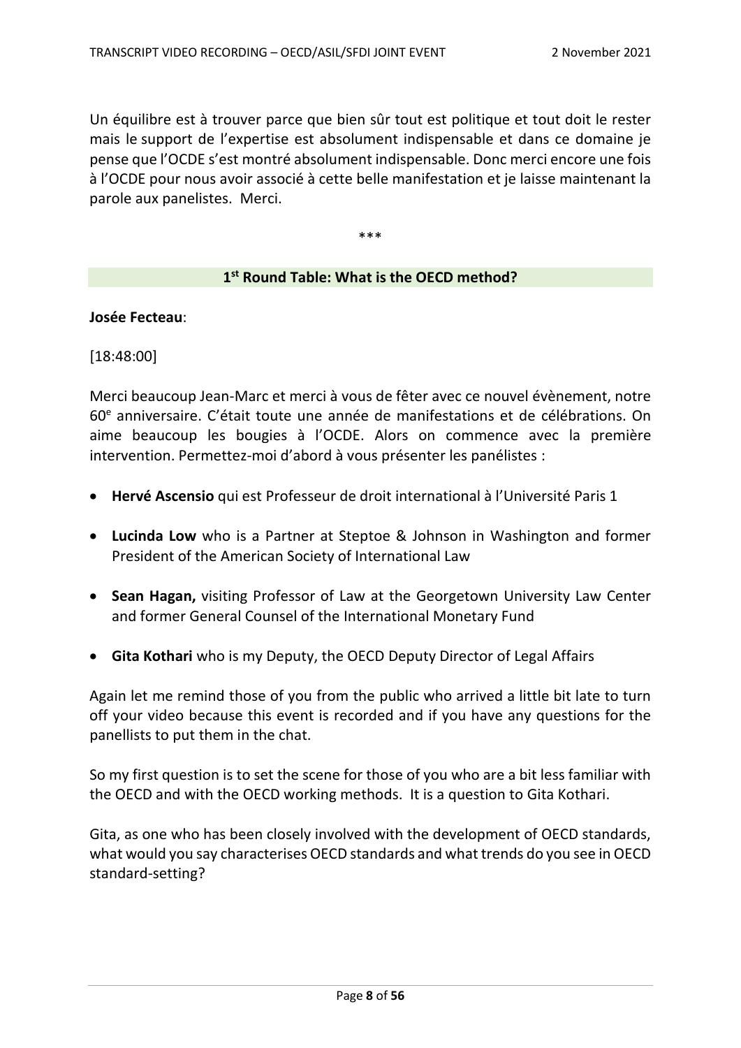Un équilibre est à trouver parce que bien sûr tout est politique et tout doit le rester mais le support de l'expertise est absolument indispensable et dans ce domaine je pense que l'OCDE s'est montré absolument indispensable. Donc merci encore une fois à l'OCDE pour nous avoir associé à cette belle manifestation et je laisse maintenant la parole aux panelistes. Merci.

***

## 1st Round Table: What is the OECD method?

**Josée Fecteau**:

[18:48:00]

Merci beaucoup Jean-Marc et merci à vous de fêter avec ce nouvel évènement, notre 60e anniversaire. C'était toute une année de manifestations et de célébrations. On aime beaucoup les bougies à l'OCDE. Alors on commence avec la première intervention. Permettez-moi d'abord à vous présenter les panélistes :

- **Hervé Ascensio** qui est Professeur de droit international à l'Université Paris 1
- **Lucinda Low** who is a Partner at Steptoe & Johnson in Washington and former President of the American Society of International Law
- **Sean Hagan,** visiting Professor of Law at the Georgetown University Law Center and former General Counsel of the International Monetary Fund
- **Gita Kothari** who is my Deputy, the OECD Deputy Director of Legal Affairs

Again let me remind those of you from the public who arrived a little bit late to turn off your video because this event is recorded and if you have any questions for the panellists to put them in the chat.

So my first question is to set the scene for those of you who are a bit less familiar with the OECD and with the OECD working methods. It is a question to Gita Kothari.

Gita, as one who has been closely involved with the development of OECD standards, what would you say characterises OECD standards and what trends do you see in OECD standard-setting?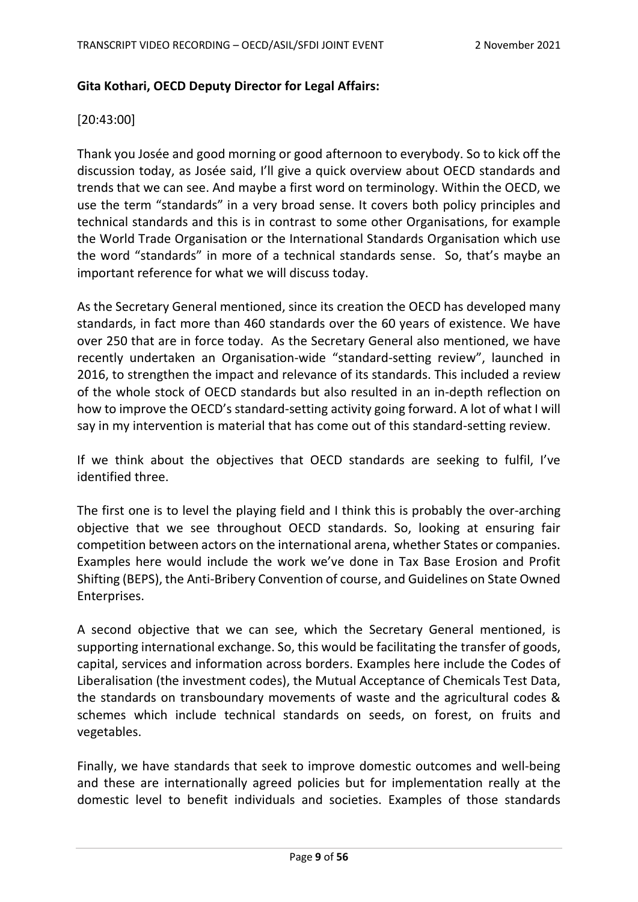**Gita Kothari, OECD Deputy Director for Legal Affairs:**

[20:43:00]

Thank you Josée and good morning or good afternoon to everybody. So to kick off the discussion today, as Josée said, I'll give a quick overview about OECD standards and trends that we can see. And maybe a first word on terminology. Within the OECD, we use the term "standards" in a very broad sense. It covers both policy principles and technical standards and this is in contrast to some other Organisations, for example the World Trade Organisation or the International Standards Organisation which use the word "standards" in more of a technical standards sense. So, that's maybe an important reference for what we will discuss today.

As the Secretary General mentioned, since its creation the OECD has developed many standards, in fact more than 460 standards over the 60 years of existence. We have over 250 that are in force today. As the Secretary General also mentioned, we have recently undertaken an Organisation-wide "standard-setting review", launched in 2016, to strengthen the impact and relevance of its standards. This included a review of the whole stock of OECD standards but also resulted in an in-depth reflection on how to improve the OECD's standard-setting activity going forward. A lot of what I will say in my intervention is material that has come out of this standard-setting review.

If we think about the objectives that OECD standards are seeking to fulfil, I've identified three.

The first one is to level the playing field and I think this is probably the over-arching objective that we see throughout OECD standards. So, looking at ensuring fair competition between actors on the international arena, whether States or companies. Examples here would include the work we've done in Tax Base Erosion and Profit Shifting (BEPS), the Anti-Bribery Convention of course, and Guidelines on State Owned Enterprises.

A second objective that we can see, which the Secretary General mentioned, is supporting international exchange. So, this would be facilitating the transfer of goods, capital, services and information across borders. Examples here include the Codes of Liberalisation (the investment codes), the Mutual Acceptance of Chemicals Test Data, the standards on transboundary movements of waste and the agricultural codes & schemes which include technical standards on seeds, on forest, on fruits and vegetables.

Finally, we have standards that seek to improve domestic outcomes and well-being and these are internationally agreed policies but for implementation really at the domestic level to benefit individuals and societies. Examples of those standards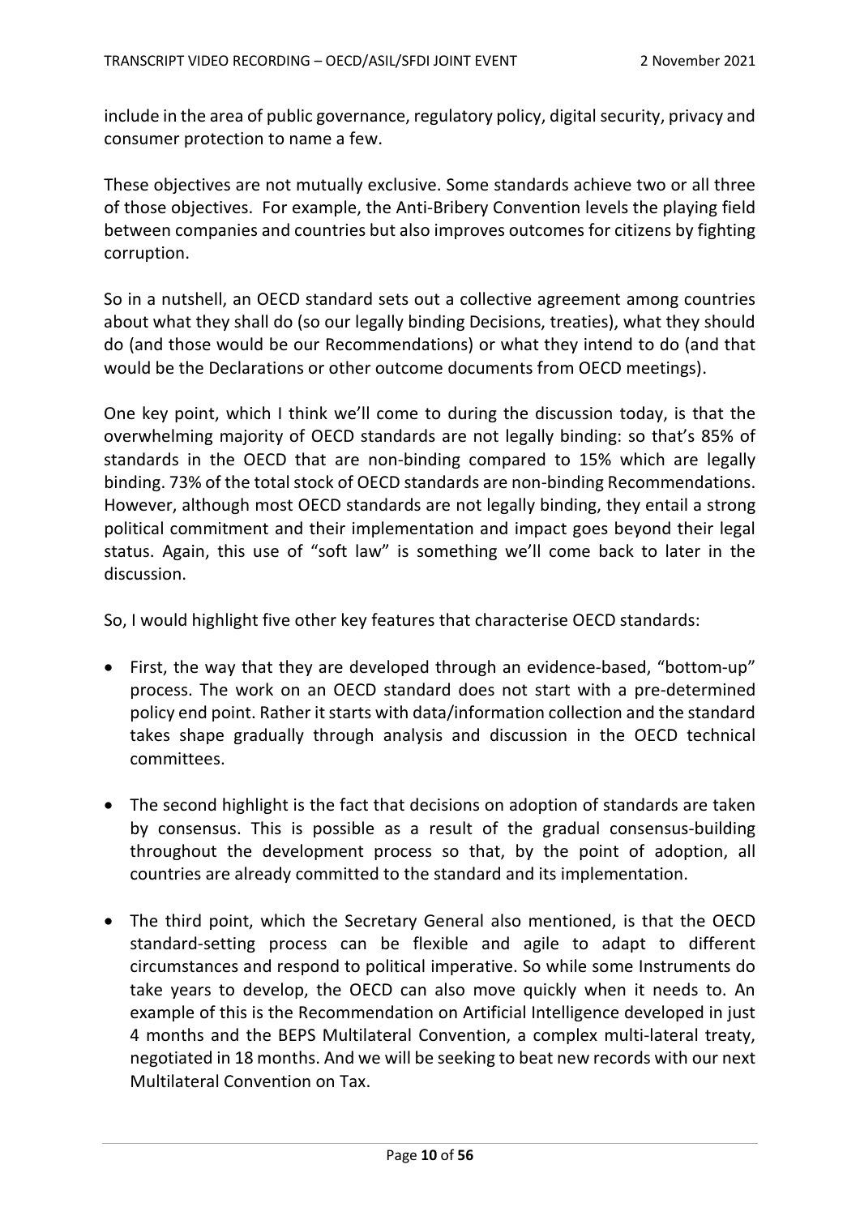include in the area of public governance, regulatory policy, digital security, privacy and consumer protection to name a few.

These objectives are not mutually exclusive. Some standards achieve two or all three of those objectives. For example, the Anti-Bribery Convention levels the playing field between companies and countries but also improves outcomes for citizens by fighting corruption.

So in a nutshell, an OECD standard sets out a collective agreement among countries about what they shall do (so our legally binding Decisions, treaties), what they should do (and those would be our Recommendations) or what they intend to do (and that would be the Declarations or other outcome documents from OECD meetings).

One key point, which I think we'll come to during the discussion today, is that the overwhelming majority of OECD standards are not legally binding: so that's 85% of standards in the OECD that are non-binding compared to 15% which are legally binding. 73% of the total stock of OECD standards are non-binding Recommendations. However, although most OECD standards are not legally binding, they entail a strong political commitment and their implementation and impact goes beyond their legal status. Again, this use of "soft law" is something we'll come back to later in the discussion.

So, I would highlight five other key features that characterise OECD standards:

- First, the way that they are developed through an evidence-based, "bottom-up" process. The work on an OECD standard does not start with a pre-determined policy end point. Rather it starts with data/information collection and the standard takes shape gradually through analysis and discussion in the OECD technical committees.

- The second highlight is the fact that decisions on adoption of standards are taken by consensus. This is possible as a result of the gradual consensus-building throughout the development process so that, by the point of adoption, all countries are already committed to the standard and its implementation.

- The third point, which the Secretary General also mentioned, is that the OECD standard-setting process can be flexible and agile to adapt to different circumstances and respond to political imperative. So while some Instruments do take years to develop, the OECD can also move quickly when it needs to. An example of this is the Recommendation on Artificial Intelligence developed in just 4 months and the BEPS Multilateral Convention, a complex multi-lateral treaty, negotiated in 18 months. And we will be seeking to beat new records with our next Multilateral Convention on Tax.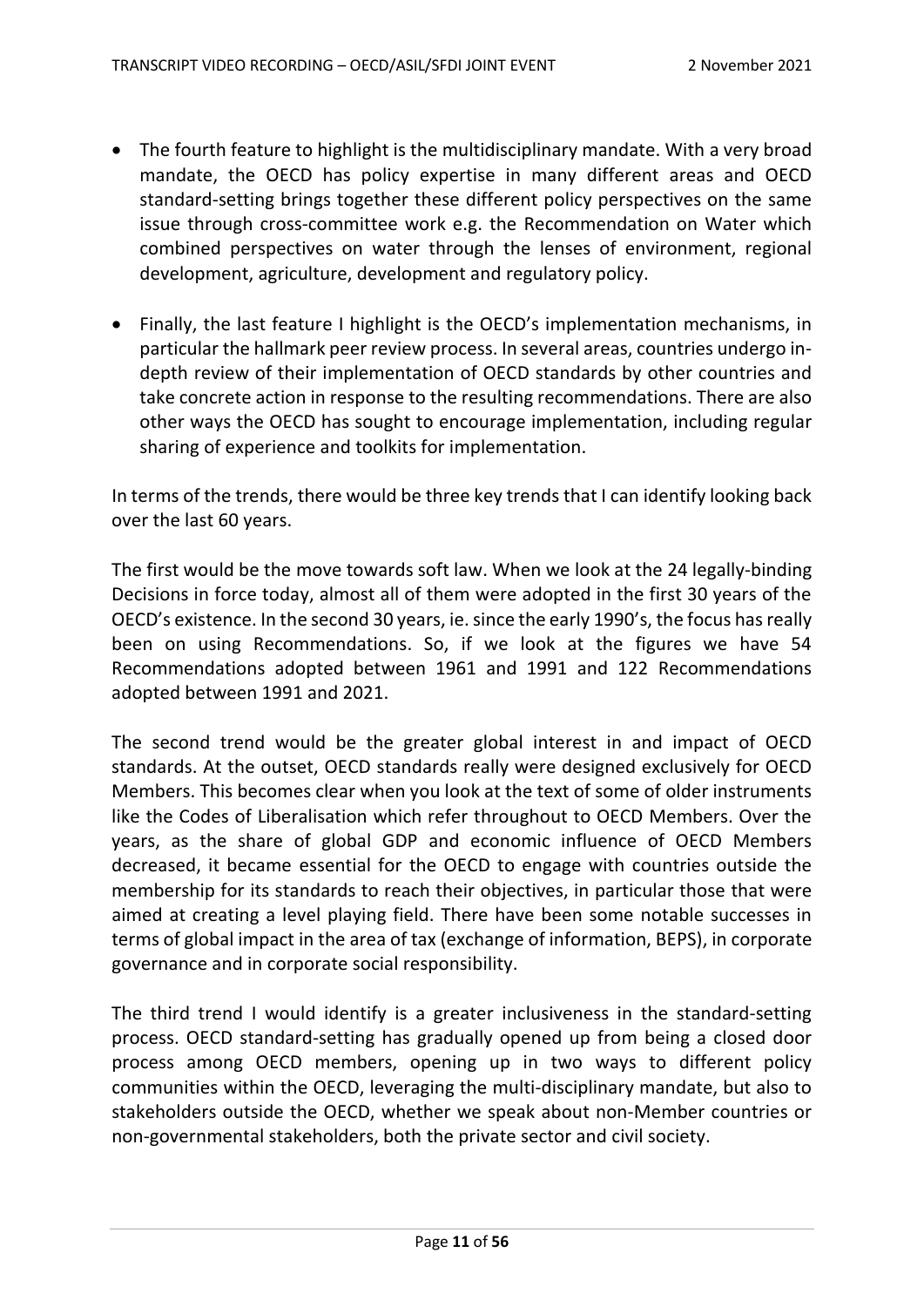- The fourth feature to highlight is the multidisciplinary mandate. With a very broad mandate, the OECD has policy expertise in many different areas and OECD standard-setting brings together these different policy perspectives on the same issue through cross-committee work e.g. the Recommendation on Water which combined perspectives on water through the lenses of environment, regional development, agriculture, development and regulatory policy.

- Finally, the last feature I highlight is the OECD's implementation mechanisms, in particular the hallmark peer review process. In several areas, countries undergo in-depth review of their implementation of OECD standards by other countries and take concrete action in response to the resulting recommendations. There are also other ways the OECD has sought to encourage implementation, including regular sharing of experience and toolkits for implementation.

In terms of the trends, there would be three key trends that I can identify looking back over the last 60 years.

The first would be the move towards soft law. When we look at the 24 legally-binding Decisions in force today, almost all of them were adopted in the first 30 years of the OECD's existence. In the second 30 years, ie. since the early 1990's, the focus has really been on using Recommendations. So, if we look at the figures we have 54 Recommendations adopted between 1961 and 1991 and 122 Recommendations adopted between 1991 and 2021.

The second trend would be the greater global interest in and impact of OECD standards. At the outset, OECD standards really were designed exclusively for OECD Members. This becomes clear when you look at the text of some of older instruments like the Codes of Liberalisation which refer throughout to OECD Members. Over the years, as the share of global GDP and economic influence of OECD Members decreased, it became essential for the OECD to engage with countries outside the membership for its standards to reach their objectives, in particular those that were aimed at creating a level playing field. There have been some notable successes in terms of global impact in the area of tax (exchange of information, BEPS), in corporate governance and in corporate social responsibility.

The third trend I would identify is a greater inclusiveness in the standard-setting process. OECD standard-setting has gradually opened up from being a closed door process among OECD members, opening up in two ways to different policy communities within the OECD, leveraging the multi-disciplinary mandate, but also to stakeholders outside the OECD, whether we speak about non-Member countries or non-governmental stakeholders, both the private sector and civil society.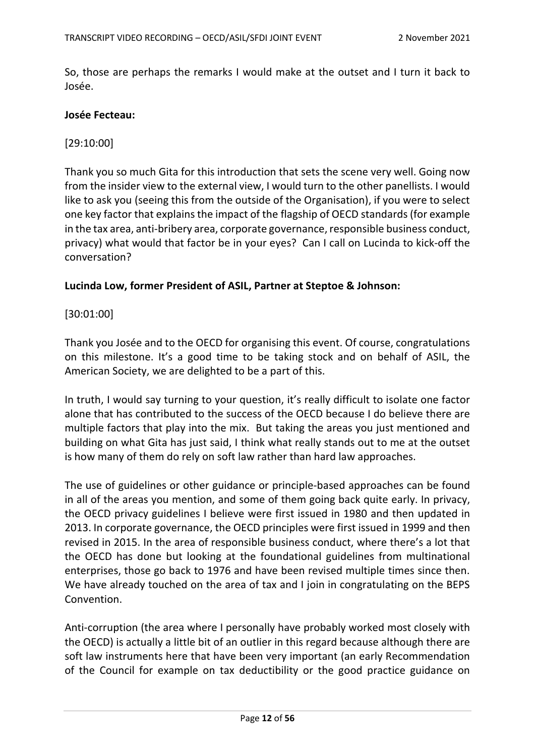So, those are perhaps the remarks I would make at the outset and I turn it back to Josée.

**Josée Fecteau:**

[29:10:00]

Thank you so much Gita for this introduction that sets the scene very well. Going now from the insider view to the external view, I would turn to the other panellists. I would like to ask you (seeing this from the outside of the Organisation), if you were to select one key factor that explains the impact of the flagship of OECD standards (for example in the tax area, anti-bribery area, corporate governance, responsible business conduct, privacy) what would that factor be in your eyes? Can I call on Lucinda to kick-off the conversation?

**Lucinda Low, former President of ASIL, Partner at Steptoe & Johnson:**

[30:01:00]

Thank you Josée and to the OECD for organising this event. Of course, congratulations on this milestone. It's a good time to be taking stock and on behalf of ASIL, the American Society, we are delighted to be a part of this.

In truth, I would say turning to your question, it's really difficult to isolate one factor alone that has contributed to the success of the OECD because I do believe there are multiple factors that play into the mix. But taking the areas you just mentioned and building on what Gita has just said, I think what really stands out to me at the outset is how many of them do rely on soft law rather than hard law approaches.

The use of guidelines or other guidance or principle-based approaches can be found in all of the areas you mention, and some of them going back quite early. In privacy, the OECD privacy guidelines I believe were first issued in 1980 and then updated in 2013. In corporate governance, the OECD principles were first issued in 1999 and then revised in 2015. In the area of responsible business conduct, where there's a lot that the OECD has done but looking at the foundational guidelines from multinational enterprises, those go back to 1976 and have been revised multiple times since then. We have already touched on the area of tax and I join in congratulating on the BEPS Convention.

Anti-corruption (the area where I personally have probably worked most closely with the OECD) is actually a little bit of an outlier in this regard because although there are soft law instruments here that have been very important (an early Recommendation of the Council for example on tax deductibility or the good practice guidance on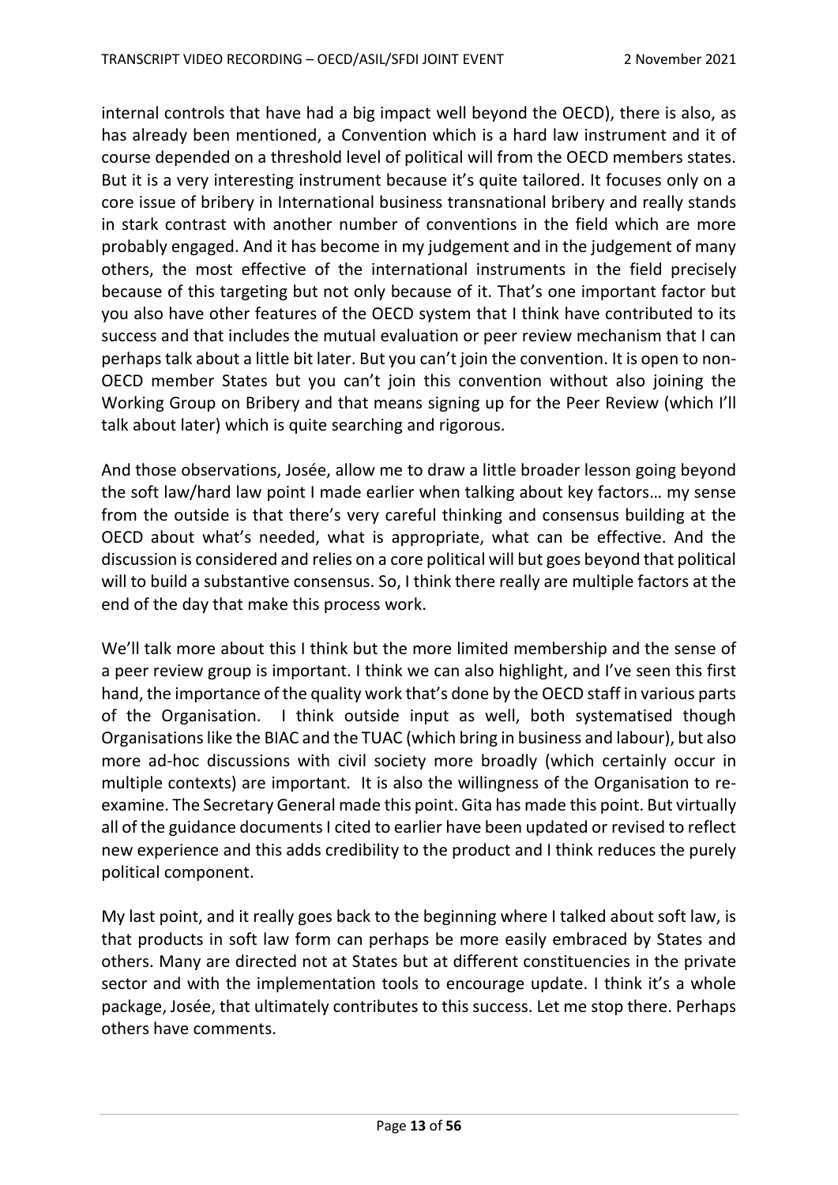internal controls that have had a big impact well beyond the OECD), there is also, as has already been mentioned, a Convention which is a hard law instrument and it of course depended on a threshold level of political will from the OECD members states. But it is a very interesting instrument because it's quite tailored. It focuses only on a core issue of bribery in International business transnational bribery and really stands in stark contrast with another number of conventions in the field which are more probably engaged. And it has become in my judgement and in the judgement of many others, the most effective of the international instruments in the field precisely because of this targeting but not only because of it. That's one important factor but you also have other features of the OECD system that I think have contributed to its success and that includes the mutual evaluation or peer review mechanism that I can perhaps talk about a little bit later. But you can't join the convention. It is open to non-OECD member States but you can't join this convention without also joining the Working Group on Bribery and that means signing up for the Peer Review (which I'll talk about later) which is quite searching and rigorous.

And those observations, Josée, allow me to draw a little broader lesson going beyond the soft law/hard law point I made earlier when talking about key factors… my sense from the outside is that there's very careful thinking and consensus building at the OECD about what's needed, what is appropriate, what can be effective. And the discussion is considered and relies on a core political will but goes beyond that political will to build a substantive consensus. So, I think there really are multiple factors at the end of the day that make this process work.

We'll talk more about this I think but the more limited membership and the sense of a peer review group is important. I think we can also highlight, and I've seen this first hand, the importance of the quality work that's done by the OECD staff in various parts of the Organisation. I think outside input as well, both systematised though Organisations like the BIAC and the TUAC (which bring in business and labour), but also more ad-hoc discussions with civil society more broadly (which certainly occur in multiple contexts) are important. It is also the willingness of the Organisation to re-examine. The Secretary General made this point. Gita has made this point. But virtually all of the guidance documents I cited to earlier have been updated or revised to reflect new experience and this adds credibility to the product and I think reduces the purely political component.

My last point, and it really goes back to the beginning where I talked about soft law, is that products in soft law form can perhaps be more easily embraced by States and others. Many are directed not at States but at different constituencies in the private sector and with the implementation tools to encourage update. I think it's a whole package, Josée, that ultimately contributes to this success. Let me stop there. Perhaps others have comments.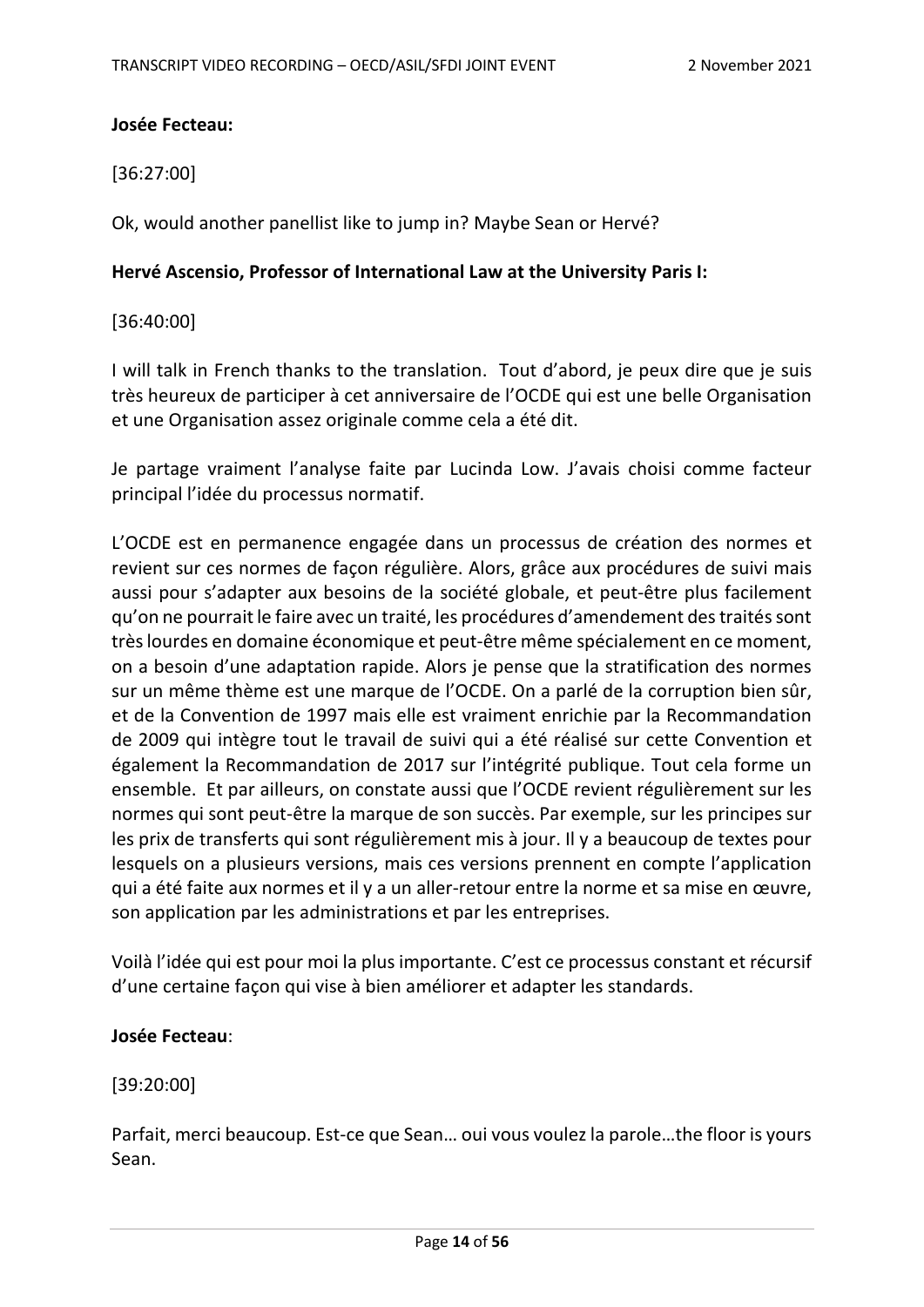**Josée Fecteau:**

[36:27:00]

Ok, would another panellist like to jump in? Maybe Sean or Hervé?

**Hervé Ascensio, Professor of International Law at the University Paris I:**

[36:40:00]

I will talk in French thanks to the translation. Tout d'abord, je peux dire que je suis très heureux de participer à cet anniversaire de l'OCDE qui est une belle Organisation et une Organisation assez originale comme cela a été dit.

Je partage vraiment l'analyse faite par Lucinda Low. J'avais choisi comme facteur principal l'idée du processus normatif.

L'OCDE est en permanence engagée dans un processus de création des normes et revient sur ces normes de façon régulière. Alors, grâce aux procédures de suivi mais aussi pour s'adapter aux besoins de la société globale, et peut-être plus facilement qu'on ne pourrait le faire avec un traité, les procédures d'amendement des traités sont très lourdes en domaine économique et peut-être même spécialement en ce moment, on a besoin d'une adaptation rapide. Alors je pense que la stratification des normes sur un même thème est une marque de l'OCDE. On a parlé de la corruption bien sûr, et de la Convention de 1997 mais elle est vraiment enrichie par la Recommandation de 2009 qui intègre tout le travail de suivi qui a été réalisé sur cette Convention et également la Recommandation de 2017 sur l'intégrité publique. Tout cela forme un ensemble. Et par ailleurs, on constate aussi que l'OCDE revient régulièrement sur les normes qui sont peut-être la marque de son succès. Par exemple, sur les principes sur les prix de transferts qui sont régulièrement mis à jour. Il y a beaucoup de textes pour lesquels on a plusieurs versions, mais ces versions prennent en compte l'application qui a été faite aux normes et il y a un aller-retour entre la norme et sa mise en œuvre, son application par les administrations et par les entreprises.

Voilà l'idée qui est pour moi la plus importante. C'est ce processus constant et récursif d'une certaine façon qui vise à bien améliorer et adapter les standards.

**Josée Fecteau**:

[39:20:00]

Parfait, merci beaucoup. Est-ce que Sean… oui vous voulez la parole…the floor is yours Sean.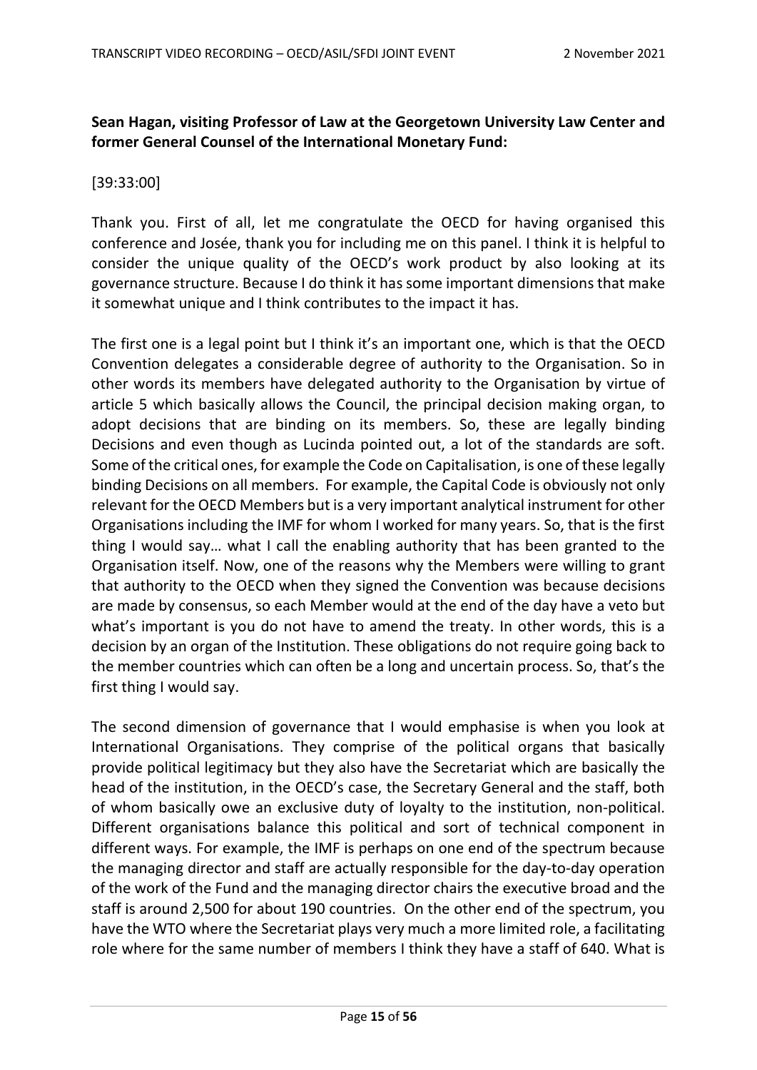**Sean Hagan, visiting Professor of Law at the Georgetown University Law Center and former General Counsel of the International Monetary Fund:**

[39:33:00]

Thank you. First of all, let me congratulate the OECD for having organised this conference and Josée, thank you for including me on this panel. I think it is helpful to consider the unique quality of the OECD's work product by also looking at its governance structure. Because I do think it has some important dimensions that make it somewhat unique and I think contributes to the impact it has.

The first one is a legal point but I think it's an important one, which is that the OECD Convention delegates a considerable degree of authority to the Organisation. So in other words its members have delegated authority to the Organisation by virtue of article 5 which basically allows the Council, the principal decision making organ, to adopt decisions that are binding on its members. So, these are legally binding Decisions and even though as Lucinda pointed out, a lot of the standards are soft. Some of the critical ones, for example the Code on Capitalisation, is one of these legally binding Decisions on all members. For example, the Capital Code is obviously not only relevant for the OECD Members but is a very important analytical instrument for other Organisations including the IMF for whom I worked for many years. So, that is the first thing I would say… what I call the enabling authority that has been granted to the Organisation itself. Now, one of the reasons why the Members were willing to grant that authority to the OECD when they signed the Convention was because decisions are made by consensus, so each Member would at the end of the day have a veto but what's important is you do not have to amend the treaty. In other words, this is a decision by an organ of the Institution. These obligations do not require going back to the member countries which can often be a long and uncertain process. So, that's the first thing I would say.

The second dimension of governance that I would emphasise is when you look at International Organisations. They comprise of the political organs that basically provide political legitimacy but they also have the Secretariat which are basically the head of the institution, in the OECD's case, the Secretary General and the staff, both of whom basically owe an exclusive duty of loyalty to the institution, non-political. Different organisations balance this political and sort of technical component in different ways. For example, the IMF is perhaps on one end of the spectrum because the managing director and staff are actually responsible for the day-to-day operation of the work of the Fund and the managing director chairs the executive broad and the staff is around 2,500 for about 190 countries. On the other end of the spectrum, you have the WTO where the Secretariat plays very much a more limited role, a facilitating role where for the same number of members I think they have a staff of 640. What is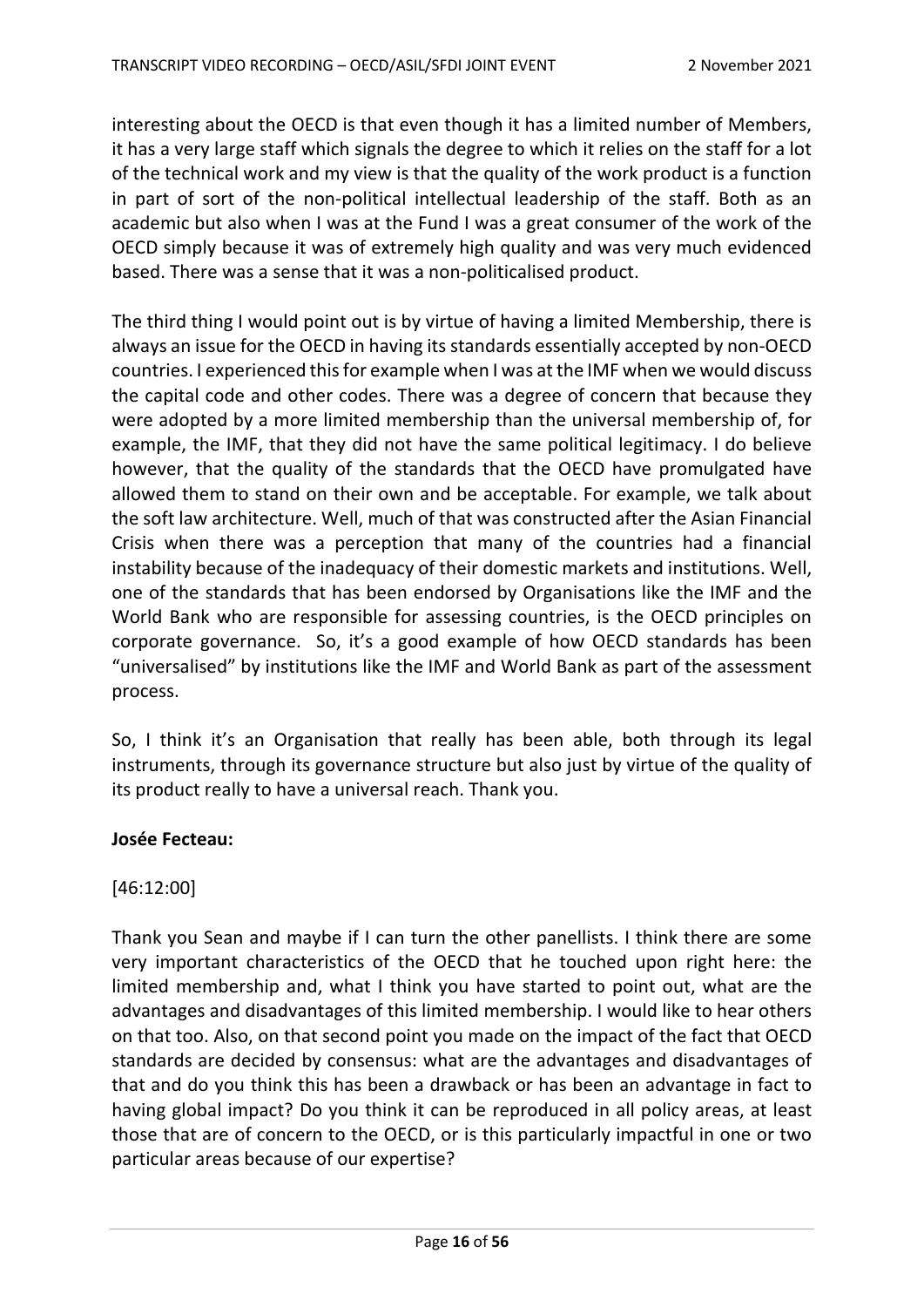interesting about the OECD is that even though it has a limited number of Members, it has a very large staff which signals the degree to which it relies on the staff for a lot of the technical work and my view is that the quality of the work product is a function in part of sort of the non-political intellectual leadership of the staff. Both as an academic but also when I was at the Fund I was a great consumer of the work of the OECD simply because it was of extremely high quality and was very much evidenced based. There was a sense that it was a non-politicalised product.

The third thing I would point out is by virtue of having a limited Membership, there is always an issue for the OECD in having its standards essentially accepted by non-OECD countries. I experienced this for example when I was at the IMF when we would discuss the capital code and other codes. There was a degree of concern that because they were adopted by a more limited membership than the universal membership of, for example, the IMF, that they did not have the same political legitimacy. I do believe however, that the quality of the standards that the OECD have promulgated have allowed them to stand on their own and be acceptable. For example, we talk about the soft law architecture. Well, much of that was constructed after the Asian Financial Crisis when there was a perception that many of the countries had a financial instability because of the inadequacy of their domestic markets and institutions. Well, one of the standards that has been endorsed by Organisations like the IMF and the World Bank who are responsible for assessing countries, is the OECD principles on corporate governance. So, it's a good example of how OECD standards has been "universalised" by institutions like the IMF and World Bank as part of the assessment process.

So, I think it's an Organisation that really has been able, both through its legal instruments, through its governance structure but also just by virtue of the quality of its product really to have a universal reach. Thank you.

**Josée Fecteau:**

[46:12:00]

Thank you Sean and maybe if I can turn the other panellists. I think there are some very important characteristics of the OECD that he touched upon right here: the limited membership and, what I think you have started to point out, what are the advantages and disadvantages of this limited membership. I would like to hear others on that too. Also, on that second point you made on the impact of the fact that OECD standards are decided by consensus: what are the advantages and disadvantages of that and do you think this has been a drawback or has been an advantage in fact to having global impact? Do you think it can be reproduced in all policy areas, at least those that are of concern to the OECD, or is this particularly impactful in one or two particular areas because of our expertise?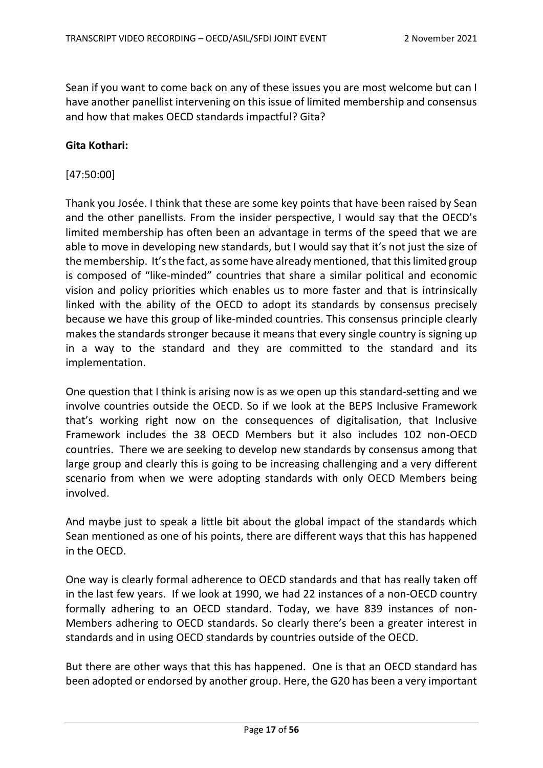Sean if you want to come back on any of these issues you are most welcome but can I have another panellist intervening on this issue of limited membership and consensus and how that makes OECD standards impactful? Gita?

**Gita Kothari:**

[47:50:00]

Thank you Josée. I think that these are some key points that have been raised by Sean and the other panellists. From the insider perspective, I would say that the OECD's limited membership has often been an advantage in terms of the speed that we are able to move in developing new standards, but I would say that it's not just the size of the membership. It's the fact, as some have already mentioned, that this limited group is composed of "like-minded" countries that share a similar political and economic vision and policy priorities which enables us to more faster and that is intrinsically linked with the ability of the OECD to adopt its standards by consensus precisely because we have this group of like-minded countries. This consensus principle clearly makes the standards stronger because it means that every single country is signing up in a way to the standard and they are committed to the standard and its implementation.

One question that I think is arising now is as we open up this standard-setting and we involve countries outside the OECD. So if we look at the BEPS Inclusive Framework that's working right now on the consequences of digitalisation, that Inclusive Framework includes the 38 OECD Members but it also includes 102 non-OECD countries. There we are seeking to develop new standards by consensus among that large group and clearly this is going to be increasing challenging and a very different scenario from when we were adopting standards with only OECD Members being involved.

And maybe just to speak a little bit about the global impact of the standards which Sean mentioned as one of his points, there are different ways that this has happened in the OECD.

One way is clearly formal adherence to OECD standards and that has really taken off in the last few years. If we look at 1990, we had 22 instances of a non-OECD country formally adhering to an OECD standard. Today, we have 839 instances of non-Members adhering to OECD standards. So clearly there's been a greater interest in standards and in using OECD standards by countries outside of the OECD.

But there are other ways that this has happened. One is that an OECD standard has been adopted or endorsed by another group. Here, the G20 has been a very important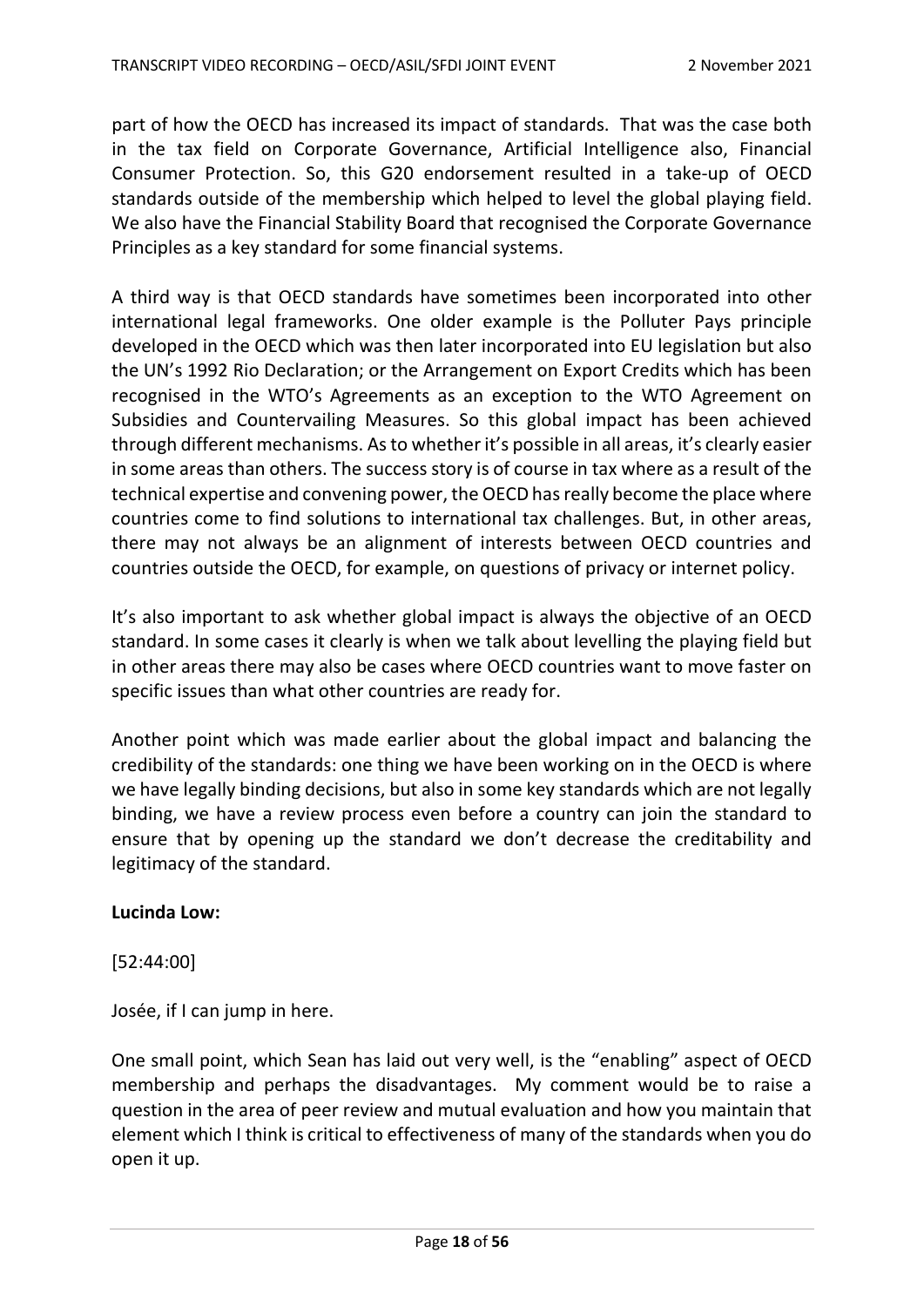part of how the OECD has increased its impact of standards. That was the case both in the tax field on Corporate Governance, Artificial Intelligence also, Financial Consumer Protection. So, this G20 endorsement resulted in a take-up of OECD standards outside of the membership which helped to level the global playing field. We also have the Financial Stability Board that recognised the Corporate Governance Principles as a key standard for some financial systems.

A third way is that OECD standards have sometimes been incorporated into other international legal frameworks. One older example is the Polluter Pays principle developed in the OECD which was then later incorporated into EU legislation but also the UN's 1992 Rio Declaration; or the Arrangement on Export Credits which has been recognised in the WTO's Agreements as an exception to the WTO Agreement on Subsidies and Countervailing Measures. So this global impact has been achieved through different mechanisms. As to whether it's possible in all areas, it's clearly easier in some areas than others. The success story is of course in tax where as a result of the technical expertise and convening power, the OECD has really become the place where countries come to find solutions to international tax challenges. But, in other areas, there may not always be an alignment of interests between OECD countries and countries outside the OECD, for example, on questions of privacy or internet policy.

It's also important to ask whether global impact is always the objective of an OECD standard. In some cases it clearly is when we talk about levelling the playing field but in other areas there may also be cases where OECD countries want to move faster on specific issues than what other countries are ready for.

Another point which was made earlier about the global impact and balancing the credibility of the standards: one thing we have been working on in the OECD is where we have legally binding decisions, but also in some key standards which are not legally binding, we have a review process even before a country can join the standard to ensure that by opening up the standard we don't decrease the creditability and legitimacy of the standard.

**Lucinda Low:**

[52:44:00]

Josée, if I can jump in here.

One small point, which Sean has laid out very well, is the "enabling" aspect of OECD membership and perhaps the disadvantages. My comment would be to raise a question in the area of peer review and mutual evaluation and how you maintain that element which I think is critical to effectiveness of many of the standards when you do open it up.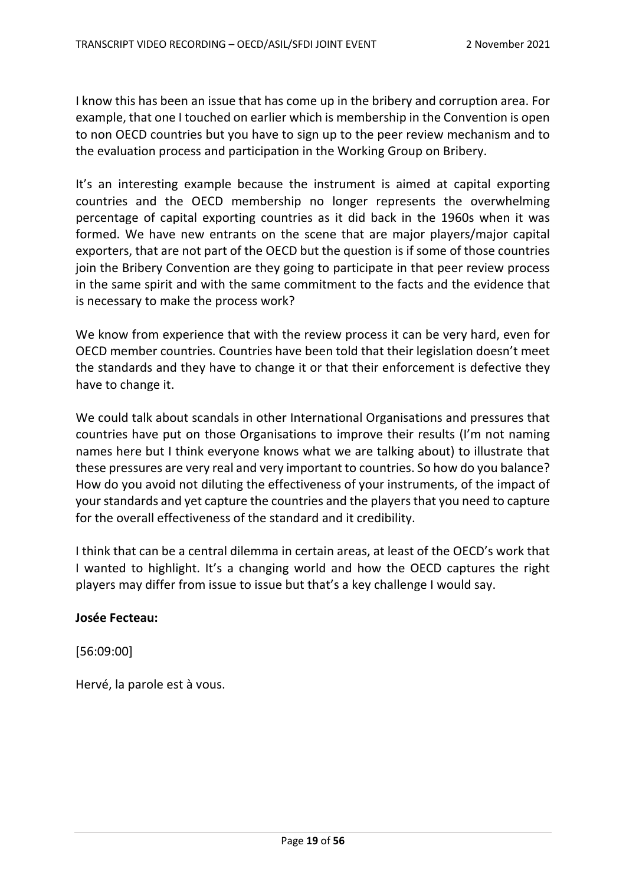I know this has been an issue that has come up in the bribery and corruption area. For example, that one I touched on earlier which is membership in the Convention is open to non OECD countries but you have to sign up to the peer review mechanism and to the evaluation process and participation in the Working Group on Bribery.

It's an interesting example because the instrument is aimed at capital exporting countries and the OECD membership no longer represents the overwhelming percentage of capital exporting countries as it did back in the 1960s when it was formed. We have new entrants on the scene that are major players/major capital exporters, that are not part of the OECD but the question is if some of those countries join the Bribery Convention are they going to participate in that peer review process in the same spirit and with the same commitment to the facts and the evidence that is necessary to make the process work?

We know from experience that with the review process it can be very hard, even for OECD member countries. Countries have been told that their legislation doesn't meet the standards and they have to change it or that their enforcement is defective they have to change it.

We could talk about scandals in other International Organisations and pressures that countries have put on those Organisations to improve their results (I'm not naming names here but I think everyone knows what we are talking about) to illustrate that these pressures are very real and very important to countries. So how do you balance? How do you avoid not diluting the effectiveness of your instruments, of the impact of your standards and yet capture the countries and the players that you need to capture for the overall effectiveness of the standard and it credibility.

I think that can be a central dilemma in certain areas, at least of the OECD's work that I wanted to highlight. It's a changing world and how the OECD captures the right players may differ from issue to issue but that's a key challenge I would say.

**Josée Fecteau:**

[56:09:00]

Hervé, la parole est à vous.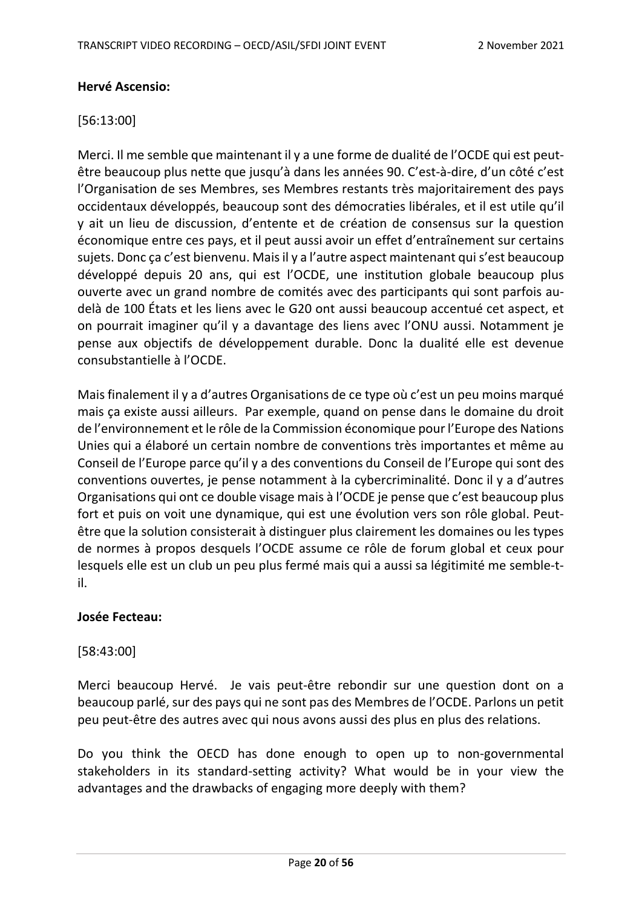**Hervé Ascensio:**

[56:13:00]

Merci. Il me semble que maintenant il y a une forme de dualité de l'OCDE qui est peut-être beaucoup plus nette que jusqu'à dans les années 90. C'est-à-dire, d'un côté c'est l'Organisation de ses Membres, ses Membres restants très majoritairement des pays occidentaux développés, beaucoup sont des démocraties libérales, et il est utile qu'il y ait un lieu de discussion, d'entente et de création de consensus sur la question économique entre ces pays, et il peut aussi avoir un effet d'entraînement sur certains sujets. Donc ça c'est bienvenu. Mais il y a l'autre aspect maintenant qui s'est beaucoup développé depuis 20 ans, qui est l'OCDE, une institution globale beaucoup plus ouverte avec un grand nombre de comités avec des participants qui sont parfois au-delà de 100 États et les liens avec le G20 ont aussi beaucoup accentué cet aspect, et on pourrait imaginer qu'il y a davantage des liens avec l'ONU aussi. Notamment je pense aux objectifs de développement durable. Donc la dualité elle est devenue consubstantielle à l'OCDE.

Mais finalement il y a d'autres Organisations de ce type où c'est un peu moins marqué mais ça existe aussi ailleurs. Par exemple, quand on pense dans le domaine du droit de l'environnement et le rôle de la Commission économique pour l'Europe des Nations Unies qui a élaboré un certain nombre de conventions très importantes et même au Conseil de l'Europe parce qu'il y a des conventions du Conseil de l'Europe qui sont des conventions ouvertes, je pense notamment à la cybercriminalité. Donc il y a d'autres Organisations qui ont ce double visage mais à l'OCDE je pense que c'est beaucoup plus fort et puis on voit une dynamique, qui est une évolution vers son rôle global. Peut-être que la solution consisterait à distinguer plus clairement les domaines ou les types de normes à propos desquels l'OCDE assume ce rôle de forum global et ceux pour lesquels elle est un club un peu plus fermé mais qui a aussi sa légitimité me semble-t-il.

**Josée Fecteau:**

[58:43:00]

Merci beaucoup Hervé. Je vais peut-être rebondir sur une question dont on a beaucoup parlé, sur des pays qui ne sont pas des Membres de l'OCDE. Parlons un petit peu peut-être des autres avec qui nous avons aussi des plus en plus des relations.

Do you think the OECD has done enough to open up to non-governmental stakeholders in its standard-setting activity? What would be in your view the advantages and the drawbacks of engaging more deeply with them?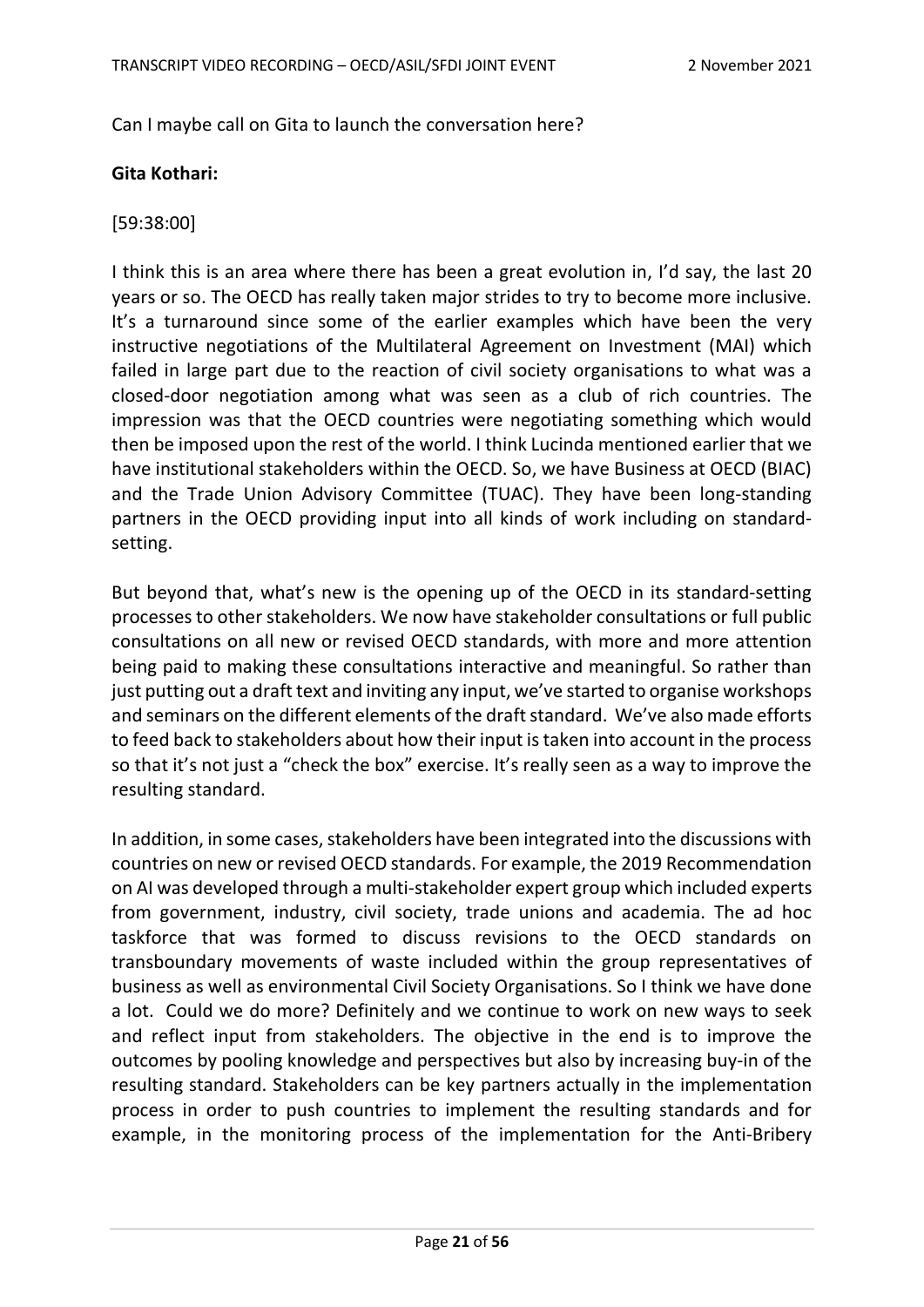Can I maybe call on Gita to launch the conversation here?

**Gita Kothari:**

[59:38:00]

I think this is an area where there has been a great evolution in, I'd say, the last 20 years or so. The OECD has really taken major strides to try to become more inclusive. It's a turnaround since some of the earlier examples which have been the very instructive negotiations of the Multilateral Agreement on Investment (MAI) which failed in large part due to the reaction of civil society organisations to what was a closed-door negotiation among what was seen as a club of rich countries. The impression was that the OECD countries were negotiating something which would then be imposed upon the rest of the world. I think Lucinda mentioned earlier that we have institutional stakeholders within the OECD. So, we have Business at OECD (BIAC) and the Trade Union Advisory Committee (TUAC). They have been long-standing partners in the OECD providing input into all kinds of work including on standard-setting.

But beyond that, what's new is the opening up of the OECD in its standard-setting processes to other stakeholders. We now have stakeholder consultations or full public consultations on all new or revised OECD standards, with more and more attention being paid to making these consultations interactive and meaningful. So rather than just putting out a draft text and inviting any input, we've started to organise workshops and seminars on the different elements of the draft standard. We've also made efforts to feed back to stakeholders about how their input is taken into account in the process so that it's not just a "check the box" exercise. It's really seen as a way to improve the resulting standard.

In addition, in some cases, stakeholders have been integrated into the discussions with countries on new or revised OECD standards. For example, the 2019 Recommendation on AI was developed through a multi-stakeholder expert group which included experts from government, industry, civil society, trade unions and academia. The ad hoc taskforce that was formed to discuss revisions to the OECD standards on transboundary movements of waste included within the group representatives of business as well as environmental Civil Society Organisations. So I think we have done a lot. Could we do more? Definitely and we continue to work on new ways to seek and reflect input from stakeholders. The objective in the end is to improve the outcomes by pooling knowledge and perspectives but also by increasing buy-in of the resulting standard. Stakeholders can be key partners actually in the implementation process in order to push countries to implement the resulting standards and for example, in the monitoring process of the implementation for the Anti-Bribery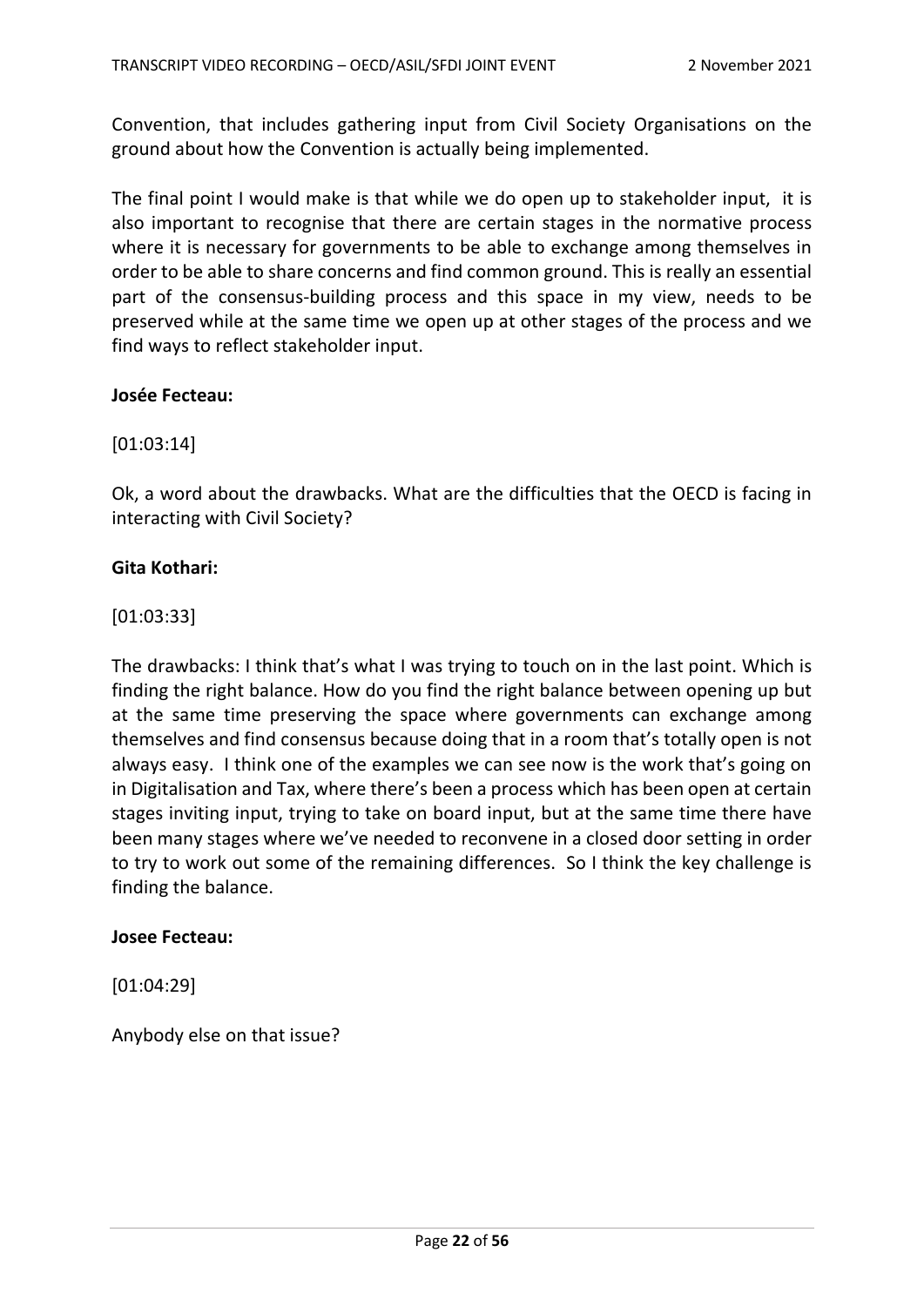Convention, that includes gathering input from Civil Society Organisations on the ground about how the Convention is actually being implemented.

The final point I would make is that while we do open up to stakeholder input, it is also important to recognise that there are certain stages in the normative process where it is necessary for governments to be able to exchange among themselves in order to be able to share concerns and find common ground. This is really an essential part of the consensus-building process and this space in my view, needs to be preserved while at the same time we open up at other stages of the process and we find ways to reflect stakeholder input.

**Josée Fecteau:**

[01:03:14]

Ok, a word about the drawbacks. What are the difficulties that the OECD is facing in interacting with Civil Society?

**Gita Kothari:**

[01:03:33]

The drawbacks: I think that's what I was trying to touch on in the last point. Which is finding the right balance. How do you find the right balance between opening up but at the same time preserving the space where governments can exchange among themselves and find consensus because doing that in a room that's totally open is not always easy. I think one of the examples we can see now is the work that's going on in Digitalisation and Tax, where there's been a process which has been open at certain stages inviting input, trying to take on board input, but at the same time there have been many stages where we've needed to reconvene in a closed door setting in order to try to work out some of the remaining differences. So I think the key challenge is finding the balance.

**Josee Fecteau:**

[01:04:29]

Anybody else on that issue?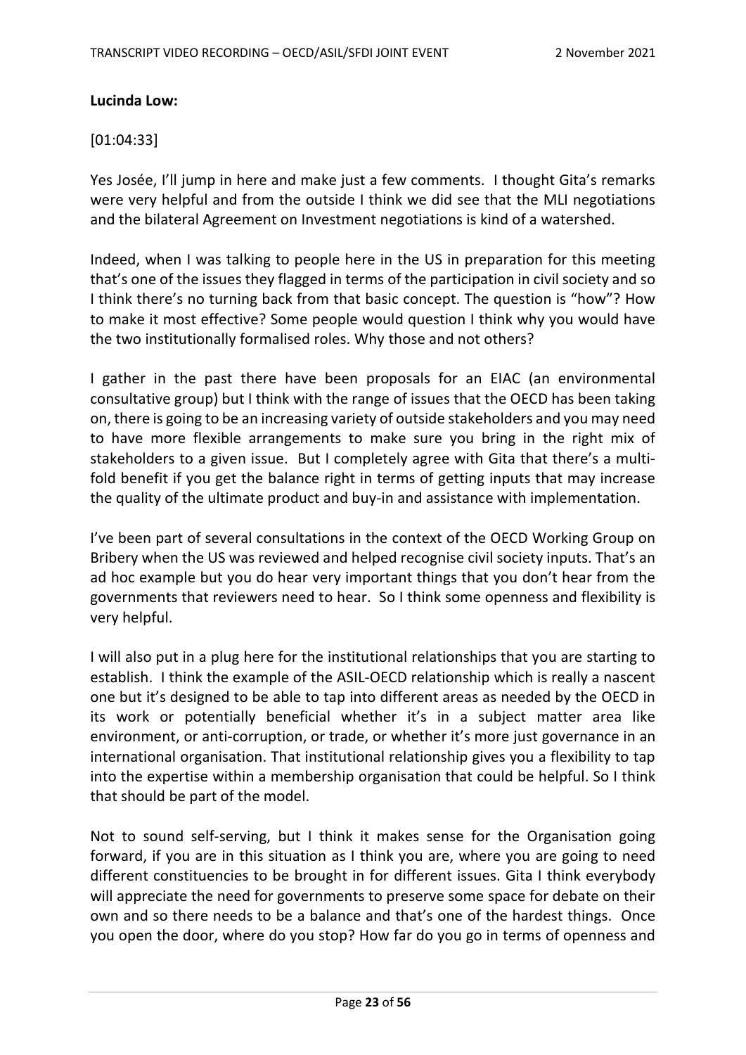**Lucinda Low:**

[01:04:33]

Yes Josée, I'll jump in here and make just a few comments. I thought Gita's remarks were very helpful and from the outside I think we did see that the MLI negotiations and the bilateral Agreement on Investment negotiations is kind of a watershed.

Indeed, when I was talking to people here in the US in preparation for this meeting that's one of the issues they flagged in terms of the participation in civil society and so I think there's no turning back from that basic concept. The question is "how"? How to make it most effective? Some people would question I think why you would have the two institutionally formalised roles. Why those and not others?

I gather in the past there have been proposals for an EIAC (an environmental consultative group) but I think with the range of issues that the OECD has been taking on, there is going to be an increasing variety of outside stakeholders and you may need to have more flexible arrangements to make sure you bring in the right mix of stakeholders to a given issue. But I completely agree with Gita that there's a multi-fold benefit if you get the balance right in terms of getting inputs that may increase the quality of the ultimate product and buy-in and assistance with implementation.

I've been part of several consultations in the context of the OECD Working Group on Bribery when the US was reviewed and helped recognise civil society inputs. That's an ad hoc example but you do hear very important things that you don't hear from the governments that reviewers need to hear. So I think some openness and flexibility is very helpful.

I will also put in a plug here for the institutional relationships that you are starting to establish. I think the example of the ASIL-OECD relationship which is really a nascent one but it's designed to be able to tap into different areas as needed by the OECD in its work or potentially beneficial whether it's in a subject matter area like environment, or anti-corruption, or trade, or whether it's more just governance in an international organisation. That institutional relationship gives you a flexibility to tap into the expertise within a membership organisation that could be helpful. So I think that should be part of the model.

Not to sound self-serving, but I think it makes sense for the Organisation going forward, if you are in this situation as I think you are, where you are going to need different constituencies to be brought in for different issues. Gita I think everybody will appreciate the need for governments to preserve some space for debate on their own and so there needs to be a balance and that's one of the hardest things. Once you open the door, where do you stop? How far do you go in terms of openness and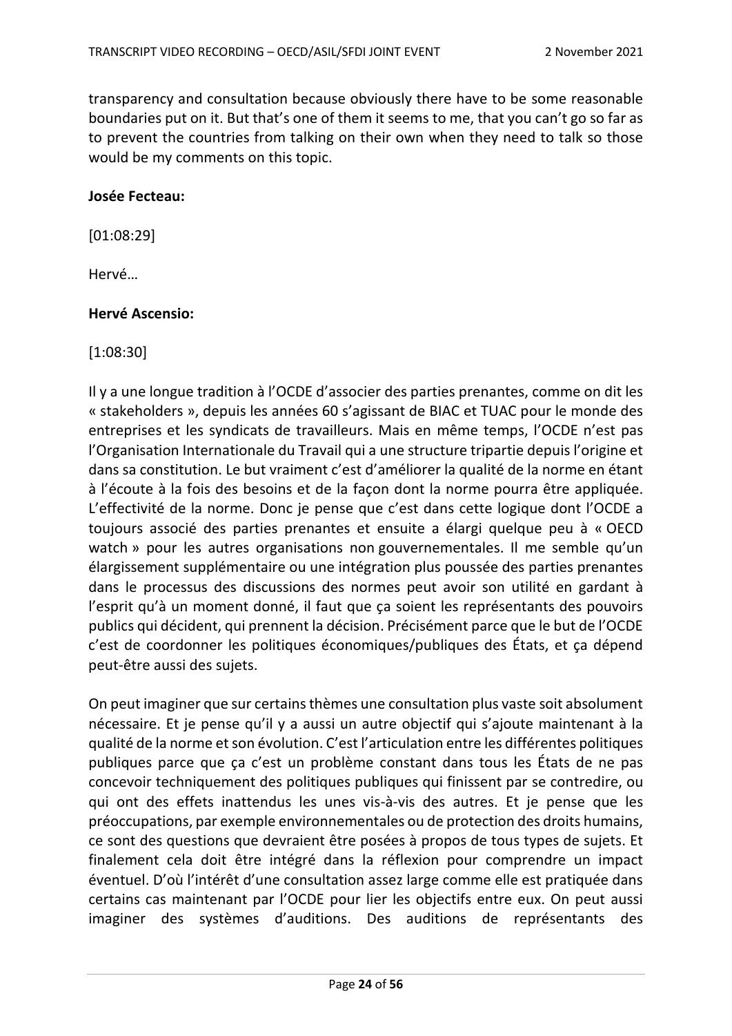transparency and consultation because obviously there have to be some reasonable boundaries put on it. But that's one of them it seems to me, that you can't go so far as to prevent the countries from talking on their own when they need to talk so those would be my comments on this topic.

**Josée Fecteau:**

[01:08:29]

Hervé…

**Hervé Ascensio:**

[1:08:30]

Il y a une longue tradition à l'OCDE d'associer des parties prenantes, comme on dit les « stakeholders », depuis les années 60 s'agissant de BIAC et TUAC pour le monde des entreprises et les syndicats de travailleurs. Mais en même temps, l'OCDE n'est pas l'Organisation Internationale du Travail qui a une structure tripartie depuis l'origine et dans sa constitution. Le but vraiment c'est d'améliorer la qualité de la norme en étant à l'écoute à la fois des besoins et de la façon dont la norme pourra être appliquée. L'effectivité de la norme. Donc je pense que c'est dans cette logique dont l'OCDE a toujours associé des parties prenantes et ensuite a élargi quelque peu à « OECD watch » pour les autres organisations non gouvernementales. Il me semble qu'un élargissement supplémentaire ou une intégration plus poussée des parties prenantes dans le processus des discussions des normes peut avoir son utilité en gardant à l'esprit qu'à un moment donné, il faut que ça soient les représentants des pouvoirs publics qui décident, qui prennent la décision. Précisément parce que le but de l'OCDE c'est de coordonner les politiques économiques/publiques des États, et ça dépend peut-être aussi des sujets.

On peut imaginer que sur certains thèmes une consultation plus vaste soit absolument nécessaire. Et je pense qu'il y a aussi un autre objectif qui s'ajoute maintenant à la qualité de la norme et son évolution. C'est l'articulation entre les différentes politiques publiques parce que ça c'est un problème constant dans tous les États de ne pas concevoir techniquement des politiques publiques qui finissent par se contredire, ou qui ont des effets inattendus les unes vis-à-vis des autres. Et je pense que les préoccupations, par exemple environnementales ou de protection des droits humains, ce sont des questions que devraient être posées à propos de tous types de sujets. Et finalement cela doit être intégré dans la réflexion pour comprendre un impact éventuel. D'où l'intérêt d'une consultation assez large comme elle est pratiquée dans certains cas maintenant par l'OCDE pour lier les objectifs entre eux. On peut aussi imaginer des systèmes d'auditions. Des auditions de représentants des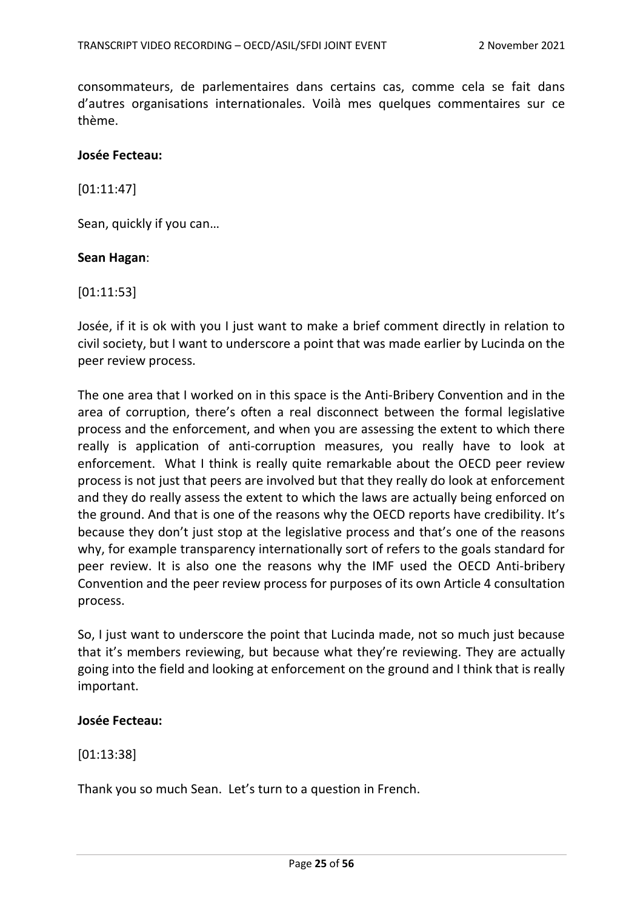consommateurs, de parlementaires dans certains cas, comme cela se fait dans d'autres organisations internationales. Voilà mes quelques commentaires sur ce thème.

**Josée Fecteau:**

[01:11:47]

Sean, quickly if you can…

**Sean Hagan**:

[01:11:53]

Josée, if it is ok with you I just want to make a brief comment directly in relation to civil society, but I want to underscore a point that was made earlier by Lucinda on the peer review process.

The one area that I worked on in this space is the Anti-Bribery Convention and in the area of corruption, there's often a real disconnect between the formal legislative process and the enforcement, and when you are assessing the extent to which there really is application of anti-corruption measures, you really have to look at enforcement. What I think is really quite remarkable about the OECD peer review process is not just that peers are involved but that they really do look at enforcement and they do really assess the extent to which the laws are actually being enforced on the ground. And that is one of the reasons why the OECD reports have credibility. It's because they don't just stop at the legislative process and that's one of the reasons why, for example transparency internationally sort of refers to the goals standard for peer review. It is also one the reasons why the IMF used the OECD Anti-bribery Convention and the peer review process for purposes of its own Article 4 consultation process.

So, I just want to underscore the point that Lucinda made, not so much just because that it's members reviewing, but because what they're reviewing. They are actually going into the field and looking at enforcement on the ground and I think that is really important.

**Josée Fecteau:**

[01:13:38]

Thank you so much Sean. Let's turn to a question in French.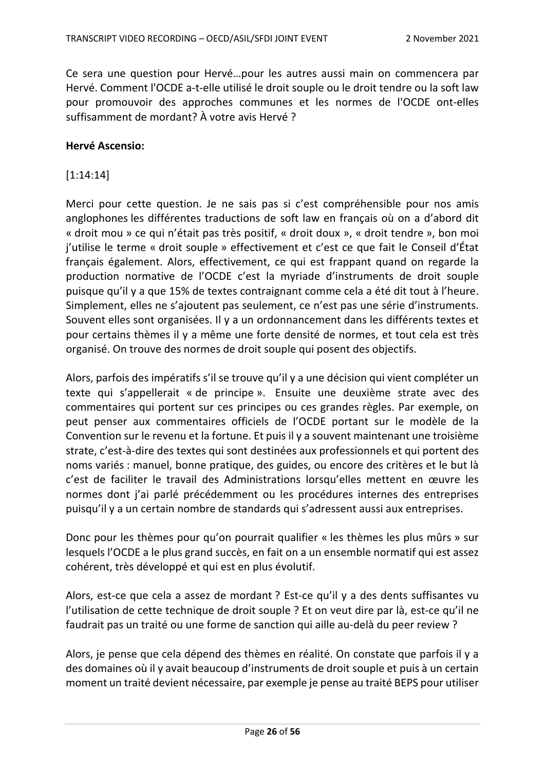Ce sera une question pour Hervé…pour les autres aussi main on commencera par Hervé. Comment l'OCDE a-t-elle utilisé le droit souple ou le droit tendre ou la soft law pour promouvoir des approches communes et les normes de l'OCDE ont-elles suffisamment de mordant? À votre avis Hervé ?

**Hervé Ascensio:**

[1:14:14]

Merci pour cette question. Je ne sais pas si c'est compréhensible pour nos amis anglophones les différentes traductions de soft law en français où on a d'abord dit « droit mou » ce qui n'était pas très positif, « droit doux », « droit tendre », bon moi j'utilise le terme « droit souple » effectivement et c'est ce que fait le Conseil d'État français également. Alors, effectivement, ce qui est frappant quand on regarde la production normative de l'OCDE c'est la myriade d'instruments de droit souple puisque qu'il y a que 15% de textes contraignant comme cela a été dit tout à l'heure. Simplement, elles ne s'ajoutent pas seulement, ce n'est pas une série d'instruments. Souvent elles sont organisées. Il y a un ordonnancement dans les différents textes et pour certains thèmes il y a même une forte densité de normes, et tout cela est très organisé. On trouve des normes de droit souple qui posent des objectifs.

Alors, parfois des impératifs s'il se trouve qu'il y a une décision qui vient compléter un texte qui s'appellerait « de principe ». Ensuite une deuxième strate avec des commentaires qui portent sur ces principes ou ces grandes règles. Par exemple, on peut penser aux commentaires officiels de l'OCDE portant sur le modèle de la Convention sur le revenu et la fortune. Et puis il y a souvent maintenant une troisième strate, c'est-à-dire des textes qui sont destinées aux professionnels et qui portent des noms variés : manuel, bonne pratique, des guides, ou encore des critères et le but là c'est de faciliter le travail des Administrations lorsqu'elles mettent en œuvre les normes dont j'ai parlé précédemment ou les procédures internes des entreprises puisqu'il y a un certain nombre de standards qui s'adressent aussi aux entreprises.

Donc pour les thèmes pour qu'on pourrait qualifier « les thèmes les plus mûrs » sur lesquels l'OCDE a le plus grand succès, en fait on a un ensemble normatif qui est assez cohérent, très développé et qui est en plus évolutif.

Alors, est-ce que cela a assez de mordant ? Est-ce qu'il y a des dents suffisantes vu l'utilisation de cette technique de droit souple ? Et on veut dire par là, est-ce qu'il ne faudrait pas un traité ou une forme de sanction qui aille au-delà du peer review ?

Alors, je pense que cela dépend des thèmes en réalité. On constate que parfois il y a des domaines où il y avait beaucoup d'instruments de droit souple et puis à un certain moment un traité devient nécessaire, par exemple je pense au traité BEPS pour utiliser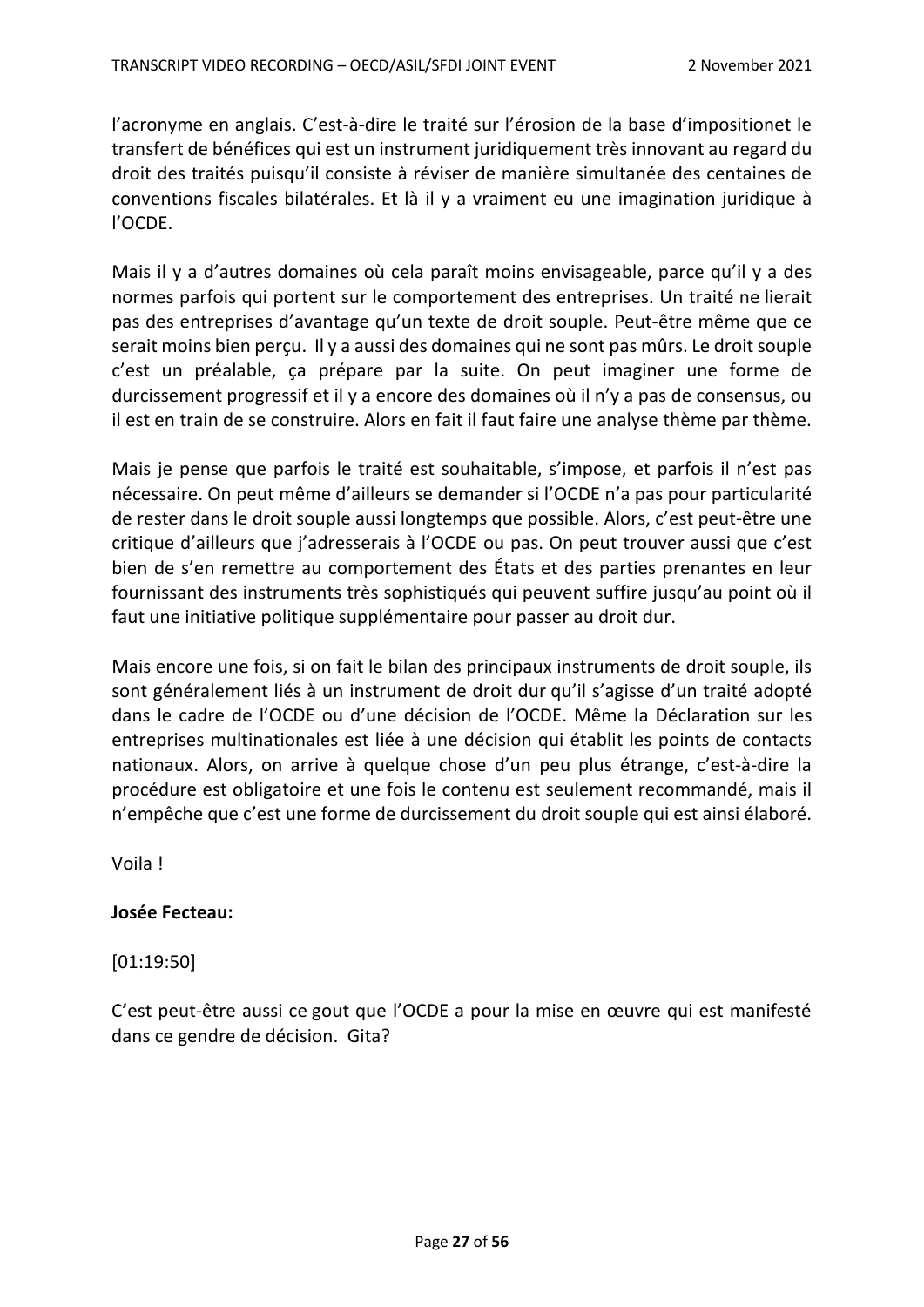l'acronyme en anglais. C'est-à-dire le traité sur l'érosion de la base d'impositionet le transfert de bénéfices qui est un instrument juridiquement très innovant au regard du droit des traités puisqu'il consiste à réviser de manière simultanée des centaines de conventions fiscales bilatérales. Et là il y a vraiment eu une imagination juridique à l'OCDE.

Mais il y a d'autres domaines où cela paraît moins envisageable, parce qu'il y a des normes parfois qui portent sur le comportement des entreprises. Un traité ne lierait pas des entreprises d'avantage qu'un texte de droit souple. Peut-être même que ce serait moins bien perçu. Il y a aussi des domaines qui ne sont pas mûrs. Le droit souple c'est un préalable, ça prépare par la suite. On peut imaginer une forme de durcissement progressif et il y a encore des domaines où il n'y a pas de consensus, ou il est en train de se construire. Alors en fait il faut faire une analyse thème par thème.

Mais je pense que parfois le traité est souhaitable, s'impose, et parfois il n'est pas nécessaire. On peut même d'ailleurs se demander si l'OCDE n'a pas pour particularité de rester dans le droit souple aussi longtemps que possible. Alors, c'est peut-être une critique d'ailleurs que j'adresserais à l'OCDE ou pas. On peut trouver aussi que c'est bien de s'en remettre au comportement des États et des parties prenantes en leur fournissant des instruments très sophistiqués qui peuvent suffire jusqu'au point où il faut une initiative politique supplémentaire pour passer au droit dur.

Mais encore une fois, si on fait le bilan des principaux instruments de droit souple, ils sont généralement liés à un instrument de droit dur qu'il s'agisse d'un traité adopté dans le cadre de l'OCDE ou d'une décision de l'OCDE. Même la Déclaration sur les entreprises multinationales est liée à une décision qui établit les points de contacts nationaux. Alors, on arrive à quelque chose d'un peu plus étrange, c'est-à-dire la procédure est obligatoire et une fois le contenu est seulement recommandé, mais il n'empêche que c'est une forme de durcissement du droit souple qui est ainsi élaboré.

Voila !

**Josée Fecteau:**

[01:19:50]

C'est peut-être aussi ce gout que l'OCDE a pour la mise en œuvre qui est manifesté dans ce gendre de décision. Gita?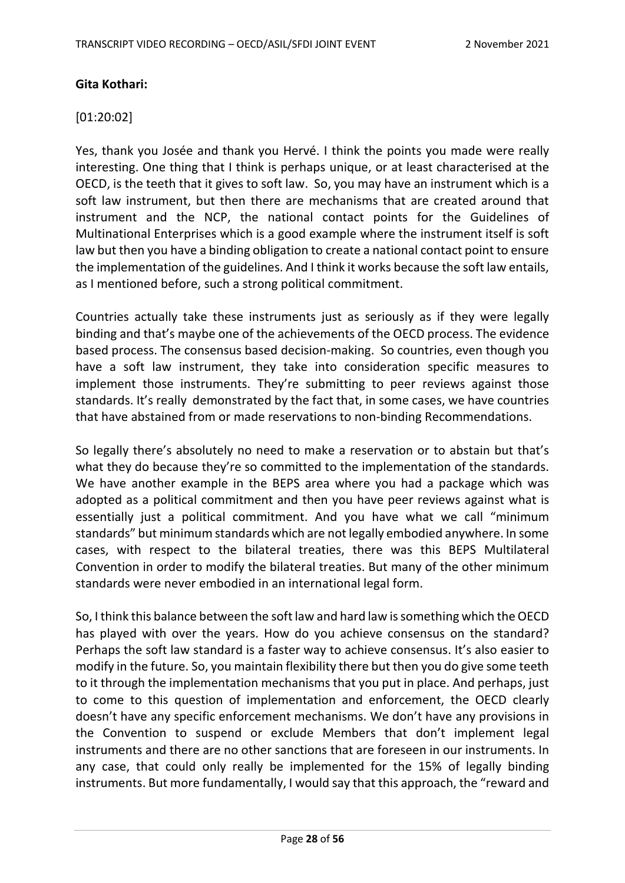**Gita Kothari:**

[01:20:02]

Yes, thank you Josée and thank you Hervé. I think the points you made were really interesting. One thing that I think is perhaps unique, or at least characterised at the OECD, is the teeth that it gives to soft law. So, you may have an instrument which is a soft law instrument, but then there are mechanisms that are created around that instrument and the NCP, the national contact points for the Guidelines of Multinational Enterprises which is a good example where the instrument itself is soft law but then you have a binding obligation to create a national contact point to ensure the implementation of the guidelines. And I think it works because the soft law entails, as I mentioned before, such a strong political commitment.

Countries actually take these instruments just as seriously as if they were legally binding and that's maybe one of the achievements of the OECD process. The evidence based process. The consensus based decision-making. So countries, even though you have a soft law instrument, they take into consideration specific measures to implement those instruments. They're submitting to peer reviews against those standards. It's really demonstrated by the fact that, in some cases, we have countries that have abstained from or made reservations to non-binding Recommendations.

So legally there's absolutely no need to make a reservation or to abstain but that's what they do because they're so committed to the implementation of the standards. We have another example in the BEPS area where you had a package which was adopted as a political commitment and then you have peer reviews against what is essentially just a political commitment. And you have what we call "minimum standards" but minimum standards which are not legally embodied anywhere. In some cases, with respect to the bilateral treaties, there was this BEPS Multilateral Convention in order to modify the bilateral treaties. But many of the other minimum standards were never embodied in an international legal form.

So, I think this balance between the soft law and hard law is something which the OECD has played with over the years. How do you achieve consensus on the standard? Perhaps the soft law standard is a faster way to achieve consensus. It's also easier to modify in the future. So, you maintain flexibility there but then you do give some teeth to it through the implementation mechanisms that you put in place. And perhaps, just to come to this question of implementation and enforcement, the OECD clearly doesn't have any specific enforcement mechanisms. We don't have any provisions in the Convention to suspend or exclude Members that don't implement legal instruments and there are no other sanctions that are foreseen in our instruments. In any case, that could only really be implemented for the 15% of legally binding instruments. But more fundamentally, I would say that this approach, the "reward and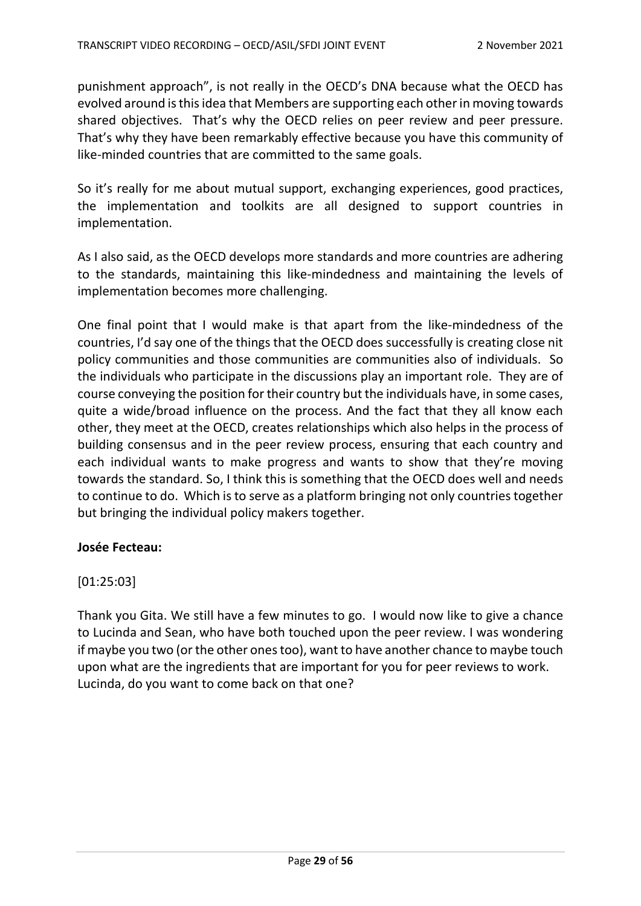punishment approach", is not really in the OECD's DNA because what the OECD has evolved around is this idea that Members are supporting each other in moving towards shared objectives. That's why the OECD relies on peer review and peer pressure. That's why they have been remarkably effective because you have this community of like-minded countries that are committed to the same goals.

So it's really for me about mutual support, exchanging experiences, good practices, the implementation and toolkits are all designed to support countries in implementation.

As I also said, as the OECD develops more standards and more countries are adhering to the standards, maintaining this like-mindedness and maintaining the levels of implementation becomes more challenging.

One final point that I would make is that apart from the like-mindedness of the countries, I'd say one of the things that the OECD does successfully is creating close nit policy communities and those communities are communities also of individuals. So the individuals who participate in the discussions play an important role. They are of course conveying the position for their country but the individuals have, in some cases, quite a wide/broad influence on the process. And the fact that they all know each other, they meet at the OECD, creates relationships which also helps in the process of building consensus and in the peer review process, ensuring that each country and each individual wants to make progress and wants to show that they're moving towards the standard. So, I think this is something that the OECD does well and needs to continue to do. Which is to serve as a platform bringing not only countries together but bringing the individual policy makers together.

**Josée Fecteau:**

[01:25:03]

Thank you Gita. We still have a few minutes to go. I would now like to give a chance to Lucinda and Sean, who have both touched upon the peer review. I was wondering if maybe you two (or the other ones too), want to have another chance to maybe touch upon what are the ingredients that are important for you for peer reviews to work. Lucinda, do you want to come back on that one?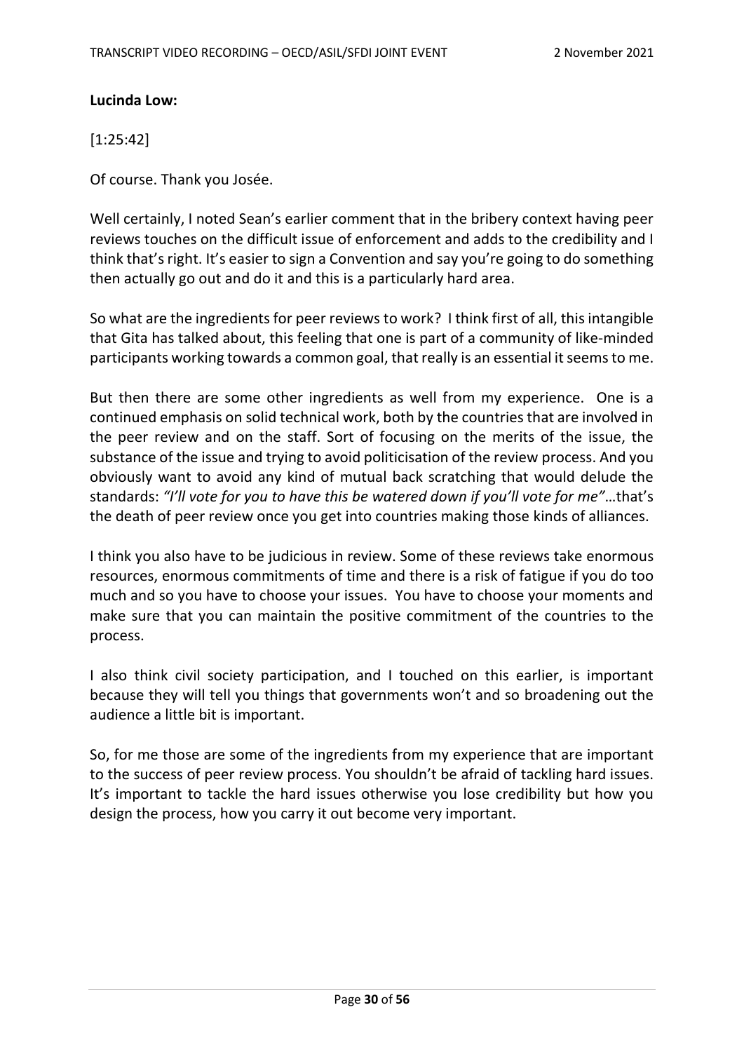**Lucinda Low:**

[1:25:42]

Of course. Thank you Josée.

Well certainly, I noted Sean's earlier comment that in the bribery context having peer reviews touches on the difficult issue of enforcement and adds to the credibility and I think that's right. It's easier to sign a Convention and say you're going to do something then actually go out and do it and this is a particularly hard area.

So what are the ingredients for peer reviews to work? I think first of all, this intangible that Gita has talked about, this feeling that one is part of a community of like-minded participants working towards a common goal, that really is an essential it seems to me.

But then there are some other ingredients as well from my experience. One is a continued emphasis on solid technical work, both by the countries that are involved in the peer review and on the staff. Sort of focusing on the merits of the issue, the substance of the issue and trying to avoid politicisation of the review process. And you obviously want to avoid any kind of mutual back scratching that would delude the standards: *"I'll vote for you to have this be watered down if you'll vote for me"*…that's the death of peer review once you get into countries making those kinds of alliances.

I think you also have to be judicious in review. Some of these reviews take enormous resources, enormous commitments of time and there is a risk of fatigue if you do too much and so you have to choose your issues. You have to choose your moments and make sure that you can maintain the positive commitment of the countries to the process.

I also think civil society participation, and I touched on this earlier, is important because they will tell you things that governments won't and so broadening out the audience a little bit is important.

So, for me those are some of the ingredients from my experience that are important to the success of peer review process. You shouldn't be afraid of tackling hard issues. It's important to tackle the hard issues otherwise you lose credibility but how you design the process, how you carry it out become very important.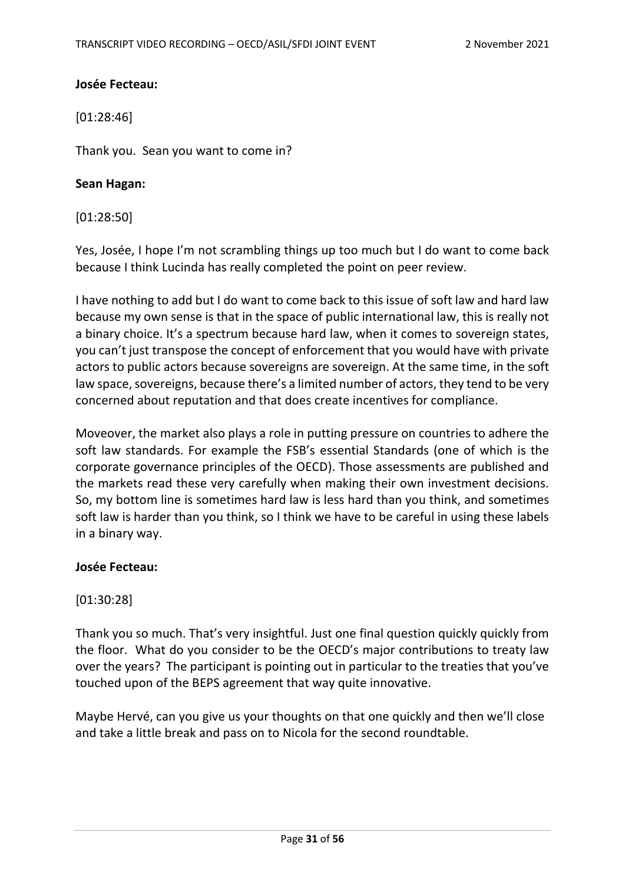**Josée Fecteau:**

[01:28:46]

Thank you. Sean you want to come in?

**Sean Hagan:**

[01:28:50]

Yes, Josée, I hope I'm not scrambling things up too much but I do want to come back because I think Lucinda has really completed the point on peer review.

I have nothing to add but I do want to come back to this issue of soft law and hard law because my own sense is that in the space of public international law, this is really not a binary choice. It's a spectrum because hard law, when it comes to sovereign states, you can't just transpose the concept of enforcement that you would have with private actors to public actors because sovereigns are sovereign. At the same time, in the soft law space, sovereigns, because there's a limited number of actors, they tend to be very concerned about reputation and that does create incentives for compliance.

Moveover, the market also plays a role in putting pressure on countries to adhere the soft law standards. For example the FSB's essential Standards (one of which is the corporate governance principles of the OECD). Those assessments are published and the markets read these very carefully when making their own investment decisions. So, my bottom line is sometimes hard law is less hard than you think, and sometimes soft law is harder than you think, so I think we have to be careful in using these labels in a binary way.

**Josée Fecteau:**

[01:30:28]

Thank you so much. That's very insightful. Just one final question quickly quickly from the floor. What do you consider to be the OECD's major contributions to treaty law over the years? The participant is pointing out in particular to the treaties that you've touched upon of the BEPS agreement that way quite innovative.

Maybe Hervé, can you give us your thoughts on that one quickly and then we'll close and take a little break and pass on to Nicola for the second roundtable.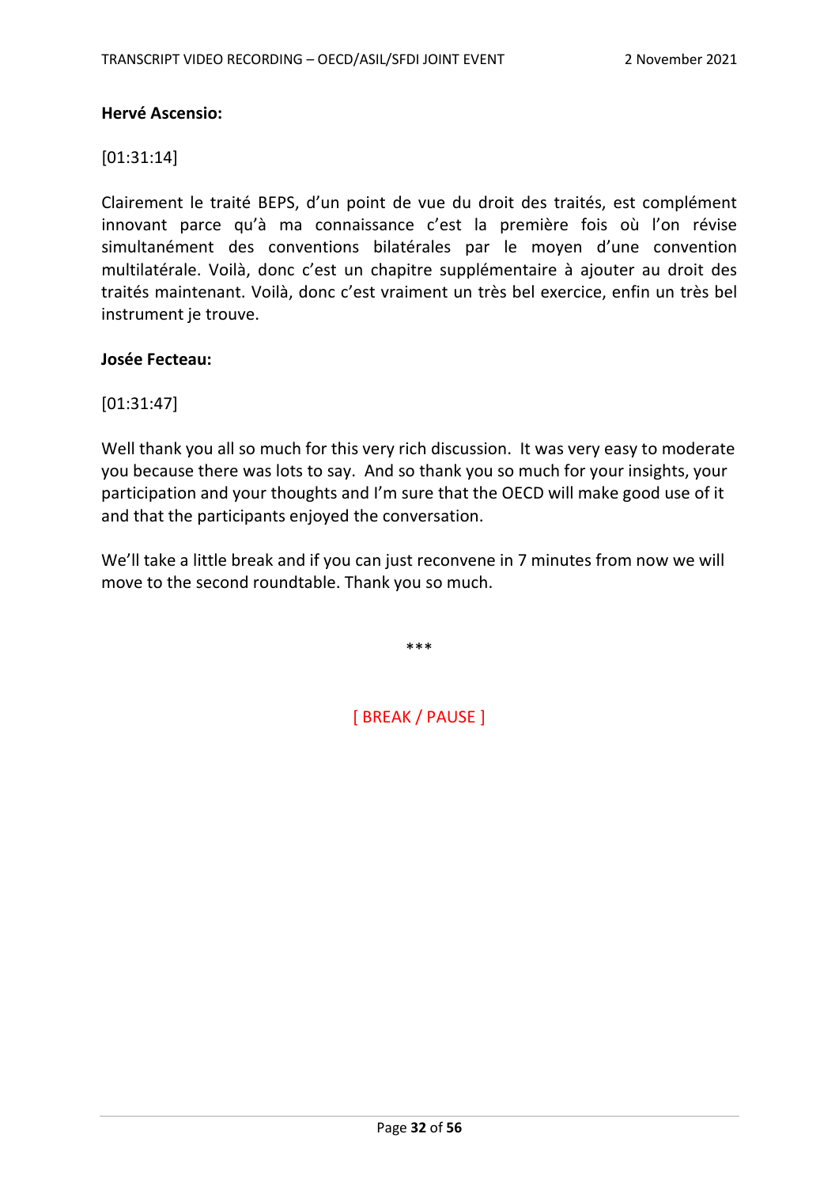**Hervé Ascensio:**

[01:31:14]

Clairement le traité BEPS, d'un point de vue du droit des traités, est complément innovant parce qu'à ma connaissance c'est la première fois où l'on révise simultanément des conventions bilatérales par le moyen d'une convention multilatérale. Voilà, donc c'est un chapitre supplémentaire à ajouter au droit des traités maintenant. Voilà, donc c'est vraiment un très bel exercice, enfin un très bel instrument je trouve.

**Josée Fecteau:**

[01:31:47]

Well thank you all so much for this very rich discussion. It was very easy to moderate you because there was lots to say. And so thank you so much for your insights, your participation and your thoughts and I'm sure that the OECD will make good use of it and that the participants enjoyed the conversation.

We'll take a little break and if you can just reconvene in 7 minutes from now we will move to the second roundtable. Thank you so much.

***

[ BREAK / PAUSE ]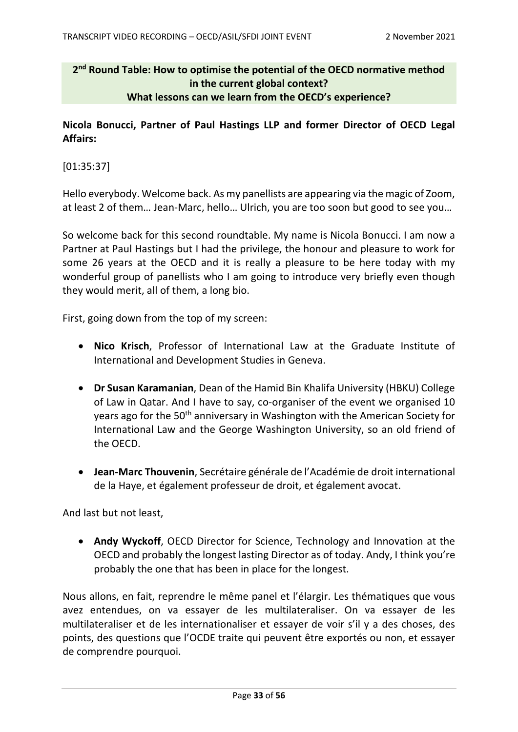## 2nd Round Table: How to optimise the potential of the OECD normative method in the current global context? What lessons can we learn from the OECD's experience?

**Nicola Bonucci, Partner of Paul Hastings LLP and former Director of OECD Legal Affairs:**

[01:35:37]

Hello everybody. Welcome back. As my panellists are appearing via the magic of Zoom, at least 2 of them… Jean-Marc, hello… Ulrich, you are too soon but good to see you…

So welcome back for this second roundtable. My name is Nicola Bonucci. I am now a Partner at Paul Hastings but I had the privilege, the honour and pleasure to work for some 26 years at the OECD and it is really a pleasure to be here today with my wonderful group of panellists who I am going to introduce very briefly even though they would merit, all of them, a long bio.

First, going down from the top of my screen:

- **Nico Krisch**, Professor of International Law at the Graduate Institute of International and Development Studies in Geneva.
- **Dr Susan Karamanian**, Dean of the Hamid Bin Khalifa University (HBKU) College of Law in Qatar. And I have to say, co-organiser of the event we organised 10 years ago for the 50th anniversary in Washington with the American Society for International Law and the George Washington University, so an old friend of the OECD.
- **Jean-Marc Thouvenin**, Secrétaire générale de l'Académie de droit international de la Haye, et également professeur de droit, et également avocat.

And last but not least,

- **Andy Wyckoff**, OECD Director for Science, Technology and Innovation at the OECD and probably the longest lasting Director as of today. Andy, I think you're probably the one that has been in place for the longest.

Nous allons, en fait, reprendre le même panel et l'élargir. Les thématiques que vous avez entendues, on va essayer de les multilateraliser. On va essayer de les multilateraliser et de les internationaliser et essayer de voir s'il y a des choses, des points, des questions que l'OCDE traite qui peuvent être exportés ou non, et essayer de comprendre pourquoi.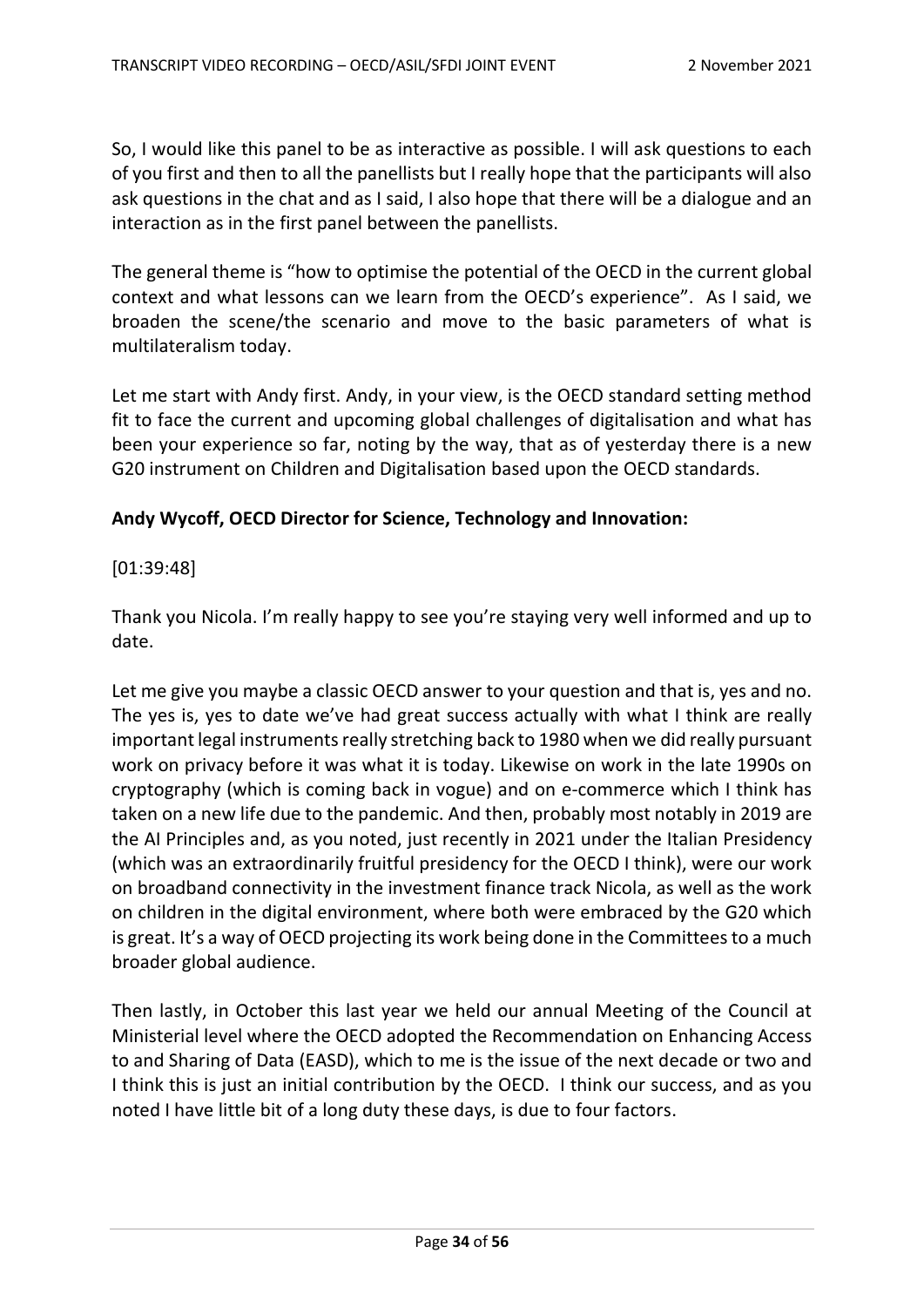So, I would like this panel to be as interactive as possible. I will ask questions to each of you first and then to all the panellists but I really hope that the participants will also ask questions in the chat and as I said, I also hope that there will be a dialogue and an interaction as in the first panel between the panellists.

The general theme is "how to optimise the potential of the OECD in the current global context and what lessons can we learn from the OECD's experience". As I said, we broaden the scene/the scenario and move to the basic parameters of what is multilateralism today.

Let me start with Andy first. Andy, in your view, is the OECD standard setting method fit to face the current and upcoming global challenges of digitalisation and what has been your experience so far, noting by the way, that as of yesterday there is a new G20 instrument on Children and Digitalisation based upon the OECD standards.

**Andy Wycoff, OECD Director for Science, Technology and Innovation:**

[01:39:48]

Thank you Nicola. I'm really happy to see you're staying very well informed and up to date.

Let me give you maybe a classic OECD answer to your question and that is, yes and no. The yes is, yes to date we've had great success actually with what I think are really important legal instruments really stretching back to 1980 when we did really pursuant work on privacy before it was what it is today. Likewise on work in the late 1990s on cryptography (which is coming back in vogue) and on e-commerce which I think has taken on a new life due to the pandemic. And then, probably most notably in 2019 are the AI Principles and, as you noted, just recently in 2021 under the Italian Presidency (which was an extraordinarily fruitful presidency for the OECD I think), were our work on broadband connectivity in the investment finance track Nicola, as well as the work on children in the digital environment, where both were embraced by the G20 which is great. It's a way of OECD projecting its work being done in the Committees to a much broader global audience.

Then lastly, in October this last year we held our annual Meeting of the Council at Ministerial level where the OECD adopted the Recommendation on Enhancing Access to and Sharing of Data (EASD), which to me is the issue of the next decade or two and I think this is just an initial contribution by the OECD. I think our success, and as you noted I have little bit of a long duty these days, is due to four factors.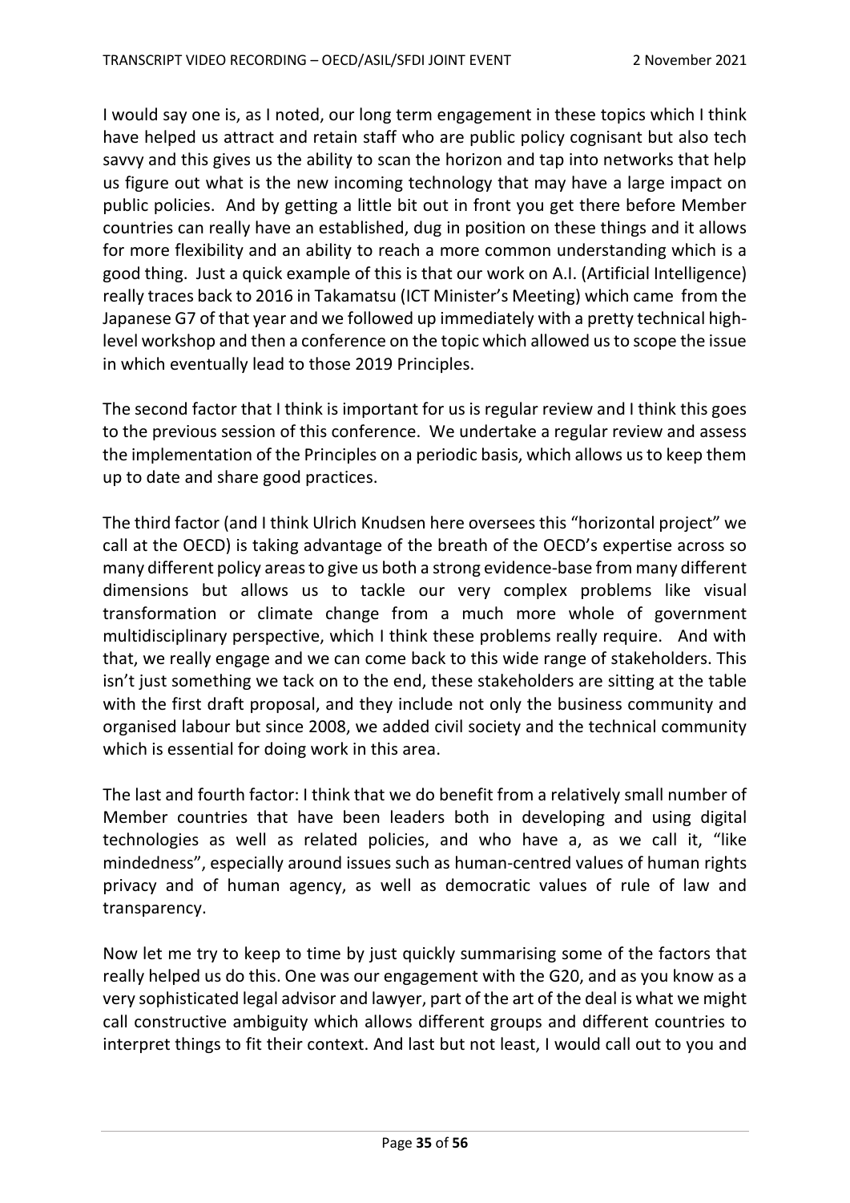I would say one is, as I noted, our long term engagement in these topics which I think have helped us attract and retain staff who are public policy cognisant but also tech savvy and this gives us the ability to scan the horizon and tap into networks that help us figure out what is the new incoming technology that may have a large impact on public policies. And by getting a little bit out in front you get there before Member countries can really have an established, dug in position on these things and it allows for more flexibility and an ability to reach a more common understanding which is a good thing. Just a quick example of this is that our work on A.I. (Artificial Intelligence) really traces back to 2016 in Takamatsu (ICT Minister's Meeting) which came from the Japanese G7 of that year and we followed up immediately with a pretty technical high-level workshop and then a conference on the topic which allowed us to scope the issue in which eventually lead to those 2019 Principles.

The second factor that I think is important for us is regular review and I think this goes to the previous session of this conference. We undertake a regular review and assess the implementation of the Principles on a periodic basis, which allows us to keep them up to date and share good practices.

The third factor (and I think Ulrich Knudsen here oversees this "horizontal project" we call at the OECD) is taking advantage of the breath of the OECD's expertise across so many different policy areas to give us both a strong evidence-base from many different dimensions but allows us to tackle our very complex problems like visual transformation or climate change from a much more whole of government multidisciplinary perspective, which I think these problems really require. And with that, we really engage and we can come back to this wide range of stakeholders. This isn't just something we tack on to the end, these stakeholders are sitting at the table with the first draft proposal, and they include not only the business community and organised labour but since 2008, we added civil society and the technical community which is essential for doing work in this area.

The last and fourth factor: I think that we do benefit from a relatively small number of Member countries that have been leaders both in developing and using digital technologies as well as related policies, and who have a, as we call it, "like mindedness", especially around issues such as human-centred values of human rights privacy and of human agency, as well as democratic values of rule of law and transparency.

Now let me try to keep to time by just quickly summarising some of the factors that really helped us do this. One was our engagement with the G20, and as you know as a very sophisticated legal advisor and lawyer, part of the art of the deal is what we might call constructive ambiguity which allows different groups and different countries to interpret things to fit their context. And last but not least, I would call out to you and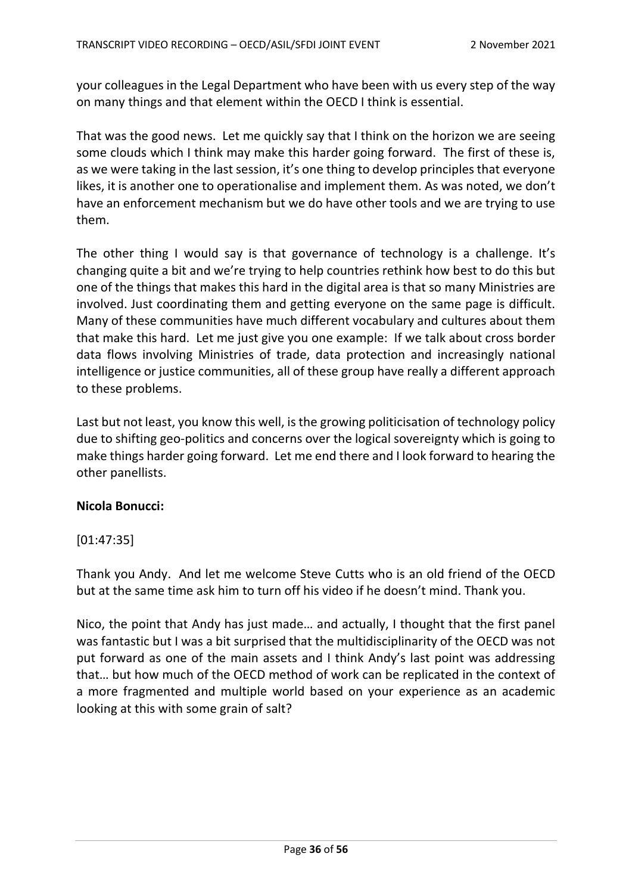your colleagues in the Legal Department who have been with us every step of the way on many things and that element within the OECD I think is essential.

That was the good news. Let me quickly say that I think on the horizon we are seeing some clouds which I think may make this harder going forward. The first of these is, as we were taking in the last session, it's one thing to develop principles that everyone likes, it is another one to operationalise and implement them. As was noted, we don't have an enforcement mechanism but we do have other tools and we are trying to use them.

The other thing I would say is that governance of technology is a challenge. It's changing quite a bit and we're trying to help countries rethink how best to do this but one of the things that makes this hard in the digital area is that so many Ministries are involved. Just coordinating them and getting everyone on the same page is difficult. Many of these communities have much different vocabulary and cultures about them that make this hard. Let me just give you one example: If we talk about cross border data flows involving Ministries of trade, data protection and increasingly national intelligence or justice communities, all of these group have really a different approach to these problems.

Last but not least, you know this well, is the growing politicisation of technology policy due to shifting geo-politics and concerns over the logical sovereignty which is going to make things harder going forward. Let me end there and I look forward to hearing the other panellists.

**Nicola Bonucci:**

[01:47:35]

Thank you Andy. And let me welcome Steve Cutts who is an old friend of the OECD but at the same time ask him to turn off his video if he doesn't mind. Thank you.

Nico, the point that Andy has just made… and actually, I thought that the first panel was fantastic but I was a bit surprised that the multidisciplinarity of the OECD was not put forward as one of the main assets and I think Andy's last point was addressing that… but how much of the OECD method of work can be replicated in the context of a more fragmented and multiple world based on your experience as an academic looking at this with some grain of salt?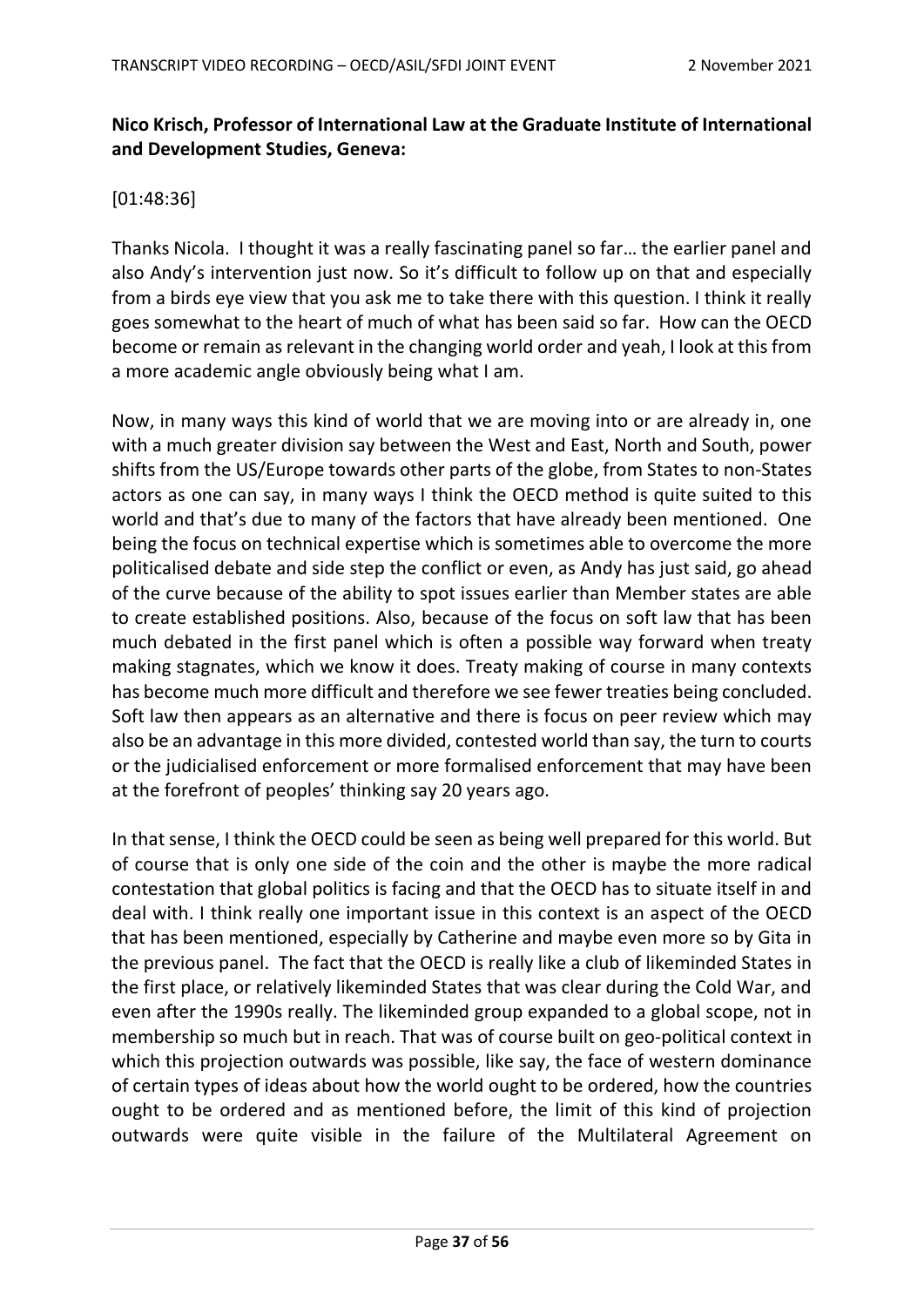**Nico Krisch, Professor of International Law at the Graduate Institute of International and Development Studies, Geneva:**

[01:48:36]

Thanks Nicola. I thought it was a really fascinating panel so far… the earlier panel and also Andy's intervention just now. So it's difficult to follow up on that and especially from a birds eye view that you ask me to take there with this question. I think it really goes somewhat to the heart of much of what has been said so far. How can the OECD become or remain as relevant in the changing world order and yeah, I look at this from a more academic angle obviously being what I am.

Now, in many ways this kind of world that we are moving into or are already in, one with a much greater division say between the West and East, North and South, power shifts from the US/Europe towards other parts of the globe, from States to non-States actors as one can say, in many ways I think the OECD method is quite suited to this world and that's due to many of the factors that have already been mentioned. One being the focus on technical expertise which is sometimes able to overcome the more politicalised debate and side step the conflict or even, as Andy has just said, go ahead of the curve because of the ability to spot issues earlier than Member states are able to create established positions. Also, because of the focus on soft law that has been much debated in the first panel which is often a possible way forward when treaty making stagnates, which we know it does. Treaty making of course in many contexts has become much more difficult and therefore we see fewer treaties being concluded. Soft law then appears as an alternative and there is focus on peer review which may also be an advantage in this more divided, contested world than say, the turn to courts or the judicialised enforcement or more formalised enforcement that may have been at the forefront of peoples' thinking say 20 years ago.

In that sense, I think the OECD could be seen as being well prepared for this world. But of course that is only one side of the coin and the other is maybe the more radical contestation that global politics is facing and that the OECD has to situate itself in and deal with. I think really one important issue in this context is an aspect of the OECD that has been mentioned, especially by Catherine and maybe even more so by Gita in the previous panel. The fact that the OECD is really like a club of likeminded States in the first place, or relatively likeminded States that was clear during the Cold War, and even after the 1990s really. The likeminded group expanded to a global scope, not in membership so much but in reach. That was of course built on geo-political context in which this projection outwards was possible, like say, the face of western dominance of certain types of ideas about how the world ought to be ordered, how the countries ought to be ordered and as mentioned before, the limit of this kind of projection outwards were quite visible in the failure of the Multilateral Agreement on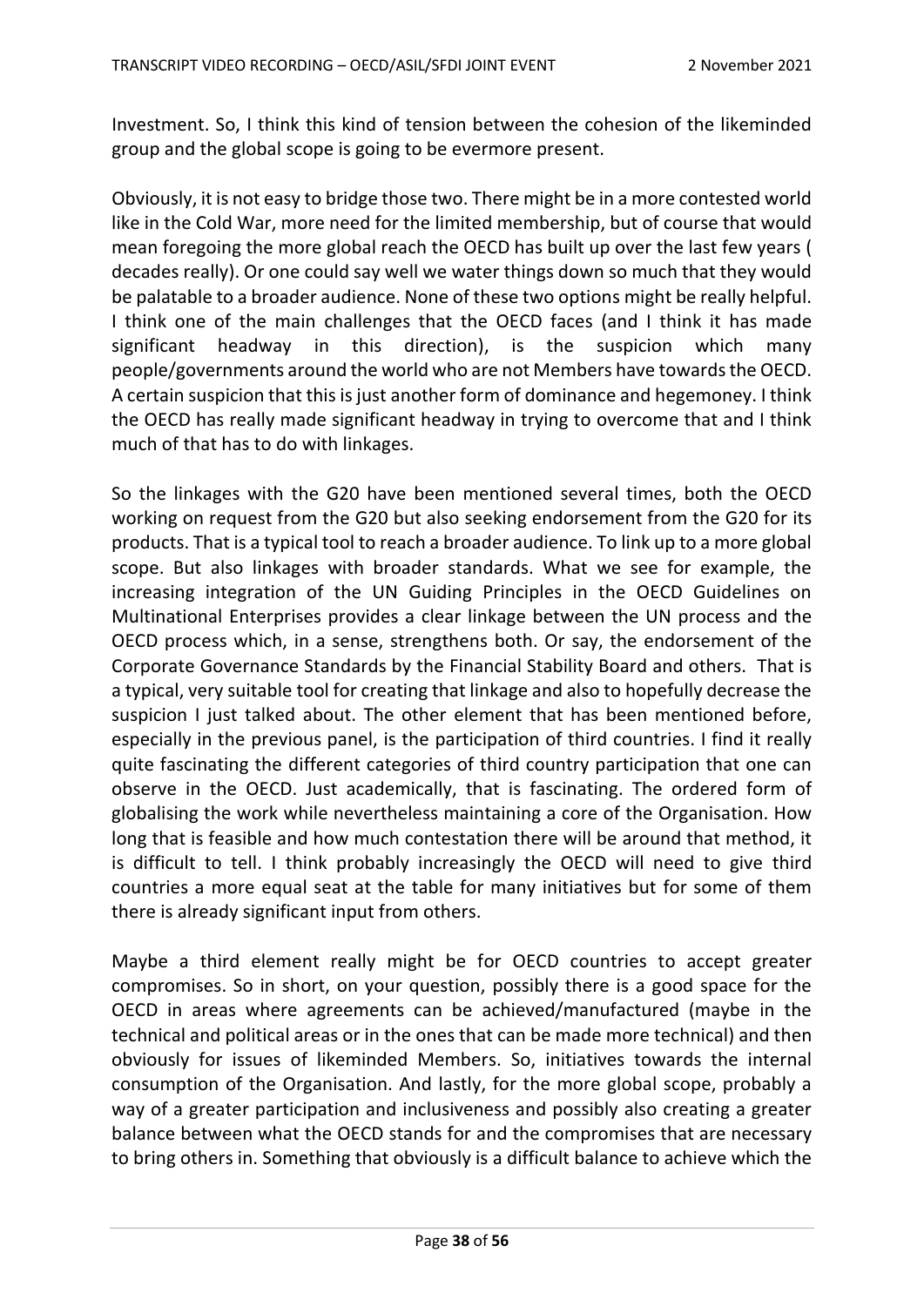Investment. So, I think this kind of tension between the cohesion of the likeminded group and the global scope is going to be evermore present.

Obviously, it is not easy to bridge those two. There might be in a more contested world like in the Cold War, more need for the limited membership, but of course that would mean foregoing the more global reach the OECD has built up over the last few years ( decades really). Or one could say well we water things down so much that they would be palatable to a broader audience. None of these two options might be really helpful. I think one of the main challenges that the OECD faces (and I think it has made significant headway in this direction), is the suspicion which many people/governments around the world who are not Members have towards the OECD. A certain suspicion that this is just another form of dominance and hegemoney. I think the OECD has really made significant headway in trying to overcome that and I think much of that has to do with linkages.

So the linkages with the G20 have been mentioned several times, both the OECD working on request from the G20 but also seeking endorsement from the G20 for its products. That is a typical tool to reach a broader audience. To link up to a more global scope. But also linkages with broader standards. What we see for example, the increasing integration of the UN Guiding Principles in the OECD Guidelines on Multinational Enterprises provides a clear linkage between the UN process and the OECD process which, in a sense, strengthens both. Or say, the endorsement of the Corporate Governance Standards by the Financial Stability Board and others. That is a typical, very suitable tool for creating that linkage and also to hopefully decrease the suspicion I just talked about. The other element that has been mentioned before, especially in the previous panel, is the participation of third countries. I find it really quite fascinating the different categories of third country participation that one can observe in the OECD. Just academically, that is fascinating. The ordered form of globalising the work while nevertheless maintaining a core of the Organisation. How long that is feasible and how much contestation there will be around that method, it is difficult to tell. I think probably increasingly the OECD will need to give third countries a more equal seat at the table for many initiatives but for some of them there is already significant input from others.

Maybe a third element really might be for OECD countries to accept greater compromises. So in short, on your question, possibly there is a good space for the OECD in areas where agreements can be achieved/manufactured (maybe in the technical and political areas or in the ones that can be made more technical) and then obviously for issues of likeminded Members. So, initiatives towards the internal consumption of the Organisation. And lastly, for the more global scope, probably a way of a greater participation and inclusiveness and possibly also creating a greater balance between what the OECD stands for and the compromises that are necessary to bring others in. Something that obviously is a difficult balance to achieve which the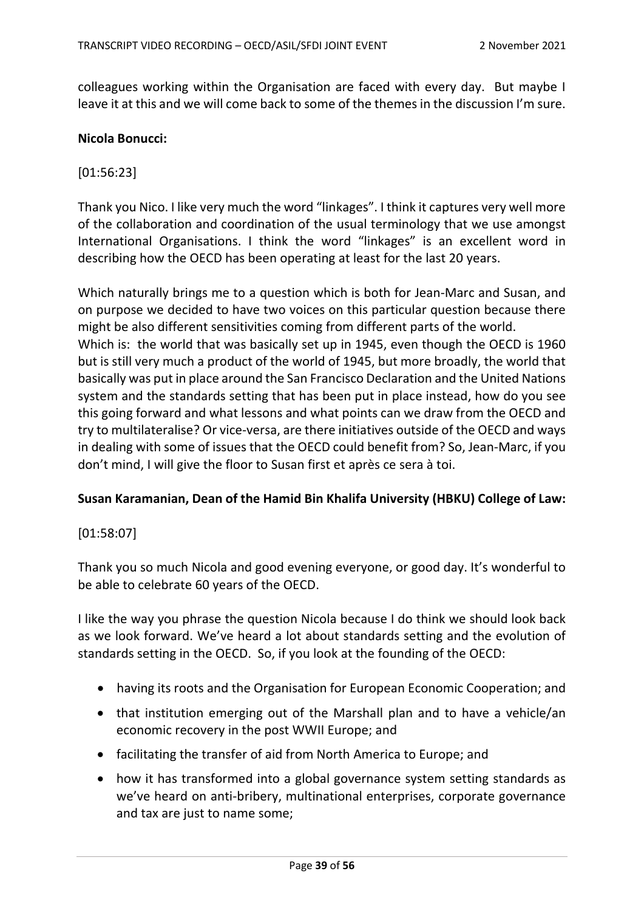colleagues working within the Organisation are faced with every day. But maybe I leave it at this and we will come back to some of the themes in the discussion I'm sure.

**Nicola Bonucci:**

[01:56:23]

Thank you Nico. I like very much the word "linkages". I think it captures very well more of the collaboration and coordination of the usual terminology that we use amongst International Organisations. I think the word "linkages" is an excellent word in describing how the OECD has been operating at least for the last 20 years.

Which naturally brings me to a question which is both for Jean-Marc and Susan, and on purpose we decided to have two voices on this particular question because there might be also different sensitivities coming from different parts of the world.
Which is: the world that was basically set up in 1945, even though the OECD is 1960 but is still very much a product of the world of 1945, but more broadly, the world that basically was put in place around the San Francisco Declaration and the United Nations system and the standards setting that has been put in place instead, how do you see this going forward and what lessons and what points can we draw from the OECD and try to multilateralise? Or vice-versa, are there initiatives outside of the OECD and ways in dealing with some of issues that the OECD could benefit from? So, Jean-Marc, if you don't mind, I will give the floor to Susan first et après ce sera à toi.

**Susan Karamanian, Dean of the Hamid Bin Khalifa University (HBKU) College of Law:**

[01:58:07]

Thank you so much Nicola and good evening everyone, or good day. It's wonderful to be able to celebrate 60 years of the OECD.

I like the way you phrase the question Nicola because I do think we should look back as we look forward. We've heard a lot about standards setting and the evolution of standards setting in the OECD. So, if you look at the founding of the OECD:

- having its roots and the Organisation for European Economic Cooperation; and
- that institution emerging out of the Marshall plan and to have a vehicle/an economic recovery in the post WWII Europe; and
- facilitating the transfer of aid from North America to Europe; and
- how it has transformed into a global governance system setting standards as we've heard on anti-bribery, multinational enterprises, corporate governance and tax are just to name some;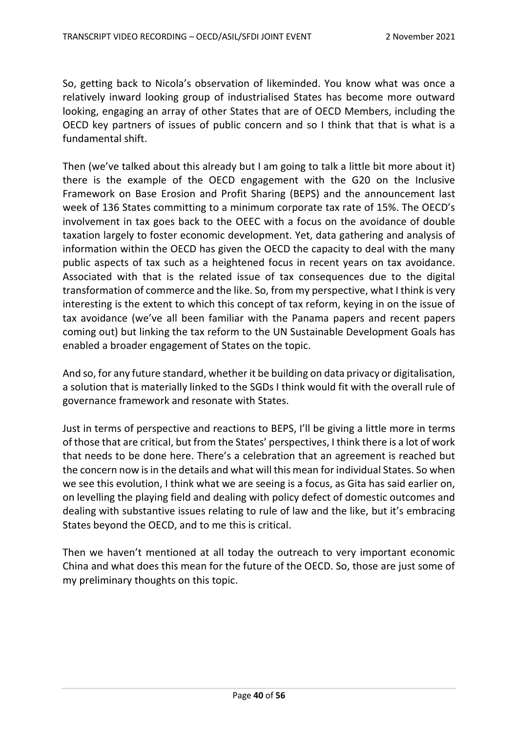So, getting back to Nicola's observation of likeminded. You know what was once a relatively inward looking group of industrialised States has become more outward looking, engaging an array of other States that are of OECD Members, including the OECD key partners of issues of public concern and so I think that that is what is a fundamental shift.

Then (we've talked about this already but I am going to talk a little bit more about it) there is the example of the OECD engagement with the G20 on the Inclusive Framework on Base Erosion and Profit Sharing (BEPS) and the announcement last week of 136 States committing to a minimum corporate tax rate of 15%. The OECD's involvement in tax goes back to the OEEC with a focus on the avoidance of double taxation largely to foster economic development. Yet, data gathering and analysis of information within the OECD has given the OECD the capacity to deal with the many public aspects of tax such as a heightened focus in recent years on tax avoidance. Associated with that is the related issue of tax consequences due to the digital transformation of commerce and the like. So, from my perspective, what I think is very interesting is the extent to which this concept of tax reform, keying in on the issue of tax avoidance (we've all been familiar with the Panama papers and recent papers coming out) but linking the tax reform to the UN Sustainable Development Goals has enabled a broader engagement of States on the topic.

And so, for any future standard, whether it be building on data privacy or digitalisation, a solution that is materially linked to the SGDs I think would fit with the overall rule of governance framework and resonate with States.

Just in terms of perspective and reactions to BEPS, I'll be giving a little more in terms of those that are critical, but from the States' perspectives, I think there is a lot of work that needs to be done here. There's a celebration that an agreement is reached but the concern now is in the details and what will this mean for individual States. So when we see this evolution, I think what we are seeing is a focus, as Gita has said earlier on, on levelling the playing field and dealing with policy defect of domestic outcomes and dealing with substantive issues relating to rule of law and the like, but it's embracing States beyond the OECD, and to me this is critical.

Then we haven't mentioned at all today the outreach to very important economic China and what does this mean for the future of the OECD. So, those are just some of my preliminary thoughts on this topic.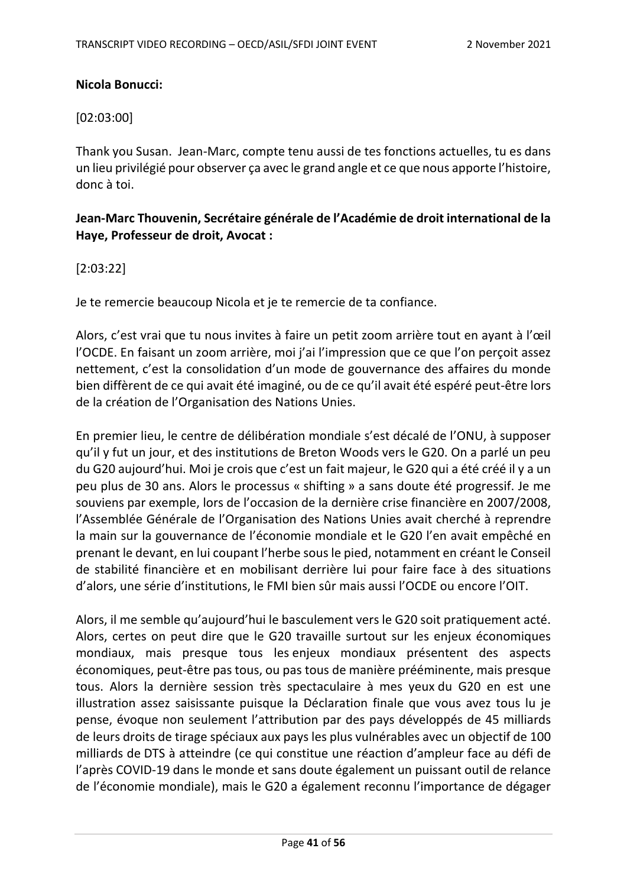**Nicola Bonucci:**

[02:03:00]

Thank you Susan. Jean-Marc, compte tenu aussi de tes fonctions actuelles, tu es dans un lieu privilégié pour observer ça avec le grand angle et ce que nous apporte l'histoire, donc à toi.

**Jean-Marc Thouvenin, Secrétaire générale de l'Académie de droit international de la Haye, Professeur de droit, Avocat :**

[2:03:22]

Je te remercie beaucoup Nicola et je te remercie de ta confiance.

Alors, c'est vrai que tu nous invites à faire un petit zoom arrière tout en ayant à l'œil l'OCDE. En faisant un zoom arrière, moi j'ai l'impression que ce que l'on perçoit assez nettement, c'est la consolidation d'un mode de gouvernance des affaires du monde bien diffèrent de ce qui avait été imaginé, ou de ce qu'il avait été espéré peut-être lors de la création de l'Organisation des Nations Unies.

En premier lieu, le centre de délibération mondiale s'est décalé de l'ONU, à supposer qu'il y fut un jour, et des institutions de Breton Woods vers le G20. On a parlé un peu du G20 aujourd'hui. Moi je crois que c'est un fait majeur, le G20 qui a été créé il y a un peu plus de 30 ans. Alors le processus « shifting » a sans doute été progressif. Je me souviens par exemple, lors de l'occasion de la dernière crise financière en 2007/2008, l'Assemblée Générale de l'Organisation des Nations Unies avait cherché à reprendre la main sur la gouvernance de l'économie mondiale et le G20 l'en avait empêché en prenant le devant, en lui coupant l'herbe sous le pied, notamment en créant le Conseil de stabilité financière et en mobilisant derrière lui pour faire face à des situations d'alors, une série d'institutions, le FMI bien sûr mais aussi l'OCDE ou encore l'OIT.

Alors, il me semble qu'aujourd'hui le basculement vers le G20 soit pratiquement acté. Alors, certes on peut dire que le G20 travaille surtout sur les enjeux économiques mondiaux, mais presque tous les enjeux mondiaux présentent des aspects économiques, peut-être pas tous, ou pas tous de manière prééminente, mais presque tous. Alors la dernière session très spectaculaire à mes yeux du G20 en est une illustration assez saisissante puisque la Déclaration finale que vous avez tous lu je pense, évoque non seulement l'attribution par des pays développés de 45 milliards de leurs droits de tirage spéciaux aux pays les plus vulnérables avec un objectif de 100 milliards de DTS à atteindre (ce qui constitue une réaction d'ampleur face au défi de l'après COVID-19 dans le monde et sans doute également un puissant outil de relance de l'économie mondiale), mais le G20 a également reconnu l'importance de dégager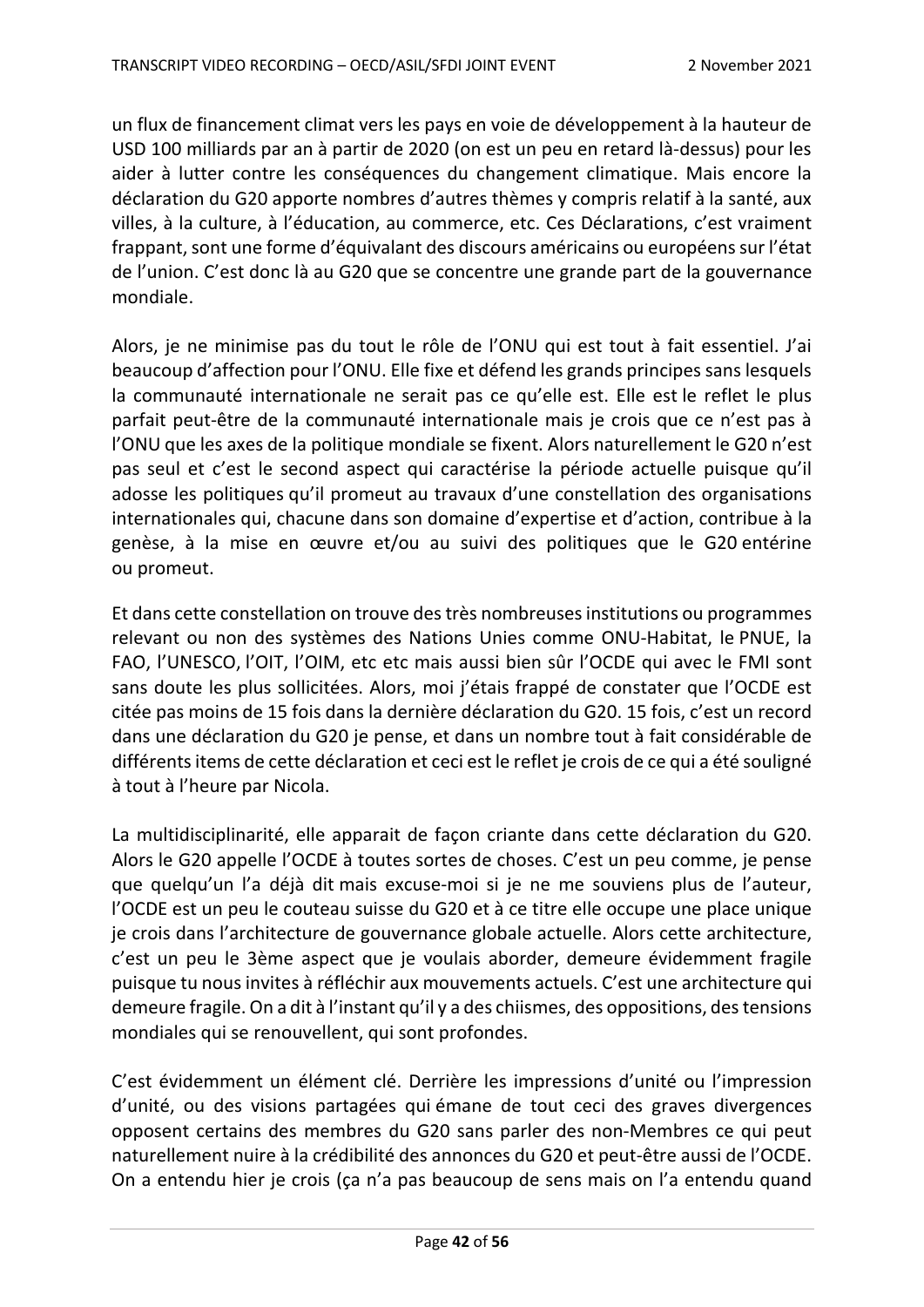un flux de financement climat vers les pays en voie de développement à la hauteur de USD 100 milliards par an à partir de 2020 (on est un peu en retard là-dessus) pour les aider à lutter contre les conséquences du changement climatique. Mais encore la déclaration du G20 apporte nombres d'autres thèmes y compris relatif à la santé, aux villes, à la culture, à l'éducation, au commerce, etc. Ces Déclarations, c'est vraiment frappant, sont une forme d'équivalant des discours américains ou européens sur l'état de l'union. C'est donc là au G20 que se concentre une grande part de la gouvernance mondiale.

Alors, je ne minimise pas du tout le rôle de l'ONU qui est tout à fait essentiel. J'ai beaucoup d'affection pour l'ONU. Elle fixe et défend les grands principes sans lesquels la communauté internationale ne serait pas ce qu'elle est. Elle est le reflet le plus parfait peut-être de la communauté internationale mais je crois que ce n'est pas à l'ONU que les axes de la politique mondiale se fixent. Alors naturellement le G20 n'est pas seul et c'est le second aspect qui caractérise la période actuelle puisque qu'il adosse les politiques qu'il promeut au travaux d'une constellation des organisations internationales qui, chacune dans son domaine d'expertise et d'action, contribue à la genèse, à la mise en œuvre et/ou au suivi des politiques que le G20 entérine ou promeut.

Et dans cette constellation on trouve des très nombreuses institutions ou programmes relevant ou non des systèmes des Nations Unies comme ONU-Habitat, le PNUE, la FAO, l'UNESCO, l'OIT, l'OIM, etc etc mais aussi bien sûr l'OCDE qui avec le FMI sont sans doute les plus sollicitées. Alors, moi j'étais frappé de constater que l'OCDE est citée pas moins de 15 fois dans la dernière déclaration du G20. 15 fois, c'est un record dans une déclaration du G20 je pense, et dans un nombre tout à fait considérable de différents items de cette déclaration et ceci est le reflet je crois de ce qui a été souligné à tout à l'heure par Nicola.

La multidisciplinarité, elle apparait de façon criante dans cette déclaration du G20. Alors le G20 appelle l'OCDE à toutes sortes de choses. C'est un peu comme, je pense que quelqu'un l'a déjà dit mais excuse-moi si je ne me souviens plus de l'auteur, l'OCDE est un peu le couteau suisse du G20 et à ce titre elle occupe une place unique je crois dans l'architecture de gouvernance globale actuelle. Alors cette architecture, c'est un peu le 3ème aspect que je voulais aborder, demeure évidemment fragile puisque tu nous invites à réfléchir aux mouvements actuels. C'est une architecture qui demeure fragile. On a dit à l'instant qu'il y a des chiismes, des oppositions, des tensions mondiales qui se renouvellent, qui sont profondes.

C'est évidemment un élément clé. Derrière les impressions d'unité ou l'impression d'unité, ou des visions partagées qui émane de tout ceci des graves divergences opposent certains des membres du G20 sans parler des non-Membres ce qui peut naturellement nuire à la crédibilité des annonces du G20 et peut-être aussi de l'OCDE. On a entendu hier je crois (ça n'a pas beaucoup de sens mais on l'a entendu quand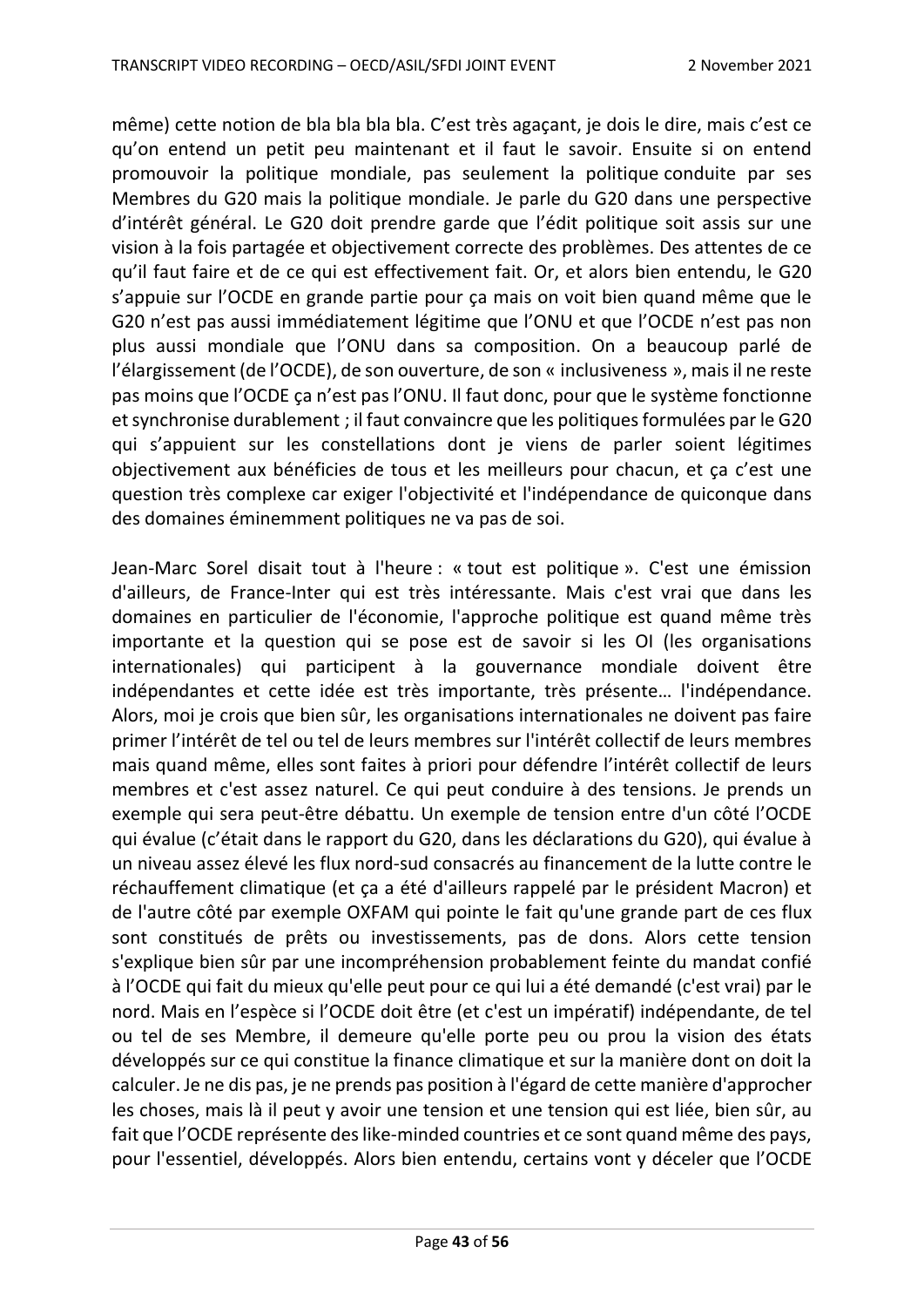même) cette notion de bla bla bla bla. C'est très agaçant, je dois le dire, mais c'est ce qu'on entend un petit peu maintenant et il faut le savoir. Ensuite si on entend promouvoir la politique mondiale, pas seulement la politique conduite par ses Membres du G20 mais la politique mondiale. Je parle du G20 dans une perspective d'intérêt général. Le G20 doit prendre garde que l'édit politique soit assis sur une vision à la fois partagée et objectivement correcte des problèmes. Des attentes de ce qu'il faut faire et de ce qui est effectivement fait. Or, et alors bien entendu, le G20 s'appuie sur l'OCDE en grande partie pour ça mais on voit bien quand même que le G20 n'est pas aussi immédiatement légitime que l'ONU et que l'OCDE n'est pas non plus aussi mondiale que l'ONU dans sa composition. On a beaucoup parlé de l'élargissement (de l'OCDE), de son ouverture, de son « inclusiveness », mais il ne reste pas moins que l'OCDE ça n'est pas l'ONU. Il faut donc, pour que le système fonctionne et synchronise durablement ; il faut convaincre que les politiques formulées par le G20 qui s'appuient sur les constellations dont je viens de parler soient légitimes objectivement aux bénéficies de tous et les meilleurs pour chacun, et ça c'est une question très complexe car exiger l'objectivité et l'indépendance de quiconque dans des domaines éminemment politiques ne va pas de soi.

Jean-Marc Sorel disait tout à l'heure : « tout est politique ». C'est une émission d'ailleurs, de France-Inter qui est très intéressante. Mais c'est vrai que dans les domaines en particulier de l'économie, l'approche politique est quand même très importante et la question qui se pose est de savoir si les OI (les organisations internationales) qui participent à la gouvernance mondiale doivent être indépendantes et cette idée est très importante, très présente… l'indépendance. Alors, moi je crois que bien sûr, les organisations internationales ne doivent pas faire primer l'intérêt de tel ou tel de leurs membres sur l'intérêt collectif de leurs membres mais quand même, elles sont faites à priori pour défendre l'intérêt collectif de leurs membres et c'est assez naturel. Ce qui peut conduire à des tensions. Je prends un exemple qui sera peut-être débattu. Un exemple de tension entre d'un côté l'OCDE qui évalue (c'était dans le rapport du G20, dans les déclarations du G20), qui évalue à un niveau assez élevé les flux nord-sud consacrés au financement de la lutte contre le réchauffement climatique (et ça a été d'ailleurs rappelé par le président Macron) et de l'autre côté par exemple OXFAM qui pointe le fait qu'une grande part de ces flux sont constitués de prêts ou investissements, pas de dons. Alors cette tension s'explique bien sûr par une incompréhension probablement feinte du mandat confié à l'OCDE qui fait du mieux qu'elle peut pour ce qui lui a été demandé (c'est vrai) par le nord. Mais en l'espèce si l'OCDE doit être (et c'est un impératif) indépendante, de tel ou tel de ses Membre, il demeure qu'elle porte peu ou prou la vision des états développés sur ce qui constitue la finance climatique et sur la manière dont on doit la calculer. Je ne dis pas, je ne prends pas position à l'égard de cette manière d'approcher les choses, mais là il peut y avoir une tension et une tension qui est liée, bien sûr, au fait que l'OCDE représente des like-minded countries et ce sont quand même des pays, pour l'essentiel, développés. Alors bien entendu, certains vont y déceler que l'OCDE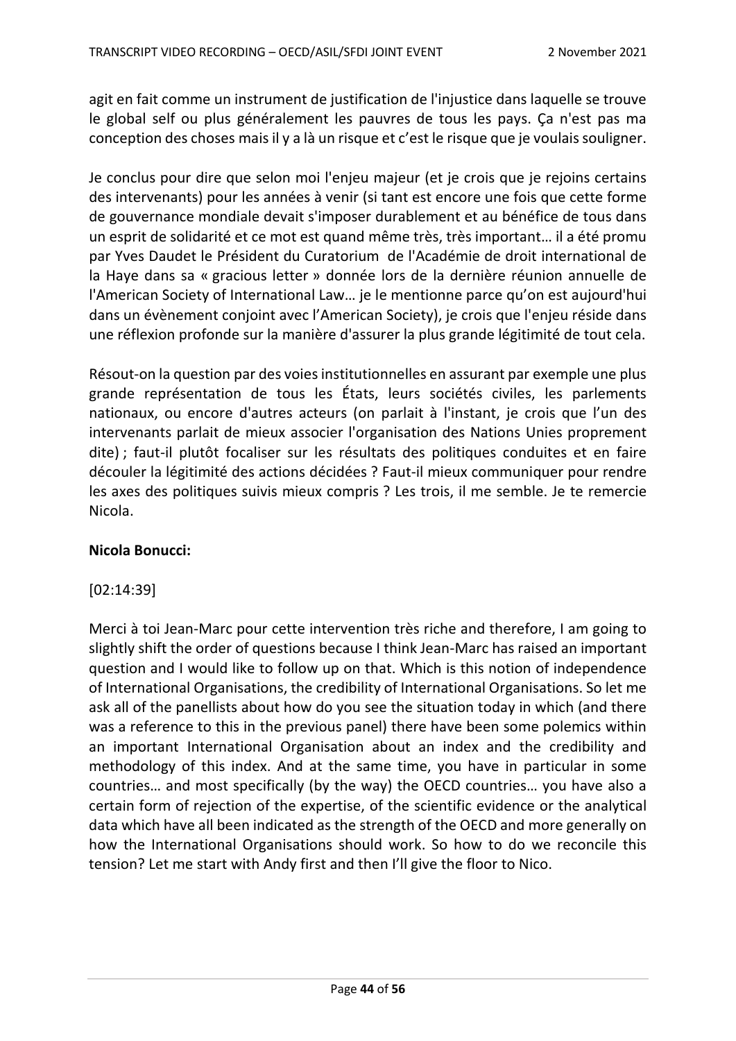agit en fait comme un instrument de justification de l'injustice dans laquelle se trouve le global self ou plus généralement les pauvres de tous les pays. Ça n'est pas ma conception des choses mais il y a là un risque et c'est le risque que je voulais souligner.

Je conclus pour dire que selon moi l'enjeu majeur (et je crois que je rejoins certains des intervenants) pour les années à venir (si tant est encore une fois que cette forme de gouvernance mondiale devait s'imposer durablement et au bénéfice de tous dans un esprit de solidarité et ce mot est quand même très, très important… il a été promu par Yves Daudet le Président du Curatorium de l'Académie de droit international de la Haye dans sa « gracious letter » donnée lors de la dernière réunion annuelle de l'American Society of International Law… je le mentionne parce qu'on est aujourd'hui dans un évènement conjoint avec l'American Society), je crois que l'enjeu réside dans une réflexion profonde sur la manière d'assurer la plus grande légitimité de tout cela.

Résout-on la question par des voies institutionnelles en assurant par exemple une plus grande représentation de tous les États, leurs sociétés civiles, les parlements nationaux, ou encore d'autres acteurs (on parlait à l'instant, je crois que l'un des intervenants parlait de mieux associer l'organisation des Nations Unies proprement dite) ; faut-il plutôt focaliser sur les résultats des politiques conduites et en faire découler la légitimité des actions décidées ? Faut-il mieux communiquer pour rendre les axes des politiques suivis mieux compris ? Les trois, il me semble. Je te remercie Nicola.

**Nicola Bonucci:**

[02:14:39]

Merci à toi Jean-Marc pour cette intervention très riche and therefore, I am going to slightly shift the order of questions because I think Jean-Marc has raised an important question and I would like to follow up on that. Which is this notion of independence of International Organisations, the credibility of International Organisations. So let me ask all of the panellists about how do you see the situation today in which (and there was a reference to this in the previous panel) there have been some polemics within an important International Organisation about an index and the credibility and methodology of this index. And at the same time, you have in particular in some countries… and most specifically (by the way) the OECD countries… you have also a certain form of rejection of the expertise, of the scientific evidence or the analytical data which have all been indicated as the strength of the OECD and more generally on how the International Organisations should work. So how to do we reconcile this tension? Let me start with Andy first and then I'll give the floor to Nico.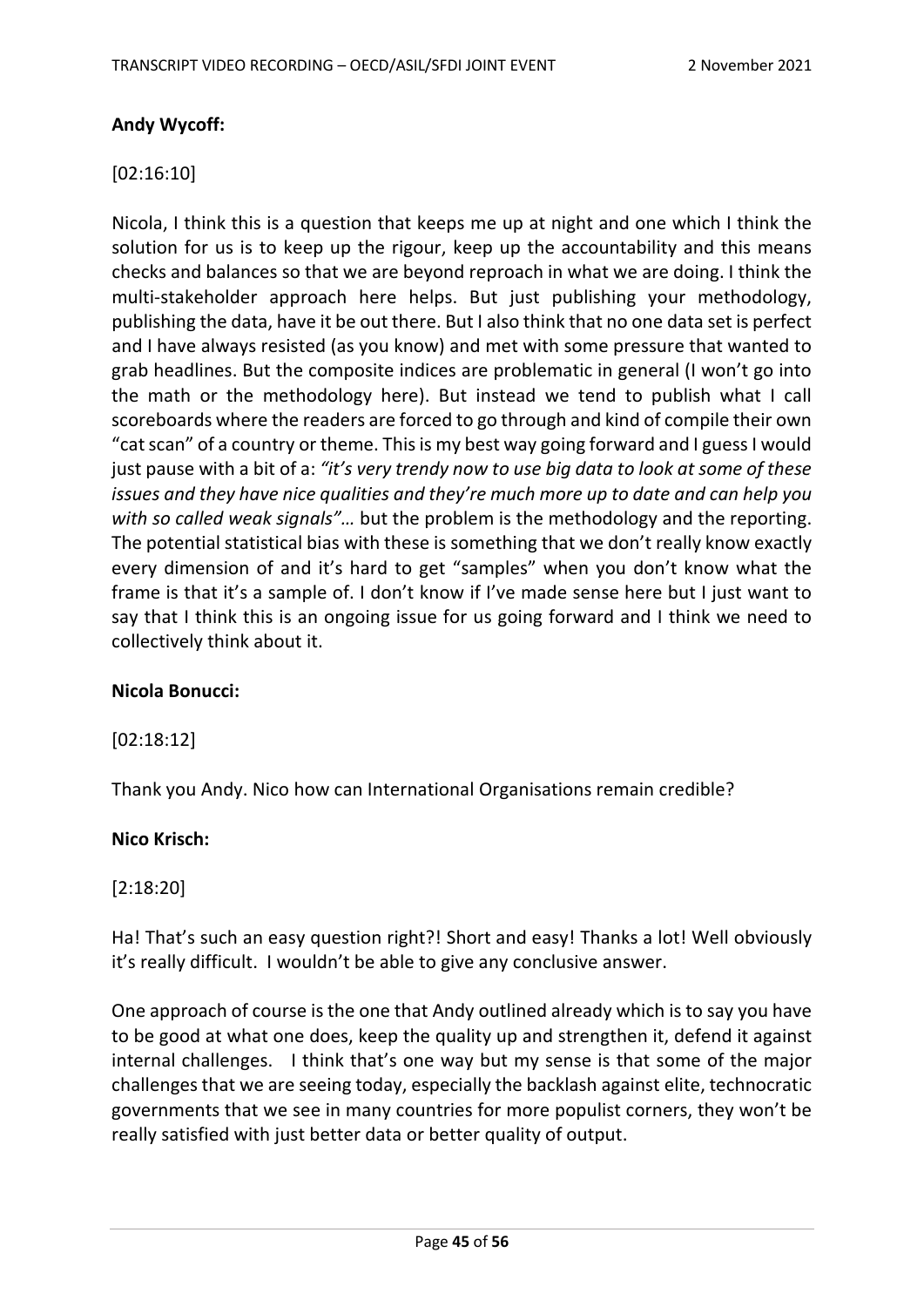**Andy Wycoff:**

[02:16:10]

Nicola, I think this is a question that keeps me up at night and one which I think the solution for us is to keep up the rigour, keep up the accountability and this means checks and balances so that we are beyond reproach in what we are doing. I think the multi-stakeholder approach here helps. But just publishing your methodology, publishing the data, have it be out there. But I also think that no one data set is perfect and I have always resisted (as you know) and met with some pressure that wanted to grab headlines. But the composite indices are problematic in general (I won't go into the math or the methodology here). But instead we tend to publish what I call scoreboards where the readers are forced to go through and kind of compile their own "cat scan" of a country or theme. This is my best way going forward and I guess I would just pause with a bit of a: *"it's very trendy now to use big data to look at some of these issues and they have nice qualities and they're much more up to date and can help you with so called weak signals"…* but the problem is the methodology and the reporting. The potential statistical bias with these is something that we don't really know exactly every dimension of and it's hard to get "samples" when you don't know what the frame is that it's a sample of. I don't know if I've made sense here but I just want to say that I think this is an ongoing issue for us going forward and I think we need to collectively think about it.

**Nicola Bonucci:**

[02:18:12]

Thank you Andy. Nico how can International Organisations remain credible?

**Nico Krisch:**

[2:18:20]

Ha! That's such an easy question right?! Short and easy! Thanks a lot! Well obviously it's really difficult. I wouldn't be able to give any conclusive answer.

One approach of course is the one that Andy outlined already which is to say you have to be good at what one does, keep the quality up and strengthen it, defend it against internal challenges. I think that's one way but my sense is that some of the major challenges that we are seeing today, especially the backlash against elite, technocratic governments that we see in many countries for more populist corners, they won't be really satisfied with just better data or better quality of output.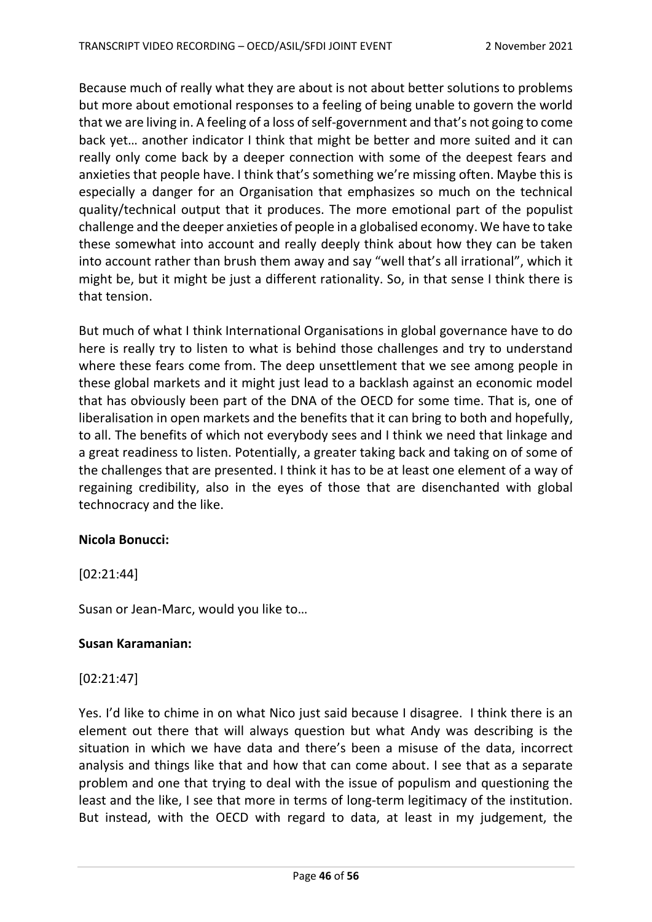Because much of really what they are about is not about better solutions to problems but more about emotional responses to a feeling of being unable to govern the world that we are living in. A feeling of a loss of self-government and that's not going to come back yet… another indicator I think that might be better and more suited and it can really only come back by a deeper connection with some of the deepest fears and anxieties that people have. I think that's something we're missing often. Maybe this is especially a danger for an Organisation that emphasizes so much on the technical quality/technical output that it produces. The more emotional part of the populist challenge and the deeper anxieties of people in a globalised economy. We have to take these somewhat into account and really deeply think about how they can be taken into account rather than brush them away and say "well that's all irrational", which it might be, but it might be just a different rationality. So, in that sense I think there is that tension.

But much of what I think International Organisations in global governance have to do here is really try to listen to what is behind those challenges and try to understand where these fears come from. The deep unsettlement that we see among people in these global markets and it might just lead to a backlash against an economic model that has obviously been part of the DNA of the OECD for some time. That is, one of liberalisation in open markets and the benefits that it can bring to both and hopefully, to all. The benefits of which not everybody sees and I think we need that linkage and a great readiness to listen. Potentially, a greater taking back and taking on of some of the challenges that are presented. I think it has to be at least one element of a way of regaining credibility, also in the eyes of those that are disenchanted with global technocracy and the like.

**Nicola Bonucci:**

[02:21:44]

Susan or Jean-Marc, would you like to…

**Susan Karamanian:**

[02:21:47]

Yes. I'd like to chime in on what Nico just said because I disagree. I think there is an element out there that will always question but what Andy was describing is the situation in which we have data and there's been a misuse of the data, incorrect analysis and things like that and how that can come about. I see that as a separate problem and one that trying to deal with the issue of populism and questioning the least and the like, I see that more in terms of long-term legitimacy of the institution. But instead, with the OECD with regard to data, at least in my judgement, the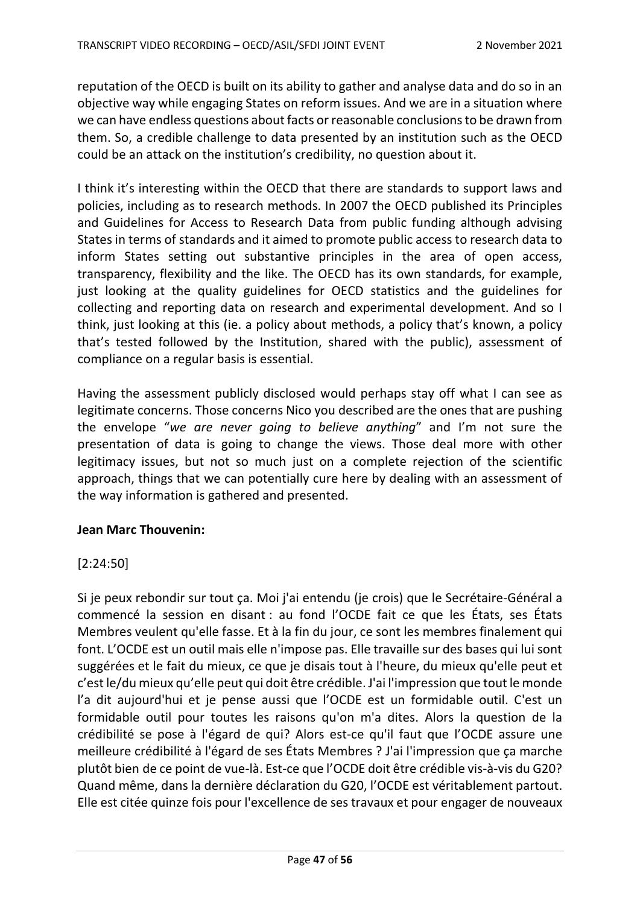reputation of the OECD is built on its ability to gather and analyse data and do so in an objective way while engaging States on reform issues. And we are in a situation where we can have endless questions about facts or reasonable conclusions to be drawn from them. So, a credible challenge to data presented by an institution such as the OECD could be an attack on the institution's credibility, no question about it.

I think it's interesting within the OECD that there are standards to support laws and policies, including as to research methods. In 2007 the OECD published its Principles and Guidelines for Access to Research Data from public funding although advising States in terms of standards and it aimed to promote public access to research data to inform States setting out substantive principles in the area of open access, transparency, flexibility and the like. The OECD has its own standards, for example, just looking at the quality guidelines for OECD statistics and the guidelines for collecting and reporting data on research and experimental development. And so I think, just looking at this (ie. a policy about methods, a policy that's known, a policy that's tested followed by the Institution, shared with the public), assessment of compliance on a regular basis is essential.

Having the assessment publicly disclosed would perhaps stay off what I can see as legitimate concerns. Those concerns Nico you described are the ones that are pushing the envelope "*we are never going to believe anything*" and I'm not sure the presentation of data is going to change the views. Those deal more with other legitimacy issues, but not so much just on a complete rejection of the scientific approach, things that we can potentially cure here by dealing with an assessment of the way information is gathered and presented.

**Jean Marc Thouvenin:**

[2:24:50]

Si je peux rebondir sur tout ça. Moi j'ai entendu (je crois) que le Secrétaire-Général a commencé la session en disant : au fond l'OCDE fait ce que les États, ses États Membres veulent qu'elle fasse. Et à la fin du jour, ce sont les membres finalement qui font. L'OCDE est un outil mais elle n'impose pas. Elle travaille sur des bases qui lui sont suggérées et le fait du mieux, ce que je disais tout à l'heure, du mieux qu'elle peut et c'est le/du mieux qu'elle peut qui doit être crédible. J'ai l'impression que tout le monde l'a dit aujourd'hui et je pense aussi que l'OCDE est un formidable outil. C'est un formidable outil pour toutes les raisons qu'on m'a dites. Alors la question de la crédibilité se pose à l'égard de qui? Alors est-ce qu'il faut que l'OCDE assure une meilleure crédibilité à l'égard de ses États Membres ? J'ai l'impression que ça marche plutôt bien de ce point de vue-là. Est-ce que l'OCDE doit être crédible vis-à-vis du G20? Quand même, dans la dernière déclaration du G20, l'OCDE est véritablement partout. Elle est citée quinze fois pour l'excellence de ses travaux et pour engager de nouveaux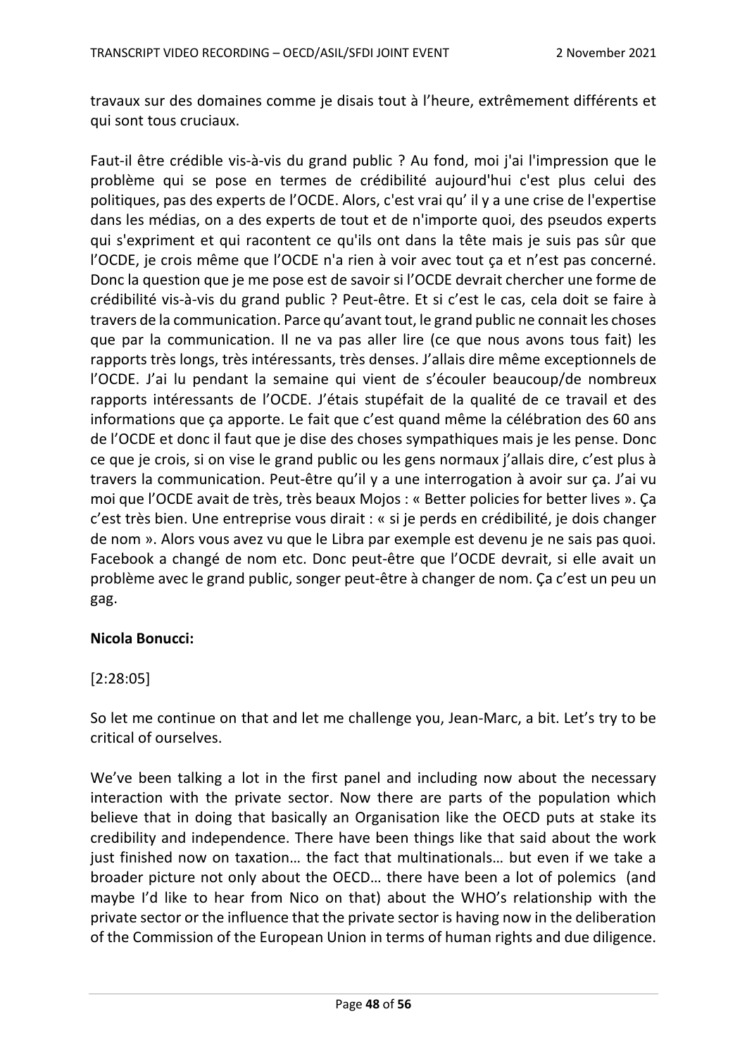travaux sur des domaines comme je disais tout à l'heure, extrêmement différents et qui sont tous cruciaux.

Faut-il être crédible vis-à-vis du grand public ? Au fond, moi j'ai l'impression que le problème qui se pose en termes de crédibilité aujourd'hui c'est plus celui des politiques, pas des experts de l'OCDE. Alors, c'est vrai qu' il y a une crise de l'expertise dans les médias, on a des experts de tout et de n'importe quoi, des pseudos experts qui s'expriment et qui racontent ce qu'ils ont dans la tête mais je suis pas sûr que l'OCDE, je crois même que l'OCDE n'a rien à voir avec tout ça et n'est pas concerné. Donc la question que je me pose est de savoir si l'OCDE devrait chercher une forme de crédibilité vis-à-vis du grand public ? Peut-être. Et si c'est le cas, cela doit se faire à travers de la communication. Parce qu'avant tout, le grand public ne connait les choses que par la communication. Il ne va pas aller lire (ce que nous avons tous fait) les rapports très longs, très intéressants, très denses. J'allais dire même exceptionnels de l'OCDE. J'ai lu pendant la semaine qui vient de s'écouler beaucoup/de nombreux rapports intéressants de l'OCDE. J'étais stupéfait de la qualité de ce travail et des informations que ça apporte. Le fait que c'est quand même la célébration des 60 ans de l'OCDE et donc il faut que je dise des choses sympathiques mais je les pense. Donc ce que je crois, si on vise le grand public ou les gens normaux j'allais dire, c'est plus à travers la communication. Peut-être qu'il y a une interrogation à avoir sur ça. J'ai vu moi que l'OCDE avait de très, très beaux Mojos : « Better policies for better lives ». Ça c'est très bien. Une entreprise vous dirait : « si je perds en crédibilité, je dois changer de nom ». Alors vous avez vu que le Libra par exemple est devenu je ne sais pas quoi. Facebook a changé de nom etc. Donc peut-être que l'OCDE devrait, si elle avait un problème avec le grand public, songer peut-être à changer de nom. Ça c'est un peu un gag.

**Nicola Bonucci:**

[2:28:05]

So let me continue on that and let me challenge you, Jean-Marc, a bit. Let's try to be critical of ourselves.

We've been talking a lot in the first panel and including now about the necessary interaction with the private sector. Now there are parts of the population which believe that in doing that basically an Organisation like the OECD puts at stake its credibility and independence. There have been things like that said about the work just finished now on taxation… the fact that multinationals… but even if we take a broader picture not only about the OECD… there have been a lot of polemics (and maybe I'd like to hear from Nico on that) about the WHO's relationship with the private sector or the influence that the private sector is having now in the deliberation of the Commission of the European Union in terms of human rights and due diligence.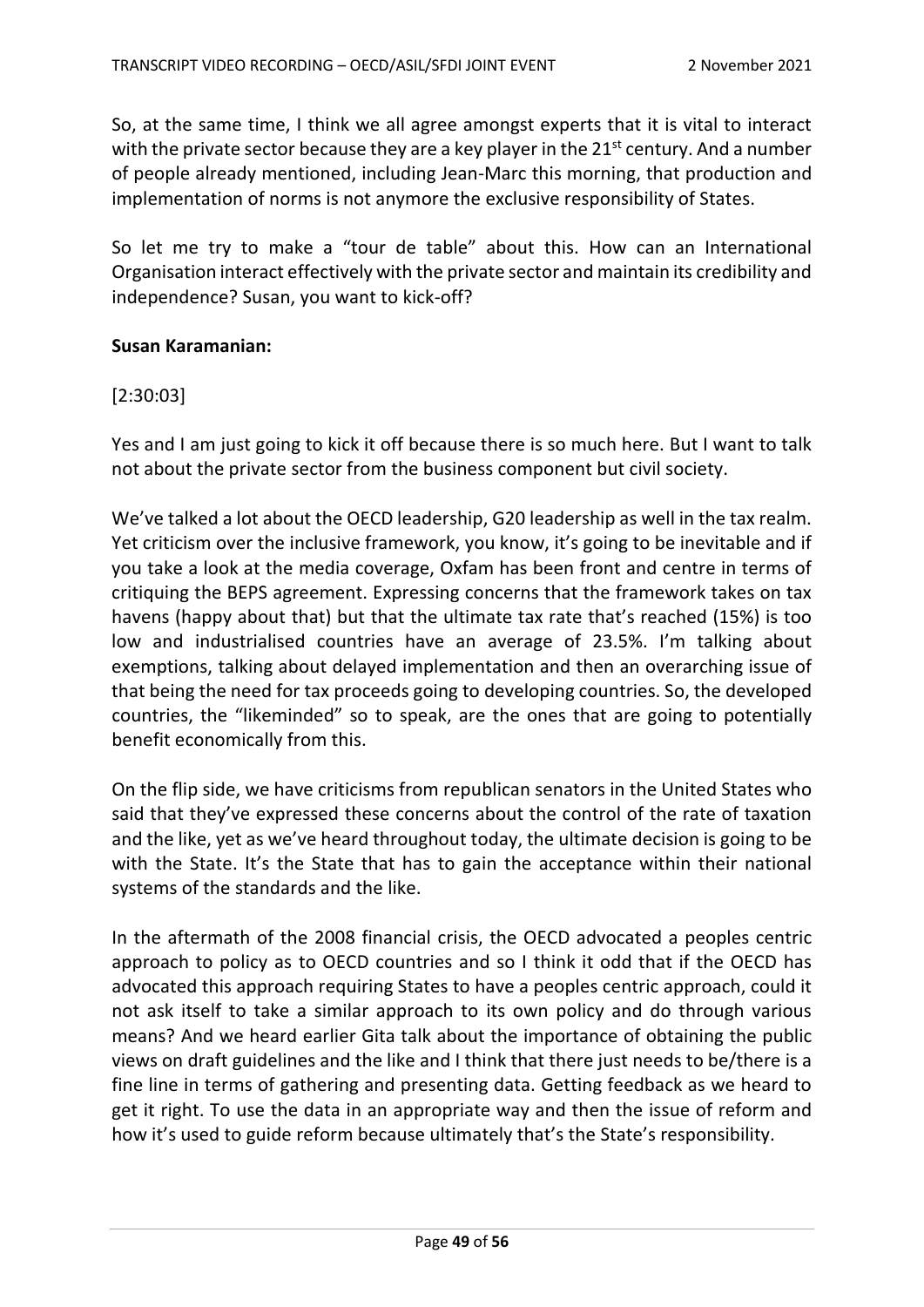So, at the same time, I think we all agree amongst experts that it is vital to interact with the private sector because they are a key player in the 21st century. And a number of people already mentioned, including Jean-Marc this morning, that production and implementation of norms is not anymore the exclusive responsibility of States.

So let me try to make a "tour de table" about this. How can an International Organisation interact effectively with the private sector and maintain its credibility and independence? Susan, you want to kick-off?

**Susan Karamanian:**

[2:30:03]

Yes and I am just going to kick it off because there is so much here. But I want to talk not about the private sector from the business component but civil society.

We've talked a lot about the OECD leadership, G20 leadership as well in the tax realm. Yet criticism over the inclusive framework, you know, it's going to be inevitable and if you take a look at the media coverage, Oxfam has been front and centre in terms of critiquing the BEPS agreement. Expressing concerns that the framework takes on tax havens (happy about that) but that the ultimate tax rate that's reached (15%) is too low and industrialised countries have an average of 23.5%. I'm talking about exemptions, talking about delayed implementation and then an overarching issue of that being the need for tax proceeds going to developing countries. So, the developed countries, the "likeminded" so to speak, are the ones that are going to potentially benefit economically from this.

On the flip side, we have criticisms from republican senators in the United States who said that they've expressed these concerns about the control of the rate of taxation and the like, yet as we've heard throughout today, the ultimate decision is going to be with the State. It's the State that has to gain the acceptance within their national systems of the standards and the like.

In the aftermath of the 2008 financial crisis, the OECD advocated a peoples centric approach to policy as to OECD countries and so I think it odd that if the OECD has advocated this approach requiring States to have a peoples centric approach, could it not ask itself to take a similar approach to its own policy and do through various means? And we heard earlier Gita talk about the importance of obtaining the public views on draft guidelines and the like and I think that there just needs to be/there is a fine line in terms of gathering and presenting data. Getting feedback as we heard to get it right. To use the data in an appropriate way and then the issue of reform and how it's used to guide reform because ultimately that's the State's responsibility.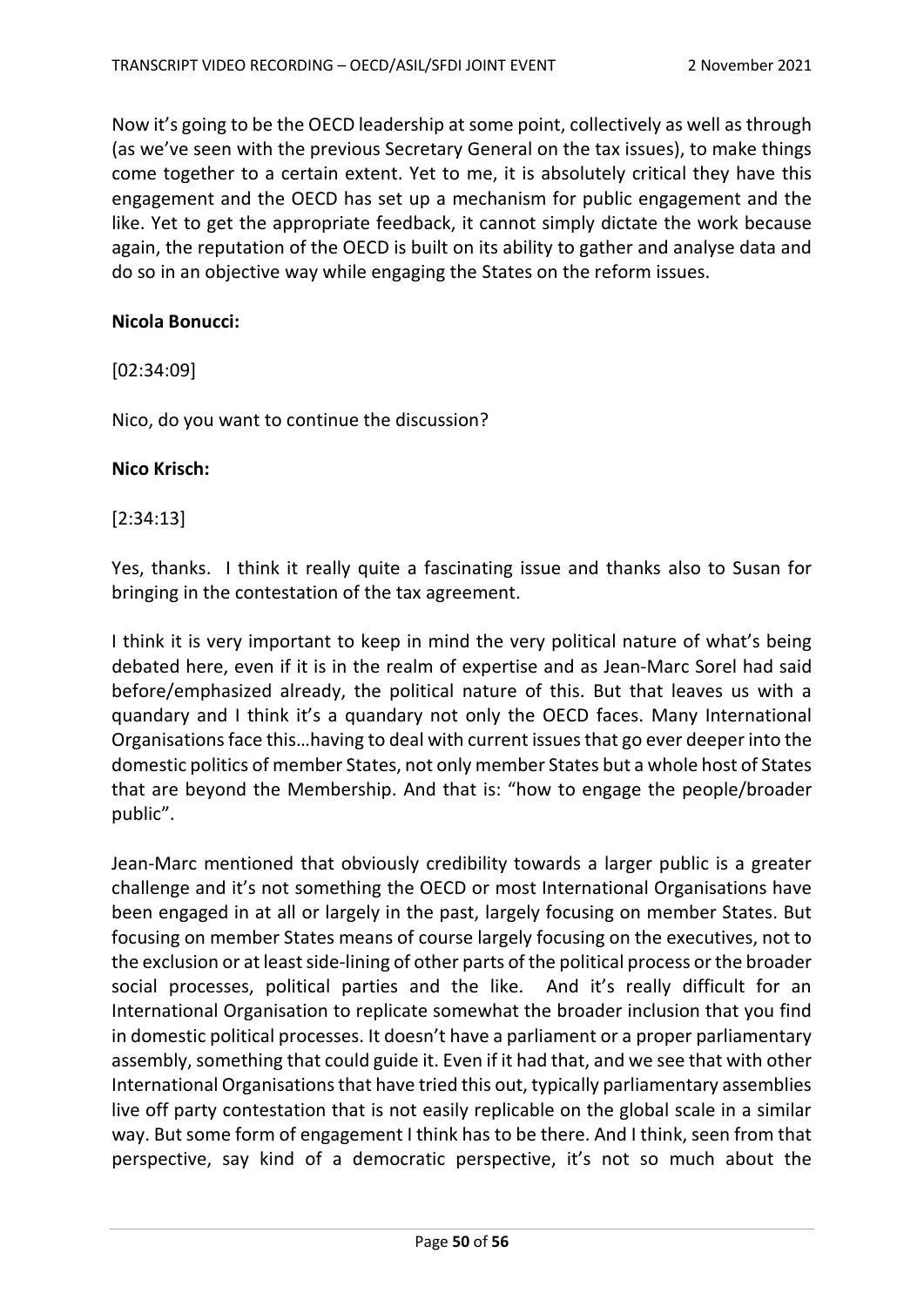Now it's going to be the OECD leadership at some point, collectively as well as through (as we've seen with the previous Secretary General on the tax issues), to make things come together to a certain extent. Yet to me, it is absolutely critical they have this engagement and the OECD has set up a mechanism for public engagement and the like. Yet to get the appropriate feedback, it cannot simply dictate the work because again, the reputation of the OECD is built on its ability to gather and analyse data and do so in an objective way while engaging the States on the reform issues.

**Nicola Bonucci:**

[02:34:09]

Nico, do you want to continue the discussion?

**Nico Krisch:**

[2:34:13]

Yes, thanks. I think it really quite a fascinating issue and thanks also to Susan for bringing in the contestation of the tax agreement.

I think it is very important to keep in mind the very political nature of what's being debated here, even if it is in the realm of expertise and as Jean-Marc Sorel had said before/emphasized already, the political nature of this. But that leaves us with a quandary and I think it's a quandary not only the OECD faces. Many International Organisations face this…having to deal with current issues that go ever deeper into the domestic politics of member States, not only member States but a whole host of States that are beyond the Membership. And that is: "how to engage the people/broader public".

Jean-Marc mentioned that obviously credibility towards a larger public is a greater challenge and it's not something the OECD or most International Organisations have been engaged in at all or largely in the past, largely focusing on member States. But focusing on member States means of course largely focusing on the executives, not to the exclusion or at least side-lining of other parts of the political process or the broader social processes, political parties and the like. And it's really difficult for an International Organisation to replicate somewhat the broader inclusion that you find in domestic political processes. It doesn't have a parliament or a proper parliamentary assembly, something that could guide it. Even if it had that, and we see that with other International Organisations that have tried this out, typically parliamentary assemblies live off party contestation that is not easily replicable on the global scale in a similar way. But some form of engagement I think has to be there. And I think, seen from that perspective, say kind of a democratic perspective, it's not so much about the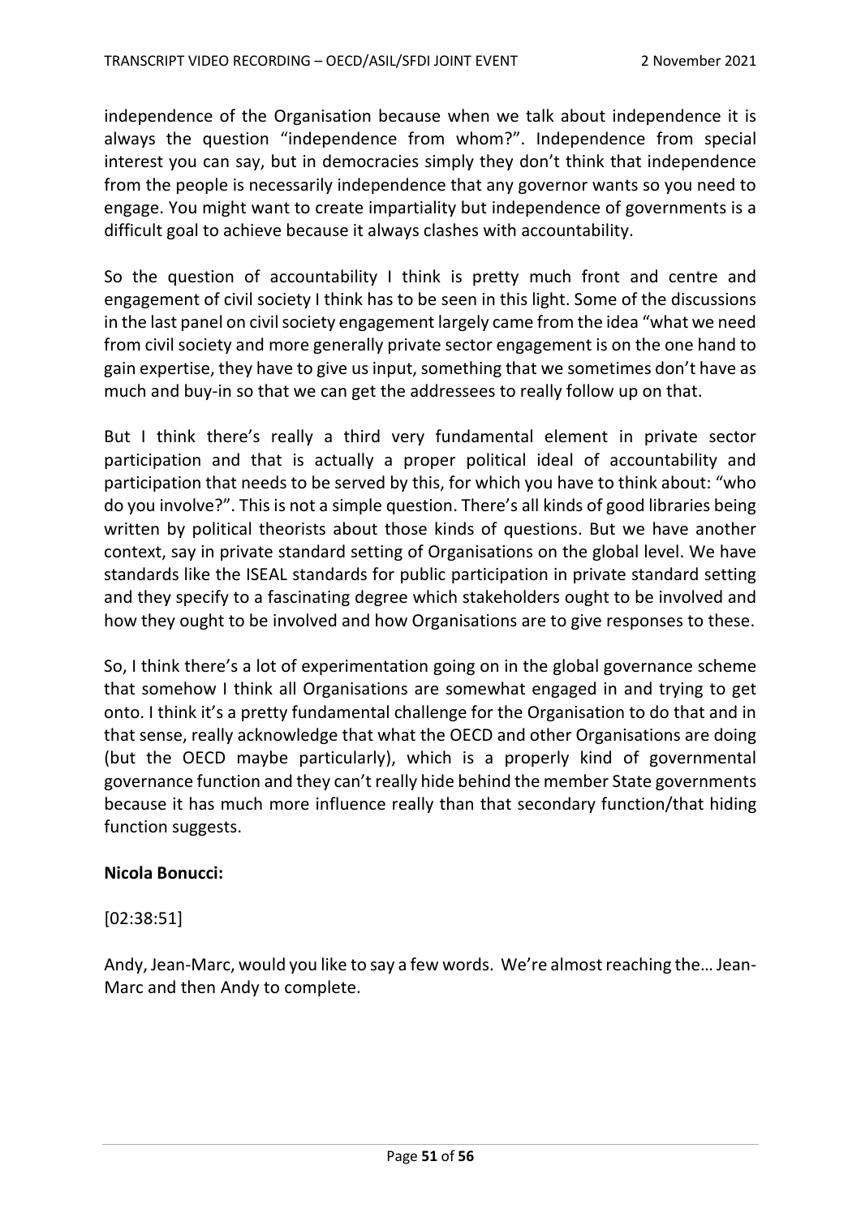independence of the Organisation because when we talk about independence it is always the question "independence from whom?". Independence from special interest you can say, but in democracies simply they don't think that independence from the people is necessarily independence that any governor wants so you need to engage. You might want to create impartiality but independence of governments is a difficult goal to achieve because it always clashes with accountability.

So the question of accountability I think is pretty much front and centre and engagement of civil society I think has to be seen in this light. Some of the discussions in the last panel on civil society engagement largely came from the idea "what we need from civil society and more generally private sector engagement is on the one hand to gain expertise, they have to give us input, something that we sometimes don't have as much and buy-in so that we can get the addressees to really follow up on that.

But I think there's really a third very fundamental element in private sector participation and that is actually a proper political ideal of accountability and participation that needs to be served by this, for which you have to think about: "who do you involve?". This is not a simple question. There's all kinds of good libraries being written by political theorists about those kinds of questions. But we have another context, say in private standard setting of Organisations on the global level. We have standards like the ISEAL standards for public participation in private standard setting and they specify to a fascinating degree which stakeholders ought to be involved and how they ought to be involved and how Organisations are to give responses to these.

So, I think there's a lot of experimentation going on in the global governance scheme that somehow I think all Organisations are somewhat engaged in and trying to get onto. I think it's a pretty fundamental challenge for the Organisation to do that and in that sense, really acknowledge that what the OECD and other Organisations are doing (but the OECD maybe particularly), which is a properly kind of governmental governance function and they can't really hide behind the member State governments because it has much more influence really than that secondary function/that hiding function suggests.

**Nicola Bonucci:**

[02:38:51]

Andy, Jean-Marc, would you like to say a few words. We're almost reaching the… Jean-Marc and then Andy to complete.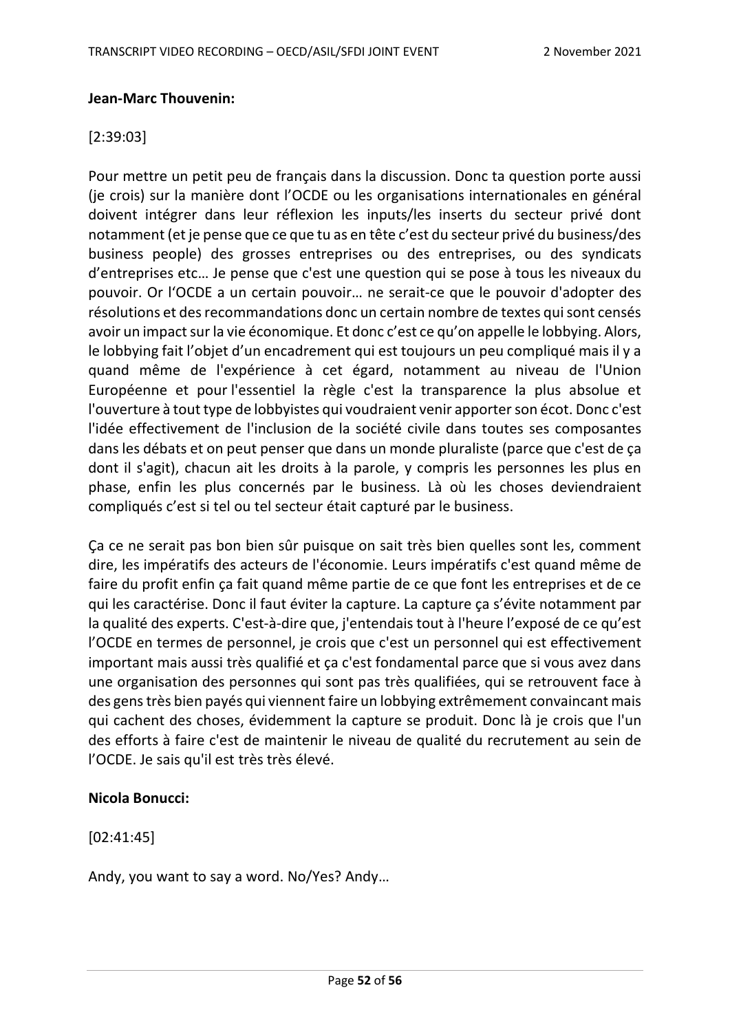**Jean-Marc Thouvenin:**

[2:39:03]

Pour mettre un petit peu de français dans la discussion. Donc ta question porte aussi (je crois) sur la manière dont l'OCDE ou les organisations internationales en général doivent intégrer dans leur réflexion les inputs/les inserts du secteur privé dont notamment (et je pense que ce que tu as en tête c'est du secteur privé du business/des business people) des grosses entreprises ou des entreprises, ou des syndicats d'entreprises etc… Je pense que c'est une question qui se pose à tous les niveaux du pouvoir. Or l'OCDE a un certain pouvoir… ne serait-ce que le pouvoir d'adopter des résolutions et des recommandations donc un certain nombre de textes qui sont censés avoir un impact sur la vie économique. Et donc c'est ce qu'on appelle le lobbying. Alors, le lobbying fait l'objet d'un encadrement qui est toujours un peu compliqué mais il y a quand même de l'expérience à cet égard, notamment au niveau de l'Union Européenne et pour l'essentiel la règle c'est la transparence la plus absolue et l'ouverture à tout type de lobbyistes qui voudraient venir apporter son écot. Donc c'est l'idée effectivement de l'inclusion de la société civile dans toutes ses composantes dans les débats et on peut penser que dans un monde pluraliste (parce que c'est de ça dont il s'agit), chacun ait les droits à la parole, y compris les personnes les plus en phase, enfin les plus concernés par le business. Là où les choses deviendraient compliqués c'est si tel ou tel secteur était capturé par le business.

Ça ce ne serait pas bon bien sûr puisque on sait très bien quelles sont les, comment dire, les impératifs des acteurs de l'économie. Leurs impératifs c'est quand même de faire du profit enfin ça fait quand même partie de ce que font les entreprises et de ce qui les caractérise. Donc il faut éviter la capture. La capture ça s'évite notamment par la qualité des experts. C'est-à-dire que, j'entendais tout à l'heure l'exposé de ce qu'est l'OCDE en termes de personnel, je crois que c'est un personnel qui est effectivement important mais aussi très qualifié et ça c'est fondamental parce que si vous avez dans une organisation des personnes qui sont pas très qualifiées, qui se retrouvent face à des gens très bien payés qui viennent faire un lobbying extrêmement convaincant mais qui cachent des choses, évidemment la capture se produit. Donc là je crois que l'un des efforts à faire c'est de maintenir le niveau de qualité du recrutement au sein de l'OCDE. Je sais qu'il est très très élevé.

**Nicola Bonucci:**

[02:41:45]

Andy, you want to say a word. No/Yes? Andy…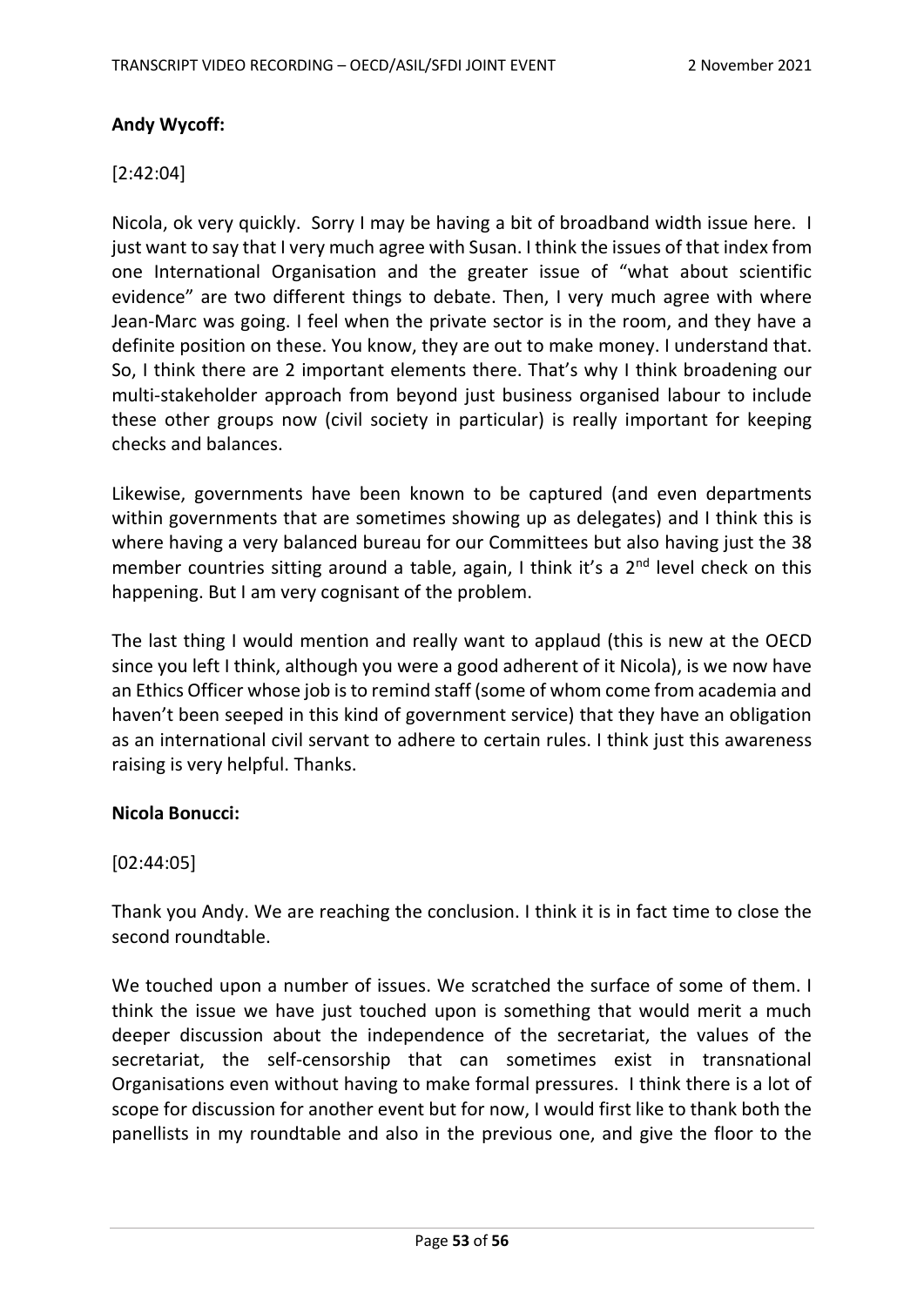**Andy Wycoff:**

[2:42:04]

Nicola, ok very quickly. Sorry I may be having a bit of broadband width issue here. I just want to say that I very much agree with Susan. I think the issues of that index from one International Organisation and the greater issue of "what about scientific evidence" are two different things to debate. Then, I very much agree with where Jean-Marc was going. I feel when the private sector is in the room, and they have a definite position on these. You know, they are out to make money. I understand that. So, I think there are 2 important elements there. That's why I think broadening our multi-stakeholder approach from beyond just business organised labour to include these other groups now (civil society in particular) is really important for keeping checks and balances.

Likewise, governments have been known to be captured (and even departments within governments that are sometimes showing up as delegates) and I think this is where having a very balanced bureau for our Committees but also having just the 38 member countries sitting around a table, again, I think it's a 2nd level check on this happening. But I am very cognisant of the problem.

The last thing I would mention and really want to applaud (this is new at the OECD since you left I think, although you were a good adherent of it Nicola), is we now have an Ethics Officer whose job is to remind staff (some of whom come from academia and haven't been seeped in this kind of government service) that they have an obligation as an international civil servant to adhere to certain rules. I think just this awareness raising is very helpful. Thanks.

**Nicola Bonucci:**

[02:44:05]

Thank you Andy. We are reaching the conclusion. I think it is in fact time to close the second roundtable.

We touched upon a number of issues. We scratched the surface of some of them. I think the issue we have just touched upon is something that would merit a much deeper discussion about the independence of the secretariat, the values of the secretariat, the self-censorship that can sometimes exist in transnational Organisations even without having to make formal pressures. I think there is a lot of scope for discussion for another event but for now, I would first like to thank both the panellists in my roundtable and also in the previous one, and give the floor to the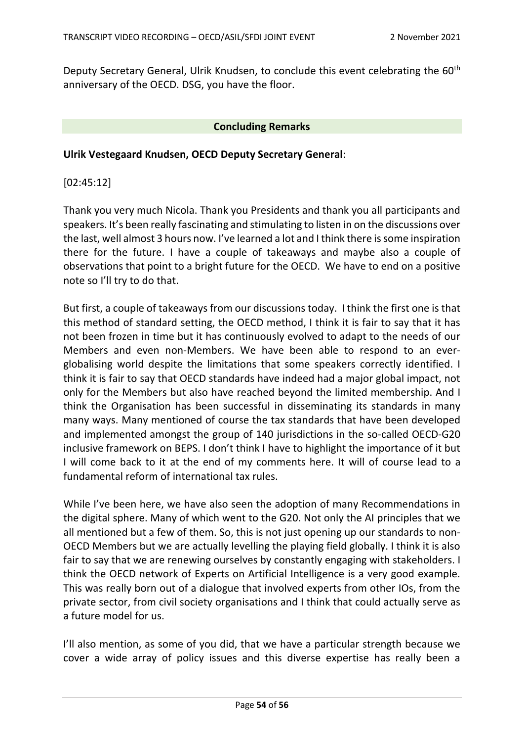Deputy Secretary General, Ulrik Knudsen, to conclude this event celebrating the 60th anniversary of the OECD. DSG, you have the floor.

## Concluding Remarks

**Ulrik Vestegaard Knudsen, OECD Deputy Secretary General**:

[02:45:12]

Thank you very much Nicola. Thank you Presidents and thank you all participants and speakers. It's been really fascinating and stimulating to listen in on the discussions over the last, well almost 3 hours now. I've learned a lot and I think there is some inspiration there for the future. I have a couple of takeaways and maybe also a couple of observations that point to a bright future for the OECD. We have to end on a positive note so I'll try to do that.

But first, a couple of takeaways from our discussions today. I think the first one is that this method of standard setting, the OECD method, I think it is fair to say that it has not been frozen in time but it has continuously evolved to adapt to the needs of our Members and even non-Members. We have been able to respond to an ever-globalising world despite the limitations that some speakers correctly identified. I think it is fair to say that OECD standards have indeed had a major global impact, not only for the Members but also have reached beyond the limited membership. And I think the Organisation has been successful in disseminating its standards in many many ways. Many mentioned of course the tax standards that have been developed and implemented amongst the group of 140 jurisdictions in the so-called OECD-G20 inclusive framework on BEPS. I don't think I have to highlight the importance of it but I will come back to it at the end of my comments here. It will of course lead to a fundamental reform of international tax rules.

While I've been here, we have also seen the adoption of many Recommendations in the digital sphere. Many of which went to the G20. Not only the AI principles that we all mentioned but a few of them. So, this is not just opening up our standards to non-OECD Members but we are actually levelling the playing field globally. I think it is also fair to say that we are renewing ourselves by constantly engaging with stakeholders. I think the OECD network of Experts on Artificial Intelligence is a very good example. This was really born out of a dialogue that involved experts from other IOs, from the private sector, from civil society organisations and I think that could actually serve as a future model for us.

I'll also mention, as some of you did, that we have a particular strength because we cover a wide array of policy issues and this diverse expertise has really been a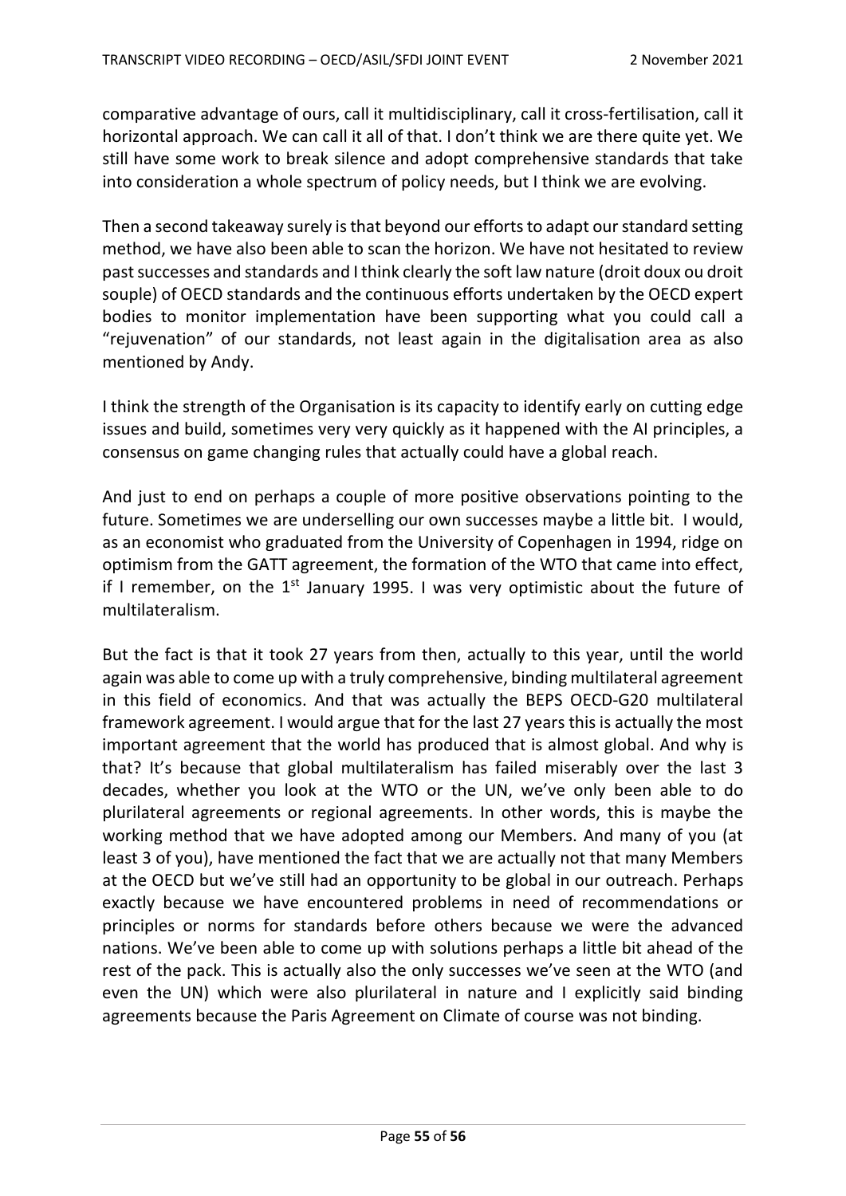comparative advantage of ours, call it multidisciplinary, call it cross-fertilisation, call it horizontal approach. We can call it all of that. I don't think we are there quite yet. We still have some work to break silence and adopt comprehensive standards that take into consideration a whole spectrum of policy needs, but I think we are evolving.

Then a second takeaway surely is that beyond our efforts to adapt our standard setting method, we have also been able to scan the horizon. We have not hesitated to review past successes and standards and I think clearly the soft law nature (droit doux ou droit souple) of OECD standards and the continuous efforts undertaken by the OECD expert bodies to monitor implementation have been supporting what you could call a "rejuvenation" of our standards, not least again in the digitalisation area as also mentioned by Andy.

I think the strength of the Organisation is its capacity to identify early on cutting edge issues and build, sometimes very very quickly as it happened with the AI principles, a consensus on game changing rules that actually could have a global reach.

And just to end on perhaps a couple of more positive observations pointing to the future. Sometimes we are underselling our own successes maybe a little bit. I would, as an economist who graduated from the University of Copenhagen in 1994, ridge on optimism from the GATT agreement, the formation of the WTO that came into effect, if I remember, on the 1st January 1995. I was very optimistic about the future of multilateralism.

But the fact is that it took 27 years from then, actually to this year, until the world again was able to come up with a truly comprehensive, binding multilateral agreement in this field of economics. And that was actually the BEPS OECD-G20 multilateral framework agreement. I would argue that for the last 27 years this is actually the most important agreement that the world has produced that is almost global. And why is that? It's because that global multilateralism has failed miserably over the last 3 decades, whether you look at the WTO or the UN, we've only been able to do plurilateral agreements or regional agreements. In other words, this is maybe the working method that we have adopted among our Members. And many of you (at least 3 of you), have mentioned the fact that we are actually not that many Members at the OECD but we've still had an opportunity to be global in our outreach. Perhaps exactly because we have encountered problems in need of recommendations or principles or norms for standards before others because we were the advanced nations. We've been able to come up with solutions perhaps a little bit ahead of the rest of the pack. This is actually also the only successes we've seen at the WTO (and even the UN) which were also plurilateral in nature and I explicitly said binding agreements because the Paris Agreement on Climate of course was not binding.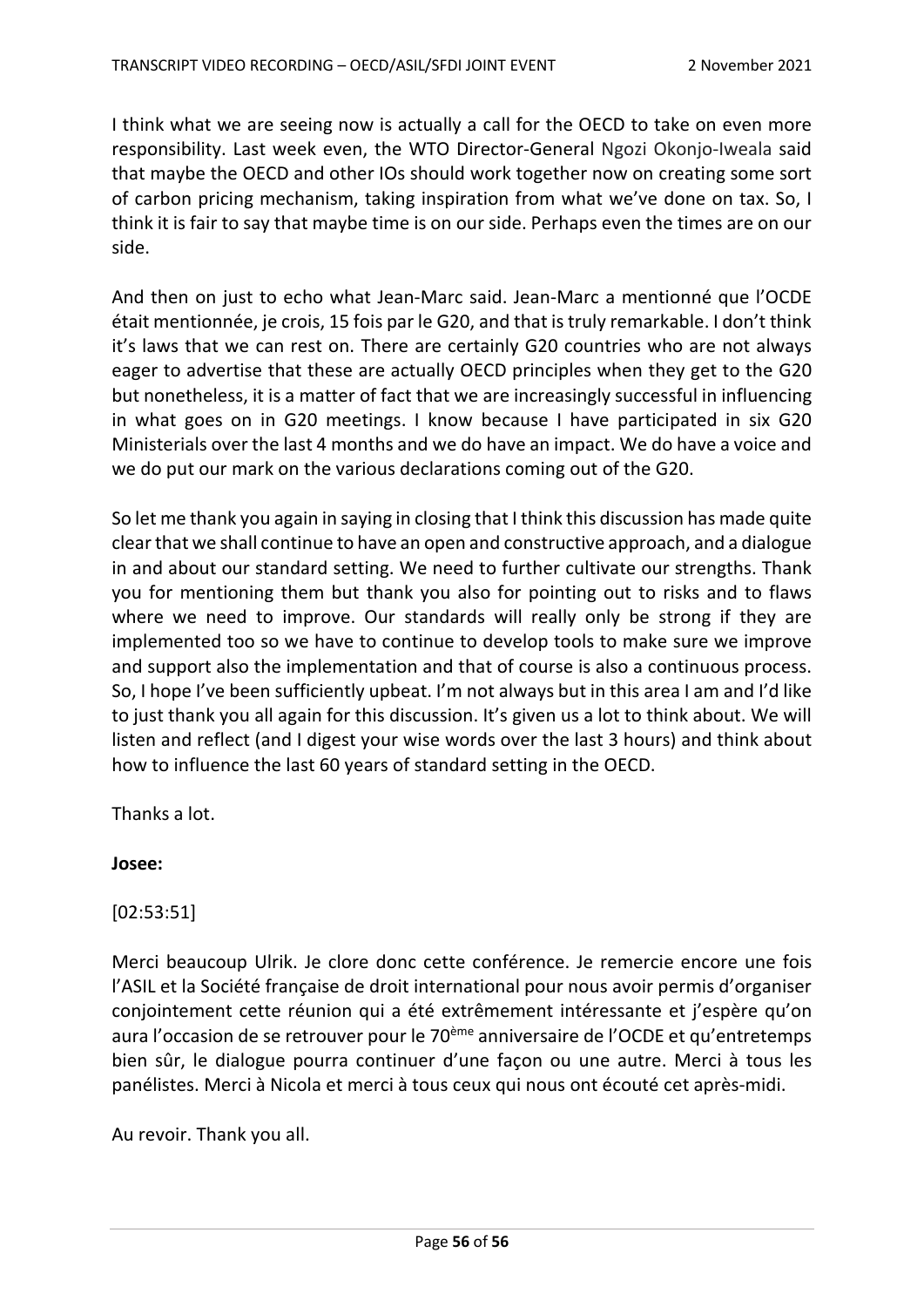I think what we are seeing now is actually a call for the OECD to take on even more responsibility. Last week even, the WTO Director-General Ngozi Okonjo-Iweala said that maybe the OECD and other IOs should work together now on creating some sort of carbon pricing mechanism, taking inspiration from what we've done on tax. So, I think it is fair to say that maybe time is on our side. Perhaps even the times are on our side.

And then on just to echo what Jean-Marc said. Jean-Marc a mentionné que l'OCDE était mentionnée, je crois, 15 fois par le G20, and that is truly remarkable. I don't think it's laws that we can rest on. There are certainly G20 countries who are not always eager to advertise that these are actually OECD principles when they get to the G20 but nonetheless, it is a matter of fact that we are increasingly successful in influencing in what goes on in G20 meetings. I know because I have participated in six G20 Ministerials over the last 4 months and we do have an impact. We do have a voice and we do put our mark on the various declarations coming out of the G20.

So let me thank you again in saying in closing that I think this discussion has made quite clear that we shall continue to have an open and constructive approach, and a dialogue in and about our standard setting. We need to further cultivate our strengths. Thank you for mentioning them but thank you also for pointing out to risks and to flaws where we need to improve. Our standards will really only be strong if they are implemented too so we have to continue to develop tools to make sure we improve and support also the implementation and that of course is also a continuous process. So, I hope I've been sufficiently upbeat. I'm not always but in this area I am and I'd like to just thank you all again for this discussion. It's given us a lot to think about. We will listen and reflect (and I digest your wise words over the last 3 hours) and think about how to influence the last 60 years of standard setting in the OECD.

Thanks a lot.

**Josee:**

[02:53:51]

Merci beaucoup Ulrik. Je clore donc cette conférence. Je remercie encore une fois l'ASIL et la Société française de droit international pour nous avoir permis d'organiser conjointement cette réunion qui a été extrêmement intéressante et j'espère qu'on aura l'occasion de se retrouver pour le 70ème anniversaire de l'OCDE et qu'entretemps bien sûr, le dialogue pourra continuer d'une façon ou une autre. Merci à tous les panélistes. Merci à Nicola et merci à tous ceux qui nous ont écouté cet après-midi.

Au revoir. Thank you all.